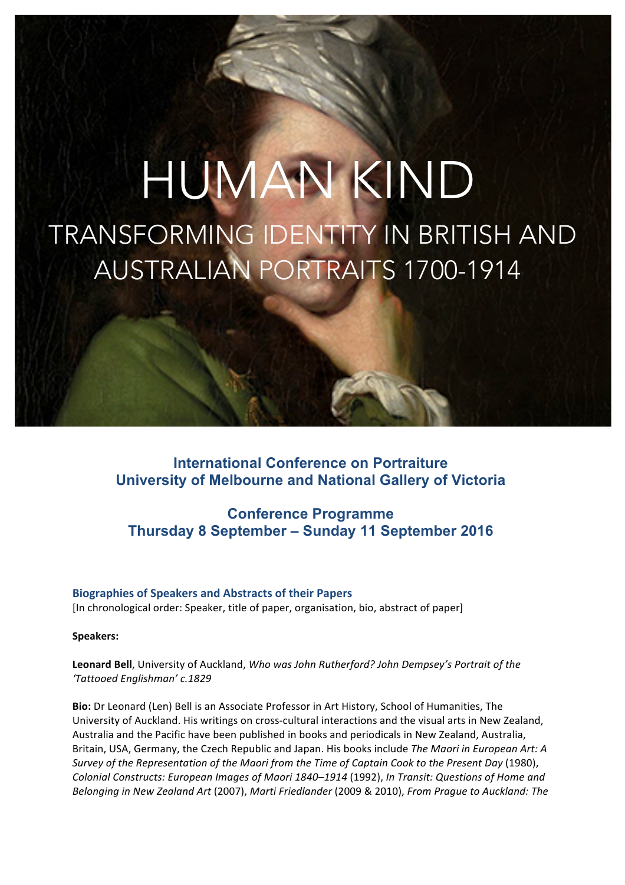# HUMAN KIND

## TRANSFORMING IDENTITY IN BRITISH AND AUSTRALIAN PORTRAITS 1700-1914

**International Conference on Portraiture**
**University of Melbourne and National Gallery of Victoria**

**Conference Programme**
**Thursday 8 September – Sunday 11 September 2016**

### Biographies of Speakers and Abstracts of their Papers

[In chronological order: Speaker, title of paper, organisation, bio, abstract of paper]

**Speakers:**

**Leonard Bell**, University of Auckland, *Who was John Rutherford? John Dempsey's Portrait of the 'Tattooed Englishman' c.1829*

**Bio:** Dr Leonard (Len) Bell is an Associate Professor in Art History, School of Humanities, The University of Auckland. His writings on cross-cultural interactions and the visual arts in New Zealand, Australia and the Pacific have been published in books and periodicals in New Zealand, Australia, Britain, USA, Germany, the Czech Republic and Japan. His books include *The Maori in European Art: A Survey of the Representation of the Maori from the Time of Captain Cook to the Present Day* (1980), *Colonial Constructs: European Images of Maori 1840–1914* (1992), *In Transit: Questions of Home and Belonging in New Zealand Art* (2007), *Marti Friedlander* (2009 & 2010), *From Prague to Auckland: The*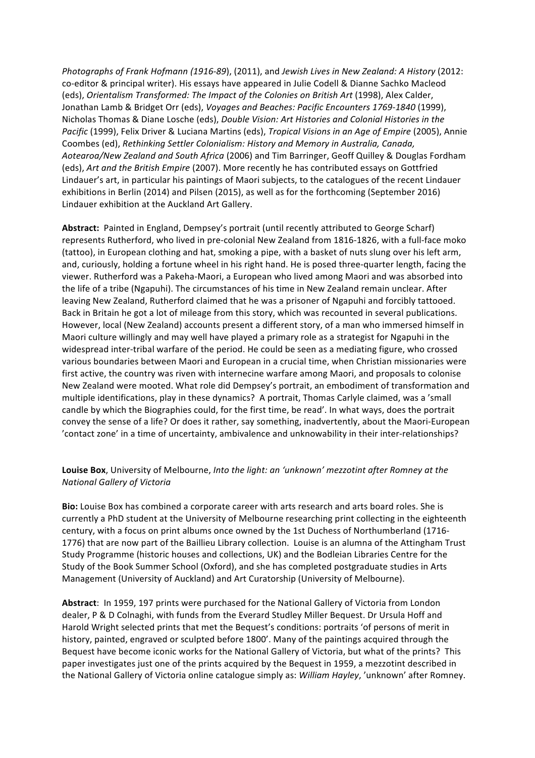*Photographs of Frank Hofmann (1916-89*), (2011), and *Jewish Lives in New Zealand: A History* (2012: co-editor & principal writer). His essays have appeared in Julie Codell & Dianne Sachko Macleod (eds), *Orientalism Transformed: The Impact of the Colonies on British Art* (1998), Alex Calder, Jonathan Lamb & Bridget Orr (eds), *Voyages and Beaches: Pacific Encounters 1769-1840* (1999), Nicholas Thomas & Diane Losche (eds), *Double Vision: Art Histories and Colonial Histories in the Pacific* (1999), Felix Driver & Luciana Martins (eds), *Tropical Visions in an Age of Empire* (2005), Annie Coombes (ed), *Rethinking Settler Colonialism: History and Memory in Australia, Canada, Aotearoa/New Zealand and South Africa* (2006) and Tim Barringer, Geoff Quilley & Douglas Fordham (eds), *Art and the British Empire* (2007). More recently he has contributed essays on Gottfried Lindauer's art, in particular his paintings of Maori subjects, to the catalogues of the recent Lindauer exhibitions in Berlin (2014) and Pilsen (2015), as well as for the forthcoming (September 2016) Lindauer exhibition at the Auckland Art Gallery.

**Abstract:** Painted in England, Dempsey's portrait (until recently attributed to George Scharf) represents Rutherford, who lived in pre-colonial New Zealand from 1816-1826, with a full-face moko (tattoo), in European clothing and hat, smoking a pipe, with a basket of nuts slung over his left arm, and, curiously, holding a fortune wheel in his right hand. He is posed three-quarter length, facing the viewer. Rutherford was a Pakeha-Maori, a European who lived among Maori and was absorbed into the life of a tribe (Ngapuhi). The circumstances of his time in New Zealand remain unclear. After leaving New Zealand, Rutherford claimed that he was a prisoner of Ngapuhi and forcibly tattooed. Back in Britain he got a lot of mileage from this story, which was recounted in several publications. However, local (New Zealand) accounts present a different story, of a man who immersed himself in Maori culture willingly and may well have played a primary role as a strategist for Ngapuhi in the widespread inter-tribal warfare of the period. He could be seen as a mediating figure, who crossed various boundaries between Maori and European in a crucial time, when Christian missionaries were first active, the country was riven with internecine warfare among Maori, and proposals to colonise New Zealand were mooted. What role did Dempsey's portrait, an embodiment of transformation and multiple identifications, play in these dynamics? A portrait, Thomas Carlyle claimed, was a 'small candle by which the Biographies could, for the first time, be read'. In what ways, does the portrait convey the sense of a life? Or does it rather, say something, inadvertently, about the Maori-European 'contact zone' in a time of uncertainty, ambivalence and unknowability in their inter-relationships?

**Louise Box**, University of Melbourne, *Into the light: an 'unknown' mezzotint after Romney at the National Gallery of Victoria*

**Bio:** Louise Box has combined a corporate career with arts research and arts board roles. She is currently a PhD student at the University of Melbourne researching print collecting in the eighteenth century, with a focus on print albums once owned by the 1st Duchess of Northumberland (1716-1776) that are now part of the Baillieu Library collection. Louise is an alumna of the Attingham Trust Study Programme (historic houses and collections, UK) and the Bodleian Libraries Centre for the Study of the Book Summer School (Oxford), and she has completed postgraduate studies in Arts Management (University of Auckland) and Art Curatorship (University of Melbourne).

**Abstract**: In 1959, 197 prints were purchased for the National Gallery of Victoria from London dealer, P & D Colnaghi, with funds from the Everard Studley Miller Bequest. Dr Ursula Hoff and Harold Wright selected prints that met the Bequest's conditions: portraits 'of persons of merit in history, painted, engraved or sculpted before 1800'. Many of the paintings acquired through the Bequest have become iconic works for the National Gallery of Victoria, but what of the prints? This paper investigates just one of the prints acquired by the Bequest in 1959, a mezzotint described in the National Gallery of Victoria online catalogue simply as: *William Hayley*, 'unknown' after Romney.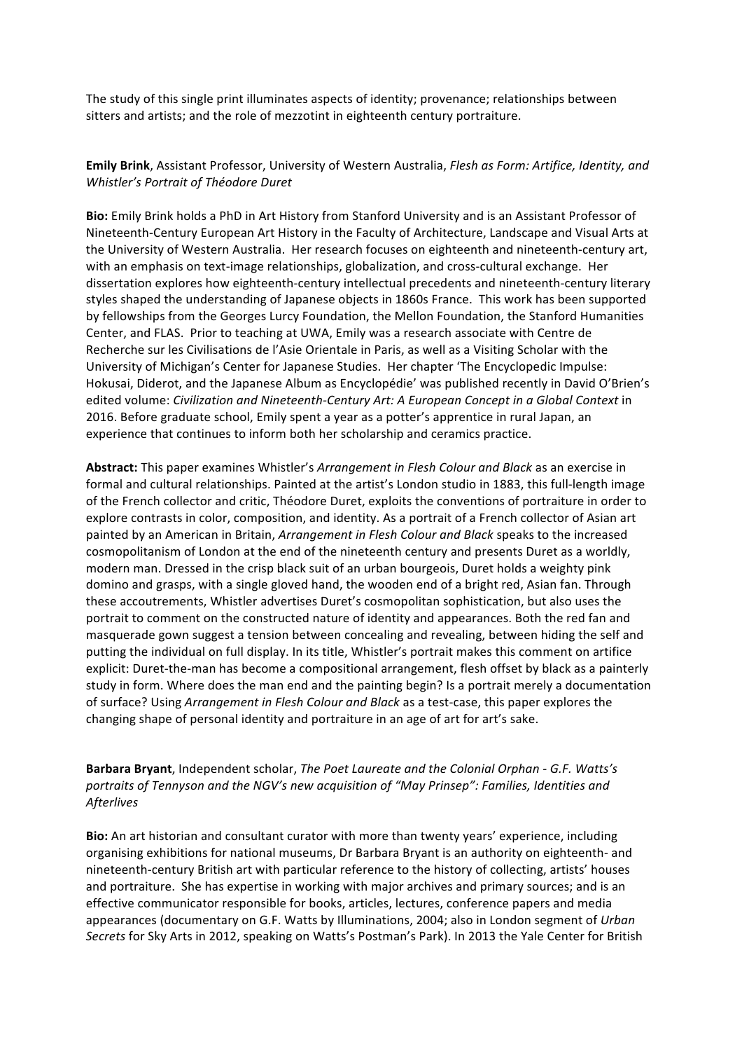The study of this single print illuminates aspects of identity; provenance; relationships between sitters and artists; and the role of mezzotint in eighteenth century portraiture.

**Emily Brink**, Assistant Professor, University of Western Australia, *Flesh as Form: Artifice, Identity, and Whistler's Portrait of Théodore Duret*

**Bio:** Emily Brink holds a PhD in Art History from Stanford University and is an Assistant Professor of Nineteenth-Century European Art History in the Faculty of Architecture, Landscape and Visual Arts at the University of Western Australia. Her research focuses on eighteenth and nineteenth-century art, with an emphasis on text-image relationships, globalization, and cross-cultural exchange. Her dissertation explores how eighteenth-century intellectual precedents and nineteenth-century literary styles shaped the understanding of Japanese objects in 1860s France. This work has been supported by fellowships from the Georges Lurcy Foundation, the Mellon Foundation, the Stanford Humanities Center, and FLAS. Prior to teaching at UWA, Emily was a research associate with Centre de Recherche sur les Civilisations de l'Asie Orientale in Paris, as well as a Visiting Scholar with the University of Michigan's Center for Japanese Studies. Her chapter 'The Encyclopedic Impulse: Hokusai, Diderot, and the Japanese Album as Encyclopédie' was published recently in David O'Brien's edited volume: *Civilization and Nineteenth-Century Art: A European Concept in a Global Context* in 2016. Before graduate school, Emily spent a year as a potter's apprentice in rural Japan, an experience that continues to inform both her scholarship and ceramics practice.

**Abstract:** This paper examines Whistler's *Arrangement in Flesh Colour and Black* as an exercise in formal and cultural relationships. Painted at the artist's London studio in 1883, this full-length image of the French collector and critic, Théodore Duret, exploits the conventions of portraiture in order to explore contrasts in color, composition, and identity. As a portrait of a French collector of Asian art painted by an American in Britain, *Arrangement in Flesh Colour and Black* speaks to the increased cosmopolitanism of London at the end of the nineteenth century and presents Duret as a worldly, modern man. Dressed in the crisp black suit of an urban bourgeois, Duret holds a weighty pink domino and grasps, with a single gloved hand, the wooden end of a bright red, Asian fan. Through these accoutrements, Whistler advertises Duret's cosmopolitan sophistication, but also uses the portrait to comment on the constructed nature of identity and appearances. Both the red fan and masquerade gown suggest a tension between concealing and revealing, between hiding the self and putting the individual on full display. In its title, Whistler's portrait makes this comment on artifice explicit: Duret-the-man has become a compositional arrangement, flesh offset by black as a painterly study in form. Where does the man end and the painting begin? Is a portrait merely a documentation of surface? Using *Arrangement in Flesh Colour and Black* as a test-case, this paper explores the changing shape of personal identity and portraiture in an age of art for art's sake.

**Barbara Bryant**, Independent scholar, *The Poet Laureate and the Colonial Orphan - G.F. Watts's portraits of Tennyson and the NGV's new acquisition of "May Prinsep": Families, Identities and Afterlives*

**Bio:** An art historian and consultant curator with more than twenty years' experience, including organising exhibitions for national museums, Dr Barbara Bryant is an authority on eighteenth- and nineteenth-century British art with particular reference to the history of collecting, artists' houses and portraiture. She has expertise in working with major archives and primary sources; and is an effective communicator responsible for books, articles, lectures, conference papers and media appearances (documentary on G.F. Watts by Illuminations, 2004; also in London segment of *Urban Secrets* for Sky Arts in 2012, speaking on Watts's Postman's Park). In 2013 the Yale Center for British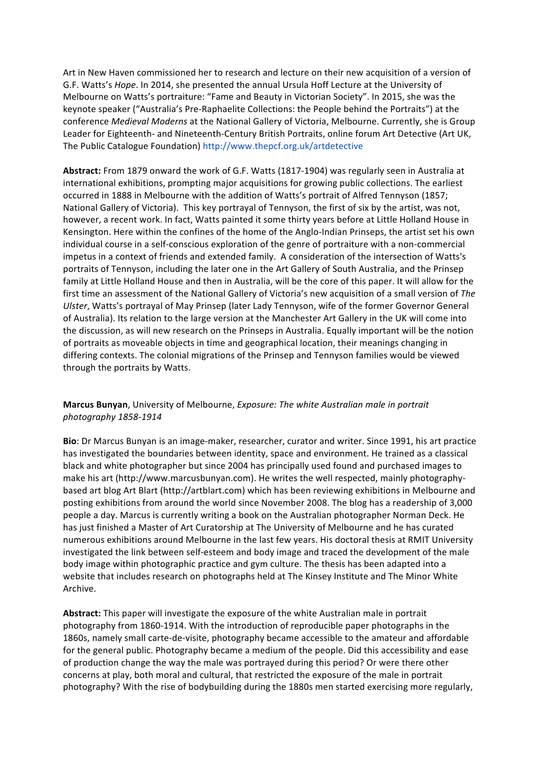Art in New Haven commissioned her to research and lecture on their new acquisition of a version of G.F. Watts's *Hope*. In 2014, she presented the annual Ursula Hoff Lecture at the University of Melbourne on Watts's portraiture: "Fame and Beauty in Victorian Society". In 2015, she was the keynote speaker ("Australia's Pre-Raphaelite Collections: the People behind the Portraits") at the conference *Medieval Moderns* at the National Gallery of Victoria, Melbourne. Currently, she is Group Leader for Eighteenth- and Nineteenth-Century British Portraits, online forum Art Detective (Art UK, The Public Catalogue Foundation) http://www.thepcf.org.uk/artdetective

**Abstract:** From 1879 onward the work of G.F. Watts (1817-1904) was regularly seen in Australia at international exhibitions, prompting major acquisitions for growing public collections. The earliest occurred in 1888 in Melbourne with the addition of Watts's portrait of Alfred Tennyson (1857; National Gallery of Victoria). This key portrayal of Tennyson, the first of six by the artist, was not, however, a recent work. In fact, Watts painted it some thirty years before at Little Holland House in Kensington. Here within the confines of the home of the Anglo-Indian Prinseps, the artist set his own individual course in a self-conscious exploration of the genre of portraiture with a non-commercial impetus in a context of friends and extended family. A consideration of the intersection of Watts's portraits of Tennyson, including the later one in the Art Gallery of South Australia, and the Prinsep family at Little Holland House and then in Australia, will be the core of this paper. It will allow for the first time an assessment of the National Gallery of Victoria's new acquisition of a small version of *The Ulster*, Watts's portrayal of May Prinsep (later Lady Tennyson, wife of the former Governor General of Australia). Its relation to the large version at the Manchester Art Gallery in the UK will come into the discussion, as will new research on the Prinseps in Australia. Equally important will be the notion of portraits as moveable objects in time and geographical location, their meanings changing in differing contexts. The colonial migrations of the Prinsep and Tennyson families would be viewed through the portraits by Watts.

**Marcus Bunyan**, University of Melbourne, *Exposure: The white Australian male in portrait photography 1858-1914*

**Bio**: Dr Marcus Bunyan is an image-maker, researcher, curator and writer. Since 1991, his art practice has investigated the boundaries between identity, space and environment. He trained as a classical black and white photographer but since 2004 has principally used found and purchased images to make his art (http://www.marcusbunyan.com). He writes the well respected, mainly photography-based art blog Art Blart (http://artblart.com) which has been reviewing exhibitions in Melbourne and posting exhibitions from around the world since November 2008. The blog has a readership of 3,000 people a day. Marcus is currently writing a book on the Australian photographer Norman Deck. He has just finished a Master of Art Curatorship at The University of Melbourne and he has curated numerous exhibitions around Melbourne in the last few years. His doctoral thesis at RMIT University investigated the link between self-esteem and body image and traced the development of the male body image within photographic practice and gym culture. The thesis has been adapted into a website that includes research on photographs held at The Kinsey Institute and The Minor White Archive.

**Abstract:** This paper will investigate the exposure of the white Australian male in portrait photography from 1860-1914. With the introduction of reproducible paper photographs in the 1860s, namely small carte-de-visite, photography became accessible to the amateur and affordable for the general public. Photography became a medium of the people. Did this accessibility and ease of production change the way the male was portrayed during this period? Or were there other concerns at play, both moral and cultural, that restricted the exposure of the male in portrait photography? With the rise of bodybuilding during the 1880s men started exercising more regularly,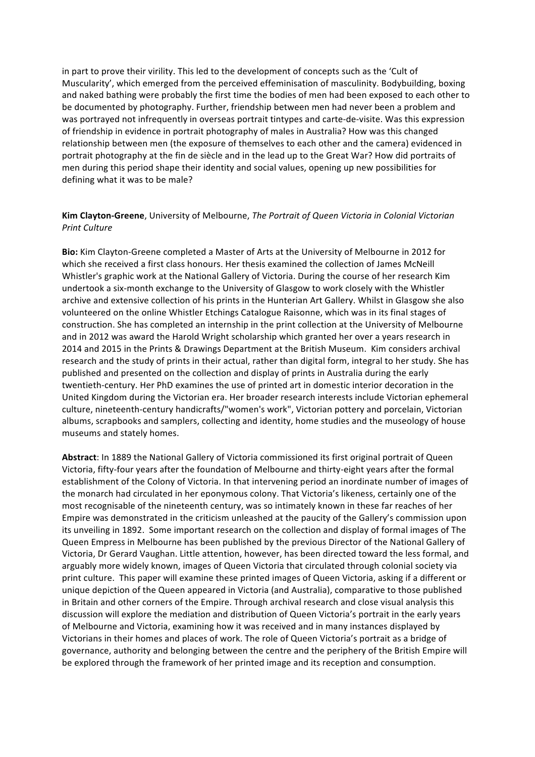in part to prove their virility. This led to the development of concepts such as the 'Cult of Muscularity', which emerged from the perceived effeminisation of masculinity. Bodybuilding, boxing and naked bathing were probably the first time the bodies of men had been exposed to each other to be documented by photography. Further, friendship between men had never been a problem and was portrayed not infrequently in overseas portrait tintypes and carte-de-visite. Was this expression of friendship in evidence in portrait photography of males in Australia? How was this changed relationship between men (the exposure of themselves to each other and the camera) evidenced in portrait photography at the fin de siècle and in the lead up to the Great War? How did portraits of men during this period shape their identity and social values, opening up new possibilities for defining what it was to be male?

**Kim Clayton-Greene**, University of Melbourne, *The Portrait of Queen Victoria in Colonial Victorian Print Culture*

**Bio:** Kim Clayton-Greene completed a Master of Arts at the University of Melbourne in 2012 for which she received a first class honours. Her thesis examined the collection of James McNeill Whistler's graphic work at the National Gallery of Victoria. During the course of her research Kim undertook a six-month exchange to the University of Glasgow to work closely with the Whistler archive and extensive collection of his prints in the Hunterian Art Gallery. Whilst in Glasgow she also volunteered on the online Whistler Etchings Catalogue Raisonne, which was in its final stages of construction. She has completed an internship in the print collection at the University of Melbourne and in 2012 was award the Harold Wright scholarship which granted her over a years research in 2014 and 2015 in the Prints & Drawings Department at the British Museum. Kim considers archival research and the study of prints in their actual, rather than digital form, integral to her study. She has published and presented on the collection and display of prints in Australia during the early twentieth-century. Her PhD examines the use of printed art in domestic interior decoration in the United Kingdom during the Victorian era. Her broader research interests include Victorian ephemeral culture, nineteenth-century handicrafts/"women's work", Victorian pottery and porcelain, Victorian albums, scrapbooks and samplers, collecting and identity, home studies and the museology of house museums and stately homes.

**Abstract**: In 1889 the National Gallery of Victoria commissioned its first original portrait of Queen Victoria, fifty-four years after the foundation of Melbourne and thirty-eight years after the formal establishment of the Colony of Victoria. In that intervening period an inordinate number of images of the monarch had circulated in her eponymous colony. That Victoria's likeness, certainly one of the most recognisable of the nineteenth century, was so intimately known in these far reaches of her Empire was demonstrated in the criticism unleashed at the paucity of the Gallery's commission upon its unveiling in 1892. Some important research on the collection and display of formal images of The Queen Empress in Melbourne has been published by the previous Director of the National Gallery of Victoria, Dr Gerard Vaughan. Little attention, however, has been directed toward the less formal, and arguably more widely known, images of Queen Victoria that circulated through colonial society via print culture. This paper will examine these printed images of Queen Victoria, asking if a different or unique depiction of the Queen appeared in Victoria (and Australia), comparative to those published in Britain and other corners of the Empire. Through archival research and close visual analysis this discussion will explore the mediation and distribution of Queen Victoria's portrait in the early years of Melbourne and Victoria, examining how it was received and in many instances displayed by Victorians in their homes and places of work. The role of Queen Victoria's portrait as a bridge of governance, authority and belonging between the centre and the periphery of the British Empire will be explored through the framework of her printed image and its reception and consumption.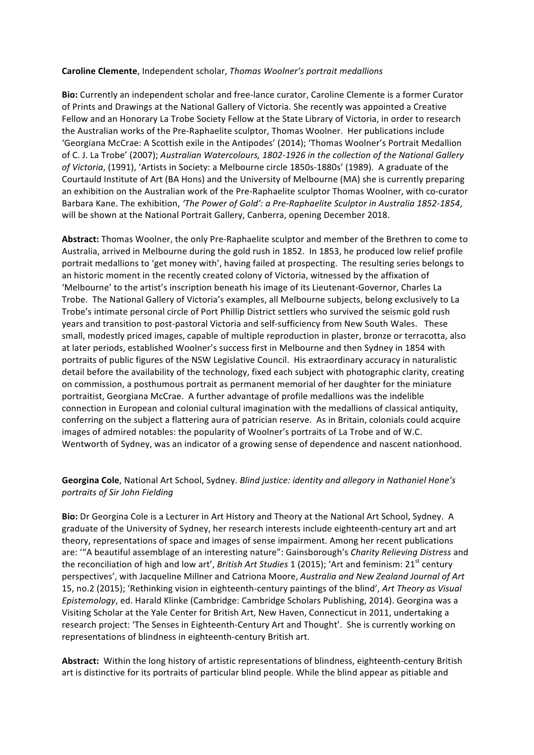**Caroline Clemente**, Independent scholar, *Thomas Woolner's portrait medallions*

**Bio:** Currently an independent scholar and free-lance curator, Caroline Clemente is a former Curator of Prints and Drawings at the National Gallery of Victoria. She recently was appointed a Creative Fellow and an Honorary La Trobe Society Fellow at the State Library of Victoria, in order to research the Australian works of the Pre-Raphaelite sculptor, Thomas Woolner. Her publications include 'Georgiana McCrae: A Scottish exile in the Antipodes' (2014); 'Thomas Woolner's Portrait Medallion of C. J. La Trobe' (2007); *Australian Watercolours, 1802-1926 in the collection of the National Gallery of Victoria*, (1991), 'Artists in Society: a Melbourne circle 1850s-1880s' (1989). A graduate of the Courtauld Institute of Art (BA Hons) and the University of Melbourne (MA) she is currently preparing an exhibition on the Australian work of the Pre-Raphaelite sculptor Thomas Woolner, with co-curator Barbara Kane. The exhibition, *'The Power of Gold': a Pre-Raphaelite Sculptor in Australia 1852-1854*, will be shown at the National Portrait Gallery, Canberra, opening December 2018.

**Abstract:** Thomas Woolner, the only Pre-Raphaelite sculptor and member of the Brethren to come to Australia, arrived in Melbourne during the gold rush in 1852. In 1853, he produced low relief profile portrait medallions to 'get money with', having failed at prospecting. The resulting series belongs to an historic moment in the recently created colony of Victoria, witnessed by the affixation of 'Melbourne' to the artist's inscription beneath his image of its Lieutenant-Governor, Charles La Trobe. The National Gallery of Victoria's examples, all Melbourne subjects, belong exclusively to La Trobe's intimate personal circle of Port Phillip District settlers who survived the seismic gold rush years and transition to post-pastoral Victoria and self-sufficiency from New South Wales. These small, modestly priced images, capable of multiple reproduction in plaster, bronze or terracotta, also at later periods, established Woolner's success first in Melbourne and then Sydney in 1854 with portraits of public figures of the NSW Legislative Council. His extraordinary accuracy in naturalistic detail before the availability of the technology, fixed each subject with photographic clarity, creating on commission, a posthumous portrait as permanent memorial of her daughter for the miniature portraitist, Georgiana McCrae. A further advantage of profile medallions was the indelible connection in European and colonial cultural imagination with the medallions of classical antiquity, conferring on the subject a flattering aura of patrician reserve. As in Britain, colonials could acquire images of admired notables: the popularity of Woolner's portraits of La Trobe and of W.C. Wentworth of Sydney, was an indicator of a growing sense of dependence and nascent nationhood.

**Georgina Cole**, National Art School, Sydney. *Blind justice: identity and allegory in Nathaniel Hone's portraits of Sir John Fielding*

**Bio:** Dr Georgina Cole is a Lecturer in Art History and Theory at the National Art School, Sydney. A graduate of the University of Sydney, her research interests include eighteenth-century art and art theory, representations of space and images of sense impairment. Among her recent publications are: '"A beautiful assemblage of an interesting nature": Gainsborough's *Charity Relieving Distress* and the reconciliation of high and low art', *British Art Studies* 1 (2015); 'Art and feminism: 21st century perspectives', with Jacqueline Millner and Catriona Moore, *Australia and New Zealand Journal of Art* 15, no.2 (2015); 'Rethinking vision in eighteenth-century paintings of the blind', *Art Theory as Visual Epistemology*, ed. Harald Klinke (Cambridge: Cambridge Scholars Publishing, 2014). Georgina was a Visiting Scholar at the Yale Center for British Art, New Haven, Connecticut in 2011, undertaking a research project: 'The Senses in Eighteenth-Century Art and Thought'. She is currently working on representations of blindness in eighteenth-century British art.

**Abstract:** Within the long history of artistic representations of blindness, eighteenth-century British art is distinctive for its portraits of particular blind people. While the blind appear as pitiable and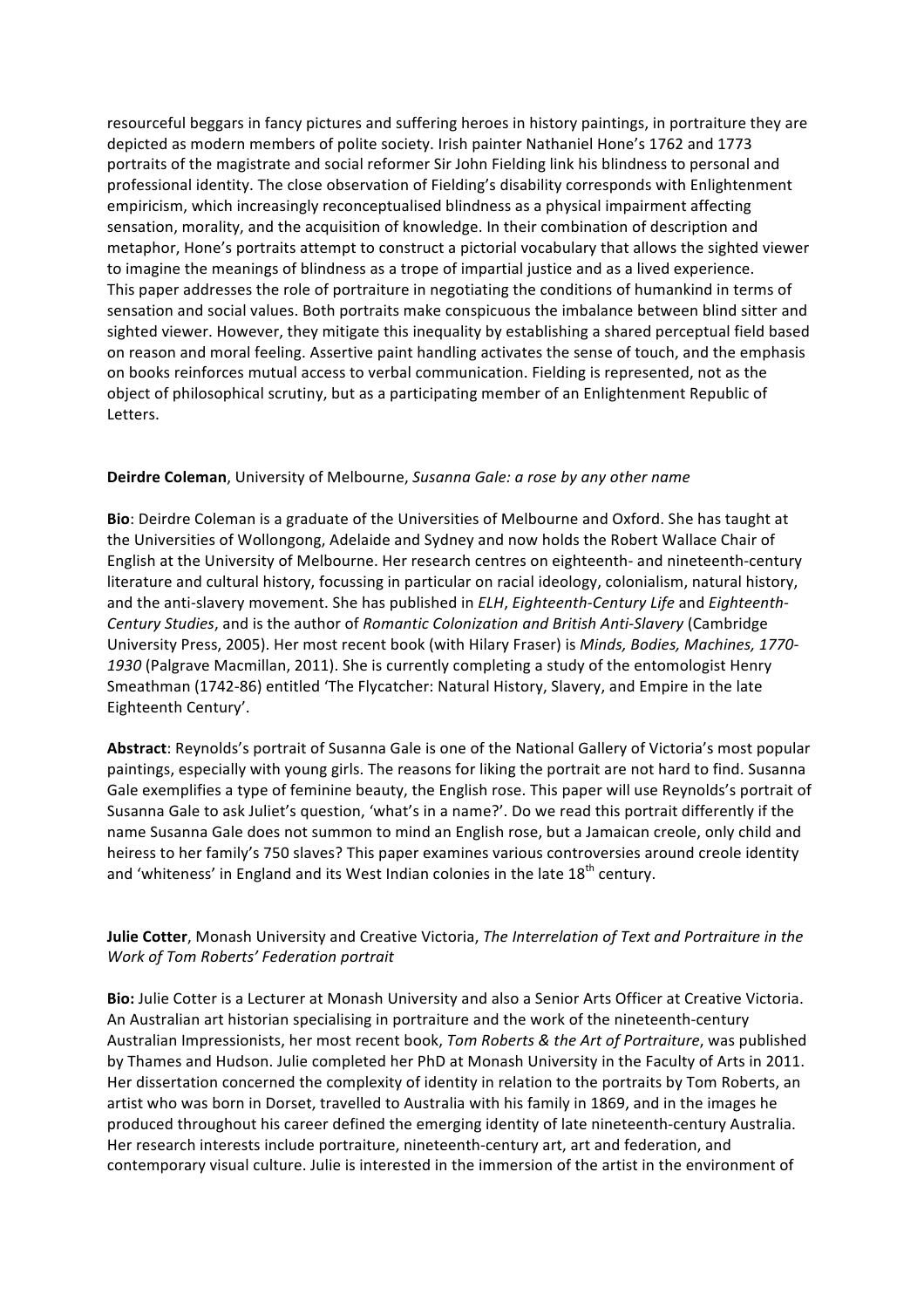resourceful beggars in fancy pictures and suffering heroes in history paintings, in portraiture they are depicted as modern members of polite society. Irish painter Nathaniel Hone's 1762 and 1773 portraits of the magistrate and social reformer Sir John Fielding link his blindness to personal and professional identity. The close observation of Fielding's disability corresponds with Enlightenment empiricism, which increasingly reconceptualised blindness as a physical impairment affecting sensation, morality, and the acquisition of knowledge. In their combination of description and metaphor, Hone's portraits attempt to construct a pictorial vocabulary that allows the sighted viewer to imagine the meanings of blindness as a trope of impartial justice and as a lived experience.
This paper addresses the role of portraiture in negotiating the conditions of humankind in terms of sensation and social values. Both portraits make conspicuous the imbalance between blind sitter and sighted viewer. However, they mitigate this inequality by establishing a shared perceptual field based on reason and moral feeling. Assertive paint handling activates the sense of touch, and the emphasis on books reinforces mutual access to verbal communication. Fielding is represented, not as the object of philosophical scrutiny, but as a participating member of an Enlightenment Republic of Letters.

**Deirdre Coleman**, University of Melbourne, *Susanna Gale: a rose by any other name*

**Bio**: Deirdre Coleman is a graduate of the Universities of Melbourne and Oxford. She has taught at the Universities of Wollongong, Adelaide and Sydney and now holds the Robert Wallace Chair of English at the University of Melbourne. Her research centres on eighteenth- and nineteenth-century literature and cultural history, focussing in particular on racial ideology, colonialism, natural history, and the anti-slavery movement. She has published in *ELH*, *Eighteenth-Century Life* and *Eighteenth-Century Studies*, and is the author of *Romantic Colonization and British Anti-Slavery* (Cambridge University Press, 2005). Her most recent book (with Hilary Fraser) is *Minds, Bodies, Machines, 1770-1930* (Palgrave Macmillan, 2011). She is currently completing a study of the entomologist Henry Smeathman (1742-86) entitled 'The Flycatcher: Natural History, Slavery, and Empire in the late Eighteenth Century'.

**Abstract**: Reynolds's portrait of Susanna Gale is one of the National Gallery of Victoria's most popular paintings, especially with young girls. The reasons for liking the portrait are not hard to find. Susanna Gale exemplifies a type of feminine beauty, the English rose. This paper will use Reynolds's portrait of Susanna Gale to ask Juliet's question, 'what's in a name?'. Do we read this portrait differently if the name Susanna Gale does not summon to mind an English rose, but a Jamaican creole, only child and heiress to her family's 750 slaves? This paper examines various controversies around creole identity and 'whiteness' in England and its West Indian colonies in the late 18th century.

**Julie Cotter**, Monash University and Creative Victoria, *The Interrelation of Text and Portraiture in the Work of Tom Roberts' Federation portrait*

**Bio:** Julie Cotter is a Lecturer at Monash University and also a Senior Arts Officer at Creative Victoria. An Australian art historian specialising in portraiture and the work of the nineteenth-century Australian Impressionists, her most recent book, *Tom Roberts & the Art of Portraiture*, was published by Thames and Hudson. Julie completed her PhD at Monash University in the Faculty of Arts in 2011. Her dissertation concerned the complexity of identity in relation to the portraits by Tom Roberts, an artist who was born in Dorset, travelled to Australia with his family in 1869, and in the images he produced throughout his career defined the emerging identity of late nineteenth-century Australia. Her research interests include portraiture, nineteenth-century art, art and federation, and contemporary visual culture. Julie is interested in the immersion of the artist in the environment of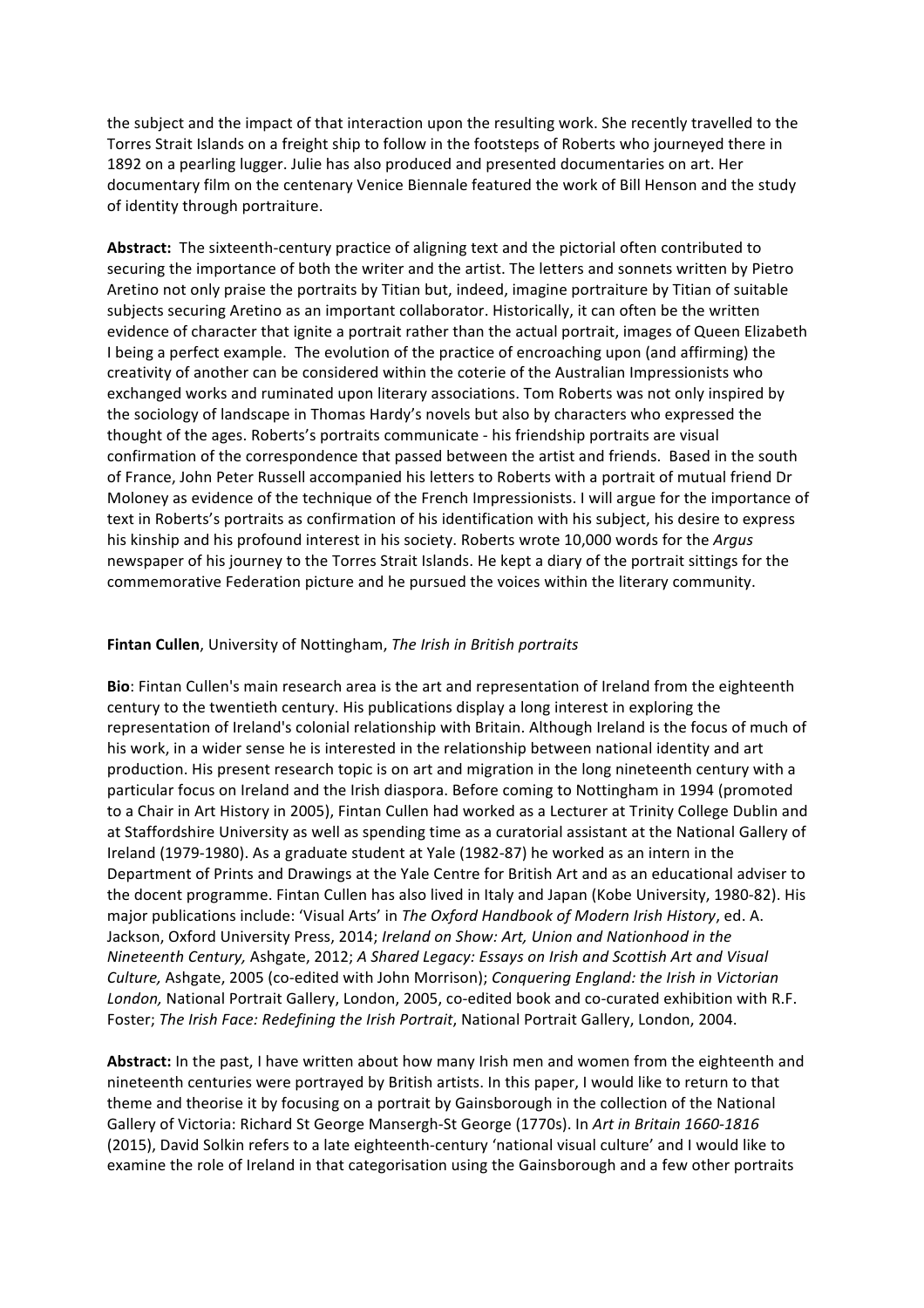the subject and the impact of that interaction upon the resulting work. She recently travelled to the Torres Strait Islands on a freight ship to follow in the footsteps of Roberts who journeyed there in 1892 on a pearling lugger. Julie has also produced and presented documentaries on art. Her documentary film on the centenary Venice Biennale featured the work of Bill Henson and the study of identity through portraiture.

**Abstract:** The sixteenth-century practice of aligning text and the pictorial often contributed to securing the importance of both the writer and the artist. The letters and sonnets written by Pietro Aretino not only praise the portraits by Titian but, indeed, imagine portraiture by Titian of suitable subjects securing Aretino as an important collaborator. Historically, it can often be the written evidence of character that ignite a portrait rather than the actual portrait, images of Queen Elizabeth I being a perfect example. The evolution of the practice of encroaching upon (and affirming) the creativity of another can be considered within the coterie of the Australian Impressionists who exchanged works and ruminated upon literary associations. Tom Roberts was not only inspired by the sociology of landscape in Thomas Hardy's novels but also by characters who expressed the thought of the ages. Roberts's portraits communicate - his friendship portraits are visual confirmation of the correspondence that passed between the artist and friends. Based in the south of France, John Peter Russell accompanied his letters to Roberts with a portrait of mutual friend Dr Moloney as evidence of the technique of the French Impressionists. I will argue for the importance of text in Roberts's portraits as confirmation of his identification with his subject, his desire to express his kinship and his profound interest in his society. Roberts wrote 10,000 words for the *Argus* newspaper of his journey to the Torres Strait Islands. He kept a diary of the portrait sittings for the commemorative Federation picture and he pursued the voices within the literary community.

**Fintan Cullen**, University of Nottingham, *The Irish in British portraits*

**Bio**: Fintan Cullen's main research area is the art and representation of Ireland from the eighteenth century to the twentieth century. His publications display a long interest in exploring the representation of Ireland's colonial relationship with Britain. Although Ireland is the focus of much of his work, in a wider sense he is interested in the relationship between national identity and art production. His present research topic is on art and migration in the long nineteenth century with a particular focus on Ireland and the Irish diaspora. Before coming to Nottingham in 1994 (promoted to a Chair in Art History in 2005), Fintan Cullen had worked as a Lecturer at Trinity College Dublin and at Staffordshire University as well as spending time as a curatorial assistant at the National Gallery of Ireland (1979-1980). As a graduate student at Yale (1982-87) he worked as an intern in the Department of Prints and Drawings at the Yale Centre for British Art and as an educational adviser to the docent programme. Fintan Cullen has also lived in Italy and Japan (Kobe University, 1980-82). His major publications include: 'Visual Arts' in *The Oxford Handbook of Modern Irish History*, ed. A. Jackson, Oxford University Press, 2014; *Ireland on Show: Art, Union and Nationhood in the Nineteenth Century,* Ashgate, 2012; *A Shared Legacy: Essays on Irish and Scottish Art and Visual Culture,* Ashgate, 2005 (co-edited with John Morrison); *Conquering England: the Irish in Victorian London,* National Portrait Gallery, London, 2005, co-edited book and co-curated exhibition with R.F. Foster; *The Irish Face: Redefining the Irish Portrait*, National Portrait Gallery, London, 2004.

**Abstract:** In the past, I have written about how many Irish men and women from the eighteenth and nineteenth centuries were portrayed by British artists. In this paper, I would like to return to that theme and theorise it by focusing on a portrait by Gainsborough in the collection of the National Gallery of Victoria: Richard St George Mansergh-St George (1770s). In *Art in Britain 1660-1816* (2015), David Solkin refers to a late eighteenth-century 'national visual culture' and I would like to examine the role of Ireland in that categorisation using the Gainsborough and a few other portraits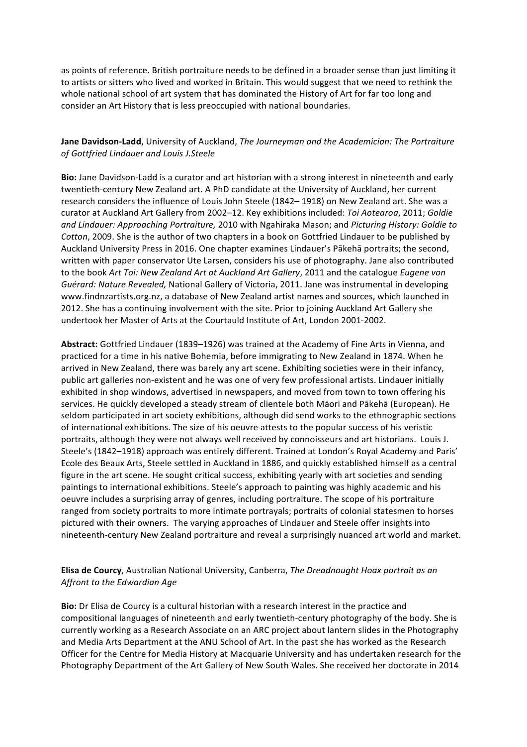as points of reference. British portraiture needs to be defined in a broader sense than just limiting it to artists or sitters who lived and worked in Britain. This would suggest that we need to rethink the whole national school of art system that has dominated the History of Art for far too long and consider an Art History that is less preoccupied with national boundaries.

**Jane Davidson-Ladd**, University of Auckland, *The Journeyman and the Academician: The Portraiture of Gottfried Lindauer and Louis J.Steele*

**Bio:** Jane Davidson-Ladd is a curator and art historian with a strong interest in nineteenth and early twentieth-century New Zealand art. A PhD candidate at the University of Auckland, her current research considers the influence of Louis John Steele (1842– 1918) on New Zealand art. She was a curator at Auckland Art Gallery from 2002–12. Key exhibitions included: *Toi Aotearoa*, 2011; *Goldie and Lindauer: Approaching Portraiture,* 2010 with Ngahiraka Mason; and *Picturing History: Goldie to Cotton*, 2009. She is the author of two chapters in a book on Gottfried Lindauer to be published by Auckland University Press in 2016. One chapter examines Lindauer's Pākehā portraits; the second, written with paper conservator Ute Larsen, considers his use of photography. Jane also contributed to the book *Art Toi: New Zealand Art at Auckland Art Gallery*, 2011 and the catalogue *Eugene von Guérard: Nature Revealed,* National Gallery of Victoria, 2011. Jane was instrumental in developing www.findnzartists.org.nz, a database of New Zealand artist names and sources, which launched in 2012. She has a continuing involvement with the site. Prior to joining Auckland Art Gallery she undertook her Master of Arts at the Courtauld Institute of Art, London 2001-2002.

**Abstract:** Gottfried Lindauer (1839–1926) was trained at the Academy of Fine Arts in Vienna, and practiced for a time in his native Bohemia, before immigrating to New Zealand in 1874. When he arrived in New Zealand, there was barely any art scene. Exhibiting societies were in their infancy, public art galleries non-existent and he was one of very few professional artists. Lindauer initially exhibited in shop windows, advertised in newspapers, and moved from town to town offering his services. He quickly developed a steady stream of clientele both Māori and Pākehā (European). He seldom participated in art society exhibitions, although did send works to the ethnographic sections of international exhibitions. The size of his oeuvre attests to the popular success of his veristic portraits, although they were not always well received by connoisseurs and art historians. Louis J. Steele's (1842–1918) approach was entirely different. Trained at London's Royal Academy and Paris' Ecole des Beaux Arts, Steele settled in Auckland in 1886, and quickly established himself as a central figure in the art scene. He sought critical success, exhibiting yearly with art societies and sending paintings to international exhibitions. Steele's approach to painting was highly academic and his oeuvre includes a surprising array of genres, including portraiture. The scope of his portraiture ranged from society portraits to more intimate portrayals; portraits of colonial statesmen to horses pictured with their owners. The varying approaches of Lindauer and Steele offer insights into nineteenth-century New Zealand portraiture and reveal a surprisingly nuanced art world and market.

**Elisa de Courcy**, Australian National University, Canberra, *The Dreadnought Hoax portrait as an Affront to the Edwardian Age*

**Bio:** Dr Elisa de Courcy is a cultural historian with a research interest in the practice and compositional languages of nineteenth and early twentieth-century photography of the body. She is currently working as a Research Associate on an ARC project about lantern slides in the Photography and Media Arts Department at the ANU School of Art. In the past she has worked as the Research Officer for the Centre for Media History at Macquarie University and has undertaken research for the Photography Department of the Art Gallery of New South Wales. She received her doctorate in 2014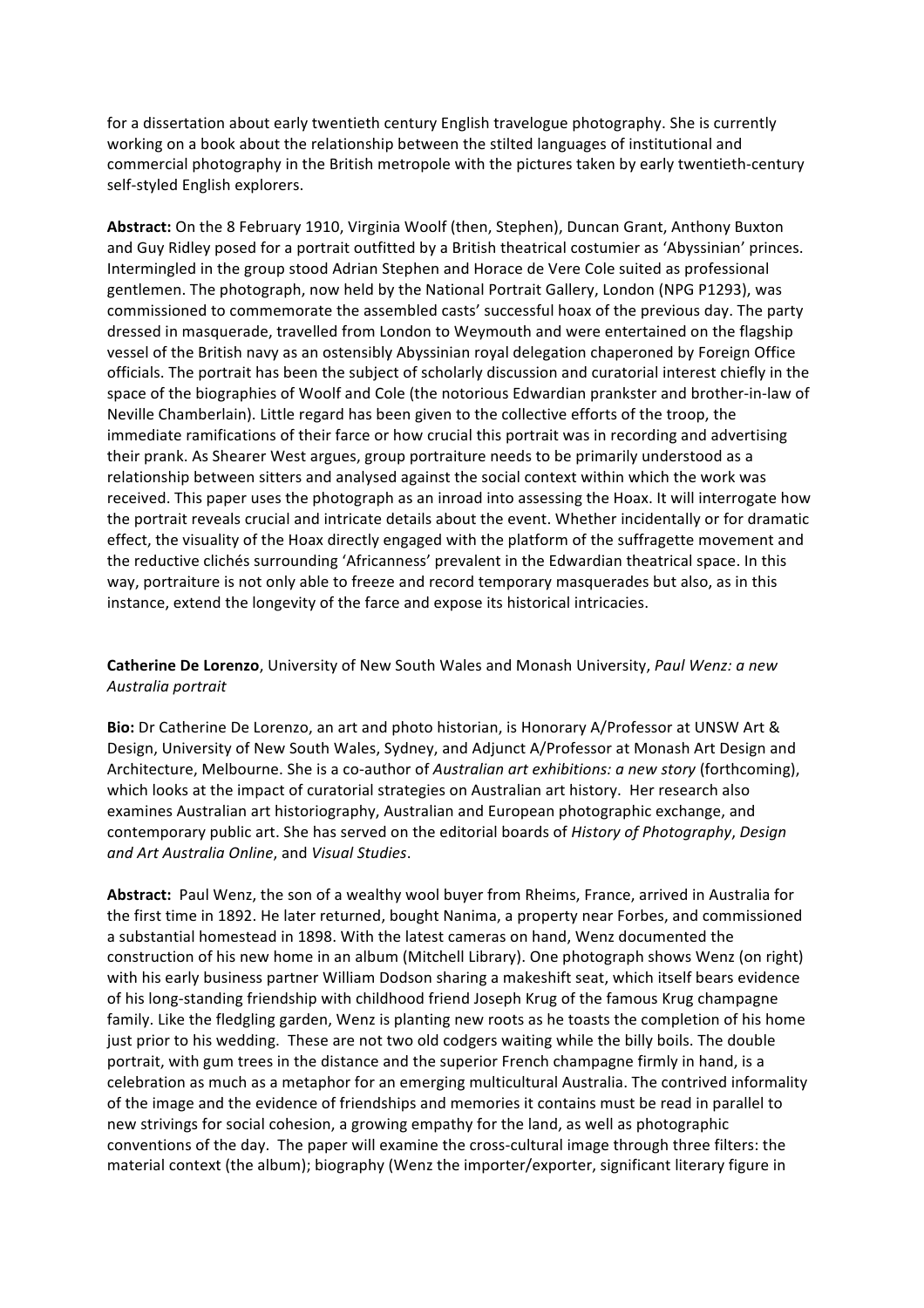for a dissertation about early twentieth century English travelogue photography. She is currently working on a book about the relationship between the stilted languages of institutional and commercial photography in the British metropole with the pictures taken by early twentieth-century self-styled English explorers.

**Abstract:** On the 8 February 1910, Virginia Woolf (then, Stephen), Duncan Grant, Anthony Buxton and Guy Ridley posed for a portrait outfitted by a British theatrical costumier as 'Abyssinian' princes. Intermingled in the group stood Adrian Stephen and Horace de Vere Cole suited as professional gentlemen. The photograph, now held by the National Portrait Gallery, London (NPG P1293), was commissioned to commemorate the assembled casts' successful hoax of the previous day. The party dressed in masquerade, travelled from London to Weymouth and were entertained on the flagship vessel of the British navy as an ostensibly Abyssinian royal delegation chaperoned by Foreign Office officials. The portrait has been the subject of scholarly discussion and curatorial interest chiefly in the space of the biographies of Woolf and Cole (the notorious Edwardian prankster and brother-in-law of Neville Chamberlain). Little regard has been given to the collective efforts of the troop, the immediate ramifications of their farce or how crucial this portrait was in recording and advertising their prank. As Shearer West argues, group portraiture needs to be primarily understood as a relationship between sitters and analysed against the social context within which the work was received. This paper uses the photograph as an inroad into assessing the Hoax. It will interrogate how the portrait reveals crucial and intricate details about the event. Whether incidentally or for dramatic effect, the visuality of the Hoax directly engaged with the platform of the suffragette movement and the reductive clichés surrounding 'Africanness' prevalent in the Edwardian theatrical space. In this way, portraiture is not only able to freeze and record temporary masquerades but also, as in this instance, extend the longevity of the farce and expose its historical intricacies.

**Catherine De Lorenzo**, University of New South Wales and Monash University, *Paul Wenz: a new Australia portrait*

**Bio:** Dr Catherine De Lorenzo, an art and photo historian, is Honorary A/Professor at UNSW Art & Design, University of New South Wales, Sydney, and Adjunct A/Professor at Monash Art Design and Architecture, Melbourne. She is a co-author of *Australian art exhibitions: a new story* (forthcoming), which looks at the impact of curatorial strategies on Australian art history. Her research also examines Australian art historiography, Australian and European photographic exchange, and contemporary public art. She has served on the editorial boards of *History of Photography*, *Design and Art Australia Online*, and *Visual Studies*.

**Abstract:** Paul Wenz, the son of a wealthy wool buyer from Rheims, France, arrived in Australia for the first time in 1892. He later returned, bought Nanima, a property near Forbes, and commissioned a substantial homestead in 1898. With the latest cameras on hand, Wenz documented the construction of his new home in an album (Mitchell Library). One photograph shows Wenz (on right) with his early business partner William Dodson sharing a makeshift seat, which itself bears evidence of his long-standing friendship with childhood friend Joseph Krug of the famous Krug champagne family. Like the fledgling garden, Wenz is planting new roots as he toasts the completion of his home just prior to his wedding. These are not two old codgers waiting while the billy boils. The double portrait, with gum trees in the distance and the superior French champagne firmly in hand, is a celebration as much as a metaphor for an emerging multicultural Australia. The contrived informality of the image and the evidence of friendships and memories it contains must be read in parallel to new strivings for social cohesion, a growing empathy for the land, as well as photographic conventions of the day. The paper will examine the cross-cultural image through three filters: the material context (the album); biography (Wenz the importer/exporter, significant literary figure in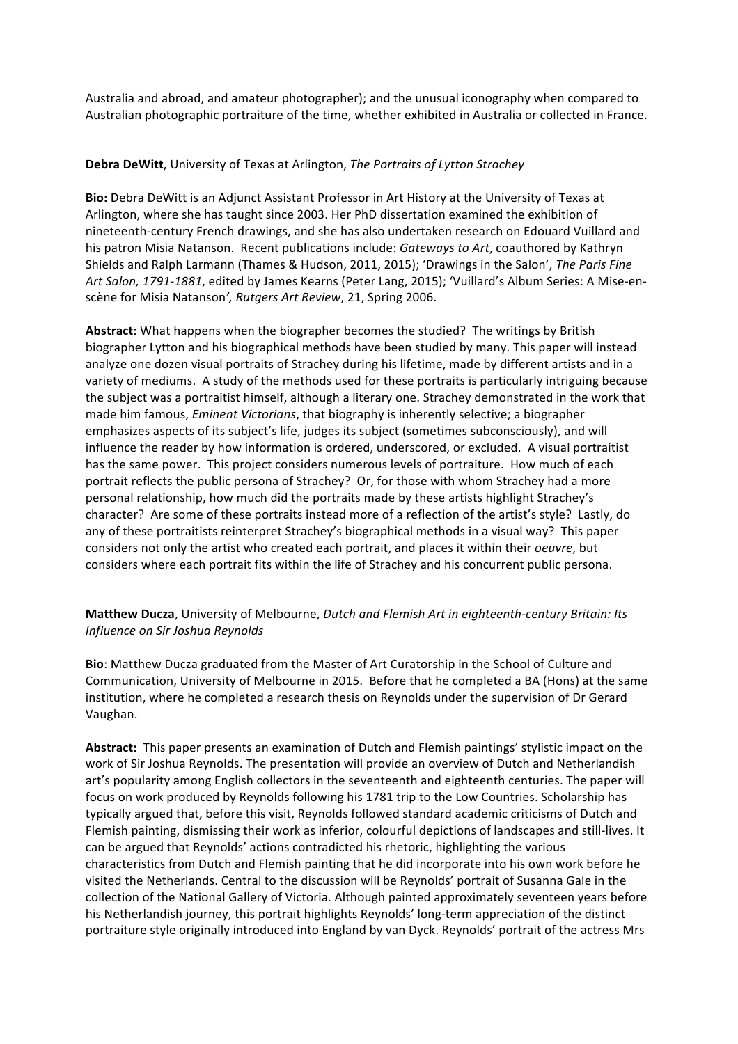Australia and abroad, and amateur photographer); and the unusual iconography when compared to Australian photographic portraiture of the time, whether exhibited in Australia or collected in France.

**Debra DeWitt**, University of Texas at Arlington, *The Portraits of Lytton Strachey*

**Bio:** Debra DeWitt is an Adjunct Assistant Professor in Art History at the University of Texas at Arlington, where she has taught since 2003. Her PhD dissertation examined the exhibition of nineteenth-century French drawings, and she has also undertaken research on Edouard Vuillard and his patron Misia Natanson. Recent publications include: *Gateways to Art*, coauthored by Kathryn Shields and Ralph Larmann (Thames & Hudson, 2011, 2015); 'Drawings in the Salon', *The Paris Fine Art Salon, 1791-1881*, edited by James Kearns (Peter Lang, 2015); 'Vuillard's Album Series: A Mise-en-scène for Misia Natanson*', Rutgers Art Review*, 21, Spring 2006.

**Abstract**: What happens when the biographer becomes the studied? The writings by British biographer Lytton and his biographical methods have been studied by many. This paper will instead analyze one dozen visual portraits of Strachey during his lifetime, made by different artists and in a variety of mediums. A study of the methods used for these portraits is particularly intriguing because the subject was a portraitist himself, although a literary one. Strachey demonstrated in the work that made him famous, *Eminent Victorians*, that biography is inherently selective; a biographer emphasizes aspects of its subject's life, judges its subject (sometimes subconsciously), and will influence the reader by how information is ordered, underscored, or excluded. A visual portraitist has the same power. This project considers numerous levels of portraiture. How much of each portrait reflects the public persona of Strachey? Or, for those with whom Strachey had a more personal relationship, how much did the portraits made by these artists highlight Strachey's character? Are some of these portraits instead more of a reflection of the artist's style? Lastly, do any of these portraitists reinterpret Strachey's biographical methods in a visual way? This paper considers not only the artist who created each portrait, and places it within their *oeuvre*, but considers where each portrait fits within the life of Strachey and his concurrent public persona.

**Matthew Ducza**, University of Melbourne, *Dutch and Flemish Art in eighteenth-century Britain: Its Influence on Sir Joshua Reynolds*

**Bio**: Matthew Ducza graduated from the Master of Art Curatorship in the School of Culture and Communication, University of Melbourne in 2015. Before that he completed a BA (Hons) at the same institution, where he completed a research thesis on Reynolds under the supervision of Dr Gerard Vaughan.

**Abstract:** This paper presents an examination of Dutch and Flemish paintings' stylistic impact on the work of Sir Joshua Reynolds. The presentation will provide an overview of Dutch and Netherlandish art's popularity among English collectors in the seventeenth and eighteenth centuries. The paper will focus on work produced by Reynolds following his 1781 trip to the Low Countries. Scholarship has typically argued that, before this visit, Reynolds followed standard academic criticisms of Dutch and Flemish painting, dismissing their work as inferior, colourful depictions of landscapes and still-lives. It can be argued that Reynolds' actions contradicted his rhetoric, highlighting the various characteristics from Dutch and Flemish painting that he did incorporate into his own work before he visited the Netherlands. Central to the discussion will be Reynolds' portrait of Susanna Gale in the collection of the National Gallery of Victoria. Although painted approximately seventeen years before his Netherlandish journey, this portrait highlights Reynolds' long-term appreciation of the distinct portraiture style originally introduced into England by van Dyck. Reynolds' portrait of the actress Mrs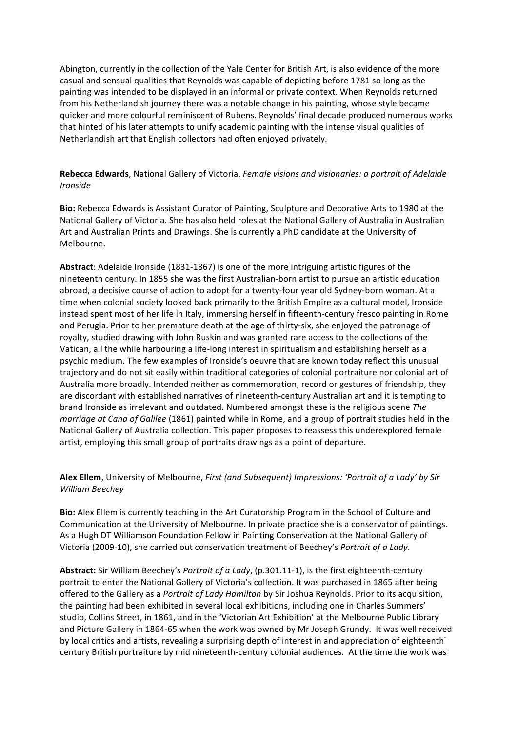Abington, currently in the collection of the Yale Center for British Art, is also evidence of the more casual and sensual qualities that Reynolds was capable of depicting before 1781 so long as the painting was intended to be displayed in an informal or private context. When Reynolds returned from his Netherlandish journey there was a notable change in his painting, whose style became quicker and more colourful reminiscent of Rubens. Reynolds' final decade produced numerous works that hinted of his later attempts to unify academic painting with the intense visual qualities of Netherlandish art that English collectors had often enjoyed privately.

**Rebecca Edwards**, National Gallery of Victoria, *Female visions and visionaries: a portrait of Adelaide Ironside*

**Bio:** Rebecca Edwards is Assistant Curator of Painting, Sculpture and Decorative Arts to 1980 at the National Gallery of Victoria. She has also held roles at the National Gallery of Australia in Australian Art and Australian Prints and Drawings. She is currently a PhD candidate at the University of Melbourne.

**Abstract**: Adelaide Ironside (1831-1867) is one of the more intriguing artistic figures of the nineteenth century. In 1855 she was the first Australian-born artist to pursue an artistic education abroad, a decisive course of action to adopt for a twenty-four year old Sydney-born woman. At a time when colonial society looked back primarily to the British Empire as a cultural model, Ironside instead spent most of her life in Italy, immersing herself in fifteenth-century fresco painting in Rome and Perugia. Prior to her premature death at the age of thirty-six, she enjoyed the patronage of royalty, studied drawing with John Ruskin and was granted rare access to the collections of the Vatican, all the while harbouring a life-long interest in spiritualism and establishing herself as a psychic medium. The few examples of Ironside's oeuvre that are known today reflect this unusual trajectory and do not sit easily within traditional categories of colonial portraiture nor colonial art of Australia more broadly. Intended neither as commemoration, record or gestures of friendship, they are discordant with established narratives of nineteenth-century Australian art and it is tempting to brand Ironside as irrelevant and outdated. Numbered amongst these is the religious scene *The marriage at Cana of Galilee* (1861) painted while in Rome, and a group of portrait studies held in the National Gallery of Australia collection. This paper proposes to reassess this underexplored female artist, employing this small group of portraits drawings as a point of departure.

**Alex Ellem**, University of Melbourne, *First (and Subsequent) Impressions: 'Portrait of a Lady' by Sir William Beechey*

**Bio:** Alex Ellem is currently teaching in the Art Curatorship Program in the School of Culture and Communication at the University of Melbourne. In private practice she is a conservator of paintings. As a Hugh DT Williamson Foundation Fellow in Painting Conservation at the National Gallery of Victoria (2009-10), she carried out conservation treatment of Beechey's *Portrait of a Lady*.

**Abstract:** Sir William Beechey's *Portrait of a Lady*, (p.301.11-1), is the first eighteenth-century portrait to enter the National Gallery of Victoria's collection. It was purchased in 1865 after being offered to the Gallery as a *Portrait of Lady Hamilton* by Sir Joshua Reynolds. Prior to its acquisition, the painting had been exhibited in several local exhibitions, including one in Charles Summers' studio, Collins Street, in 1861, and in the 'Victorian Art Exhibition' at the Melbourne Public Library and Picture Gallery in 1864-65 when the work was owned by Mr Joseph Grundy. It was well received by local critics and artists, revealing a surprising depth of interest in and appreciation of eighteenth-century British portraiture by mid nineteenth-century colonial audiences. At the time the work was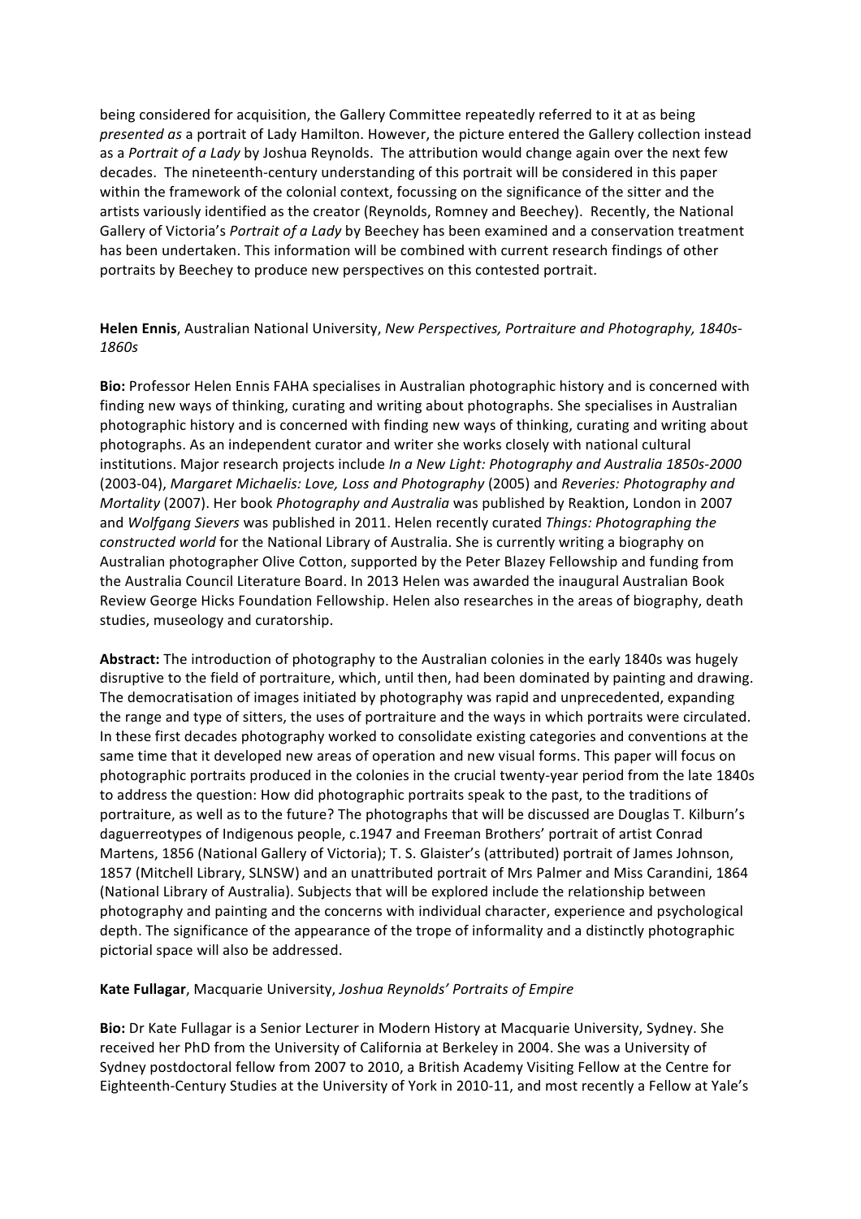being considered for acquisition, the Gallery Committee repeatedly referred to it at as being *presented as* a portrait of Lady Hamilton. However, the picture entered the Gallery collection instead as a *Portrait of a Lady* by Joshua Reynolds. The attribution would change again over the next few decades. The nineteenth-century understanding of this portrait will be considered in this paper within the framework of the colonial context, focussing on the significance of the sitter and the artists variously identified as the creator (Reynolds, Romney and Beechey). Recently, the National Gallery of Victoria's *Portrait of a Lady* by Beechey has been examined and a conservation treatment has been undertaken. This information will be combined with current research findings of other portraits by Beechey to produce new perspectives on this contested portrait.

**Helen Ennis**, Australian National University, *New Perspectives, Portraiture and Photography, 1840s-1860s*

**Bio:** Professor Helen Ennis FAHA specialises in Australian photographic history and is concerned with finding new ways of thinking, curating and writing about photographs. She specialises in Australian photographic history and is concerned with finding new ways of thinking, curating and writing about photographs. As an independent curator and writer she works closely with national cultural institutions. Major research projects include *In a New Light: Photography and Australia 1850s-2000* (2003-04), *Margaret Michaelis: Love, Loss and Photography* (2005) and *Reveries: Photography and Mortality* (2007). Her book *Photography and Australia* was published by Reaktion, London in 2007 and *Wolfgang Sievers* was published in 2011. Helen recently curated *Things: Photographing the constructed world* for the National Library of Australia. She is currently writing a biography on Australian photographer Olive Cotton, supported by the Peter Blazey Fellowship and funding from the Australia Council Literature Board. In 2013 Helen was awarded the inaugural Australian Book Review George Hicks Foundation Fellowship. Helen also researches in the areas of biography, death studies, museology and curatorship.

**Abstract:** The introduction of photography to the Australian colonies in the early 1840s was hugely disruptive to the field of portraiture, which, until then, had been dominated by painting and drawing. The democratisation of images initiated by photography was rapid and unprecedented, expanding the range and type of sitters, the uses of portraiture and the ways in which portraits were circulated. In these first decades photography worked to consolidate existing categories and conventions at the same time that it developed new areas of operation and new visual forms. This paper will focus on photographic portraits produced in the colonies in the crucial twenty-year period from the late 1840s to address the question: How did photographic portraits speak to the past, to the traditions of portraiture, as well as to the future? The photographs that will be discussed are Douglas T. Kilburn's daguerreotypes of Indigenous people, c.1947 and Freeman Brothers' portrait of artist Conrad Martens, 1856 (National Gallery of Victoria); T. S. Glaister's (attributed) portrait of James Johnson, 1857 (Mitchell Library, SLNSW) and an unattributed portrait of Mrs Palmer and Miss Carandini, 1864 (National Library of Australia). Subjects that will be explored include the relationship between photography and painting and the concerns with individual character, experience and psychological depth. The significance of the appearance of the trope of informality and a distinctly photographic pictorial space will also be addressed.

**Kate Fullagar**, Macquarie University, *Joshua Reynolds' Portraits of Empire*

**Bio:** Dr Kate Fullagar is a Senior Lecturer in Modern History at Macquarie University, Sydney. She received her PhD from the University of California at Berkeley in 2004. She was a University of Sydney postdoctoral fellow from 2007 to 2010, a British Academy Visiting Fellow at the Centre for Eighteenth-Century Studies at the University of York in 2010-11, and most recently a Fellow at Yale's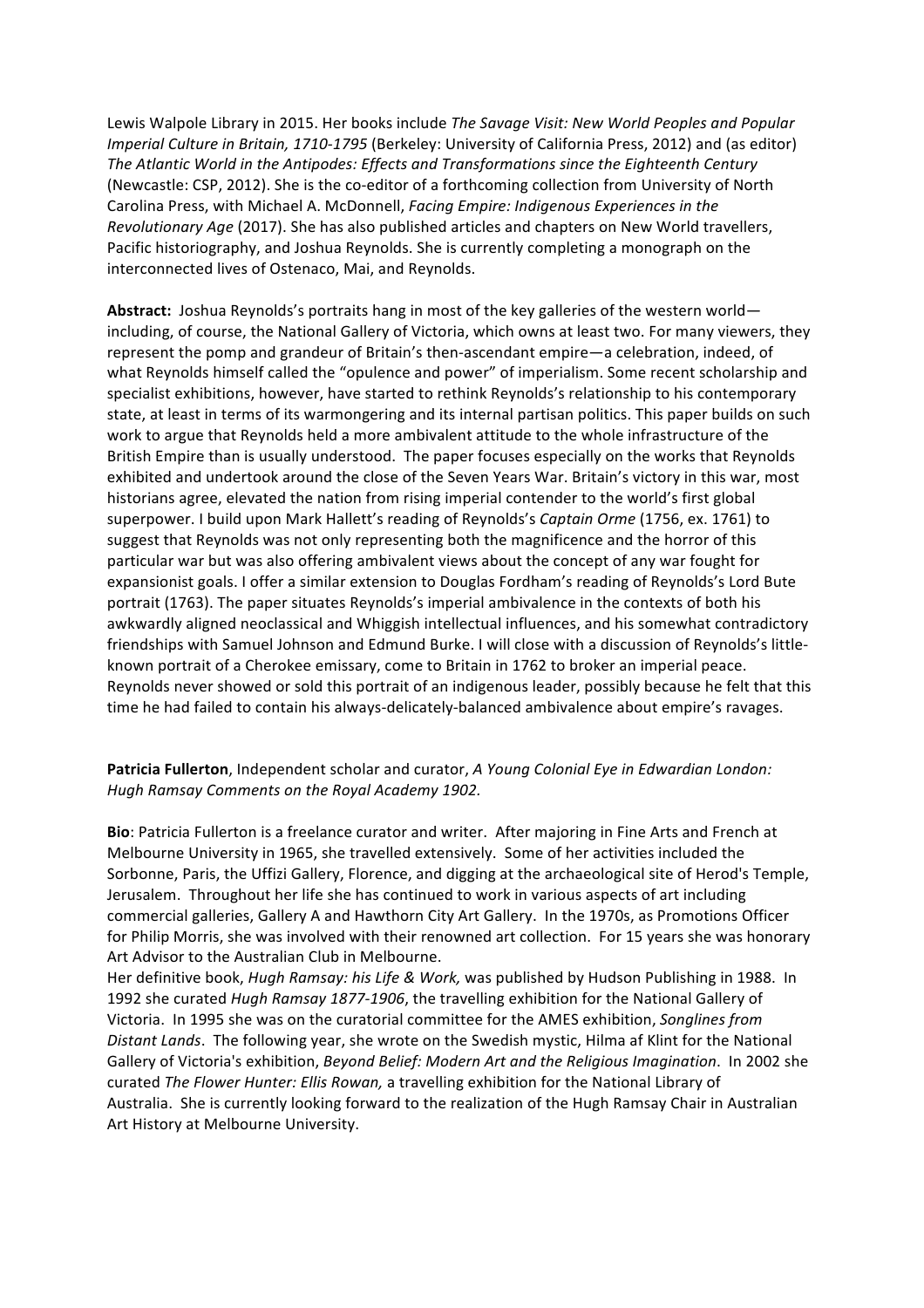Lewis Walpole Library in 2015. Her books include *The Savage Visit: New World Peoples and Popular Imperial Culture in Britain, 1710-1795* (Berkeley: University of California Press, 2012) and (as editor) *The Atlantic World in the Antipodes: Effects and Transformations since the Eighteenth Century* (Newcastle: CSP, 2012). She is the co-editor of a forthcoming collection from University of North Carolina Press, with Michael A. McDonnell, *Facing Empire: Indigenous Experiences in the Revolutionary Age* (2017). She has also published articles and chapters on New World travellers, Pacific historiography, and Joshua Reynolds. She is currently completing a monograph on the interconnected lives of Ostenaco, Mai, and Reynolds.

**Abstract:** Joshua Reynolds's portraits hang in most of the key galleries of the western world—including, of course, the National Gallery of Victoria, which owns at least two. For many viewers, they represent the pomp and grandeur of Britain's then-ascendant empire—a celebration, indeed, of what Reynolds himself called the "opulence and power" of imperialism. Some recent scholarship and specialist exhibitions, however, have started to rethink Reynolds's relationship to his contemporary state, at least in terms of its warmongering and its internal partisan politics. This paper builds on such work to argue that Reynolds held a more ambivalent attitude to the whole infrastructure of the British Empire than is usually understood. The paper focuses especially on the works that Reynolds exhibited and undertook around the close of the Seven Years War. Britain's victory in this war, most historians agree, elevated the nation from rising imperial contender to the world's first global superpower. I build upon Mark Hallett's reading of Reynolds's *Captain Orme* (1756, ex. 1761) to suggest that Reynolds was not only representing both the magnificence and the horror of this particular war but was also offering ambivalent views about the concept of any war fought for expansionist goals. I offer a similar extension to Douglas Fordham's reading of Reynolds's Lord Bute portrait (1763). The paper situates Reynolds's imperial ambivalence in the contexts of both his awkwardly aligned neoclassical and Whiggish intellectual influences, and his somewhat contradictory friendships with Samuel Johnson and Edmund Burke. I will close with a discussion of Reynolds's little-known portrait of a Cherokee emissary, come to Britain in 1762 to broker an imperial peace. Reynolds never showed or sold this portrait of an indigenous leader, possibly because he felt that this time he had failed to contain his always-delicately-balanced ambivalence about empire's ravages.

**Patricia Fullerton**, Independent scholar and curator, *A Young Colonial Eye in Edwardian London: Hugh Ramsay Comments on the Royal Academy 1902.*

**Bio**: Patricia Fullerton is a freelance curator and writer. After majoring in Fine Arts and French at Melbourne University in 1965, she travelled extensively. Some of her activities included the Sorbonne, Paris, the Uffizi Gallery, Florence, and digging at the archaeological site of Herod's Temple, Jerusalem. Throughout her life she has continued to work in various aspects of art including commercial galleries, Gallery A and Hawthorn City Art Gallery. In the 1970s, as Promotions Officer for Philip Morris, she was involved with their renowned art collection. For 15 years she was honorary Art Advisor to the Australian Club in Melbourne.
Her definitive book, *Hugh Ramsay: his Life & Work,* was published by Hudson Publishing in 1988. In 1992 she curated *Hugh Ramsay 1877-1906*, the travelling exhibition for the National Gallery of Victoria. In 1995 she was on the curatorial committee for the AMES exhibition, *Songlines from Distant Lands*. The following year, she wrote on the Swedish mystic, Hilma af Klint for the National Gallery of Victoria's exhibition, *Beyond Belief: Modern Art and the Religious Imagination*. In 2002 she curated *The Flower Hunter: Ellis Rowan,* a travelling exhibition for the National Library of Australia. She is currently looking forward to the realization of the Hugh Ramsay Chair in Australian Art History at Melbourne University.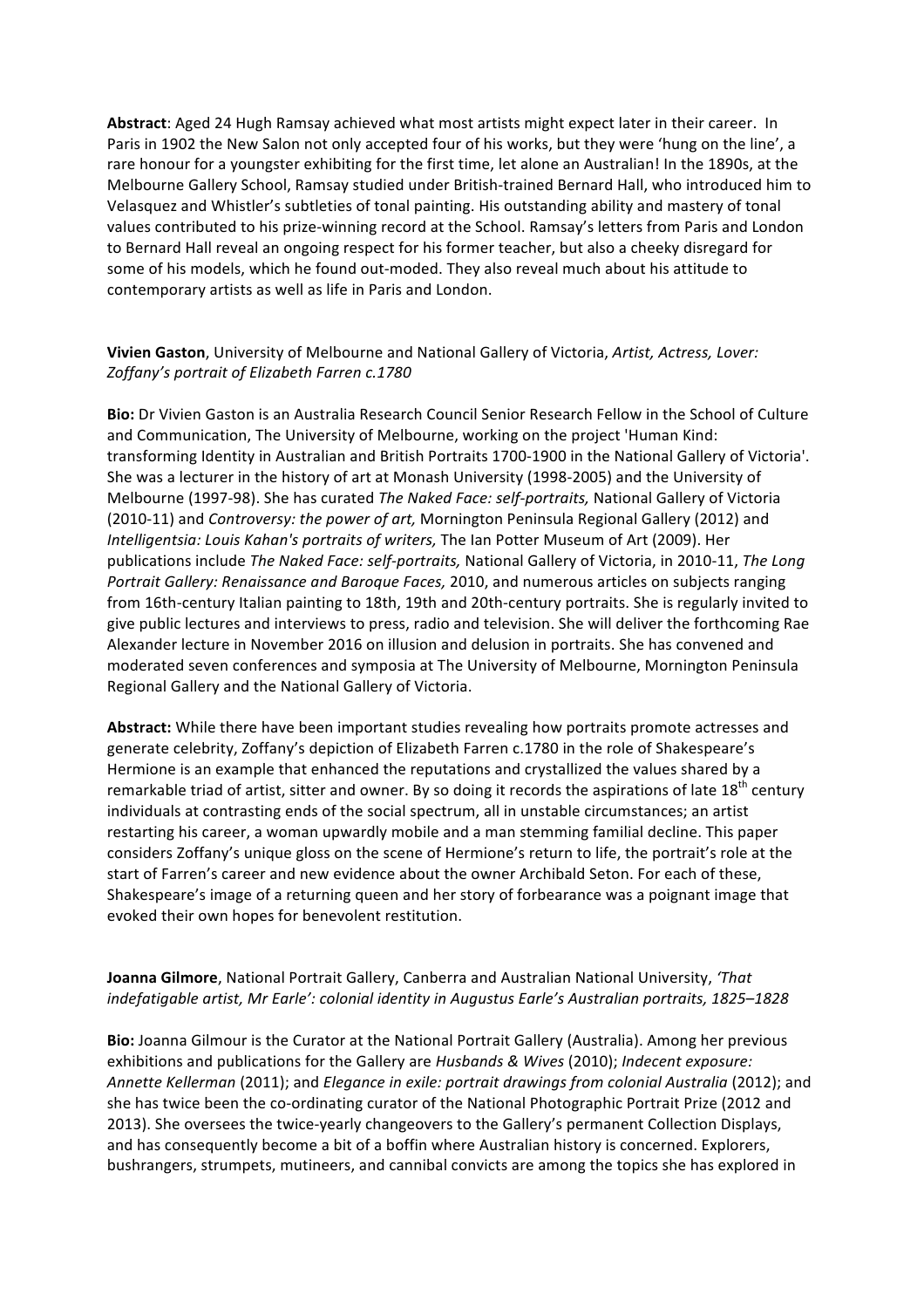**Abstract**: Aged 24 Hugh Ramsay achieved what most artists might expect later in their career. In Paris in 1902 the New Salon not only accepted four of his works, but they were 'hung on the line', a rare honour for a youngster exhibiting for the first time, let alone an Australian! In the 1890s, at the Melbourne Gallery School, Ramsay studied under British-trained Bernard Hall, who introduced him to Velasquez and Whistler's subtleties of tonal painting. His outstanding ability and mastery of tonal values contributed to his prize-winning record at the School. Ramsay's letters from Paris and London to Bernard Hall reveal an ongoing respect for his former teacher, but also a cheeky disregard for some of his models, which he found out-moded. They also reveal much about his attitude to contemporary artists as well as life in Paris and London.

**Vivien Gaston**, University of Melbourne and National Gallery of Victoria, *Artist, Actress, Lover: Zoffany's portrait of Elizabeth Farren c.1780*

**Bio:** Dr Vivien Gaston is an Australia Research Council Senior Research Fellow in the School of Culture and Communication, The University of Melbourne, working on the project 'Human Kind: transforming Identity in Australian and British Portraits 1700-1900 in the National Gallery of Victoria'. She was a lecturer in the history of art at Monash University (1998-2005) and the University of Melbourne (1997-98). She has curated *The Naked Face: self-portraits,* National Gallery of Victoria (2010-11) and *Controversy: the power of art,* Mornington Peninsula Regional Gallery (2012) and *Intelligentsia: Louis Kahan's portraits of writers,* The Ian Potter Museum of Art (2009). Her publications include *The Naked Face: self-portraits,* National Gallery of Victoria, in 2010-11, *The Long Portrait Gallery: Renaissance and Baroque Faces,* 2010, and numerous articles on subjects ranging from 16th-century Italian painting to 18th, 19th and 20th-century portraits. She is regularly invited to give public lectures and interviews to press, radio and television. She will deliver the forthcoming Rae Alexander lecture in November 2016 on illusion and delusion in portraits. She has convened and moderated seven conferences and symposia at The University of Melbourne, Mornington Peninsula Regional Gallery and the National Gallery of Victoria.

**Abstract:** While there have been important studies revealing how portraits promote actresses and generate celebrity, Zoffany's depiction of Elizabeth Farren c.1780 in the role of Shakespeare's Hermione is an example that enhanced the reputations and crystallized the values shared by a remarkable triad of artist, sitter and owner. By so doing it records the aspirations of late 18th century individuals at contrasting ends of the social spectrum, all in unstable circumstances; an artist restarting his career, a woman upwardly mobile and a man stemming familial decline. This paper considers Zoffany's unique gloss on the scene of Hermione's return to life, the portrait's role at the start of Farren's career and new evidence about the owner Archibald Seton. For each of these, Shakespeare's image of a returning queen and her story of forbearance was a poignant image that evoked their own hopes for benevolent restitution.

**Joanna Gilmore**, National Portrait Gallery, Canberra and Australian National University, *'That indefatigable artist, Mr Earle': colonial identity in Augustus Earle's Australian portraits, 1825–1828*

**Bio:** Joanna Gilmour is the Curator at the National Portrait Gallery (Australia). Among her previous exhibitions and publications for the Gallery are *Husbands & Wives* (2010); *Indecent exposure: Annette Kellerman* (2011); and *Elegance in exile: portrait drawings from colonial Australia* (2012); and she has twice been the co-ordinating curator of the National Photographic Portrait Prize (2012 and 2013). She oversees the twice-yearly changeovers to the Gallery's permanent Collection Displays, and has consequently become a bit of a boffin where Australian history is concerned. Explorers, bushrangers, strumpets, mutineers, and cannibal convicts are among the topics she has explored in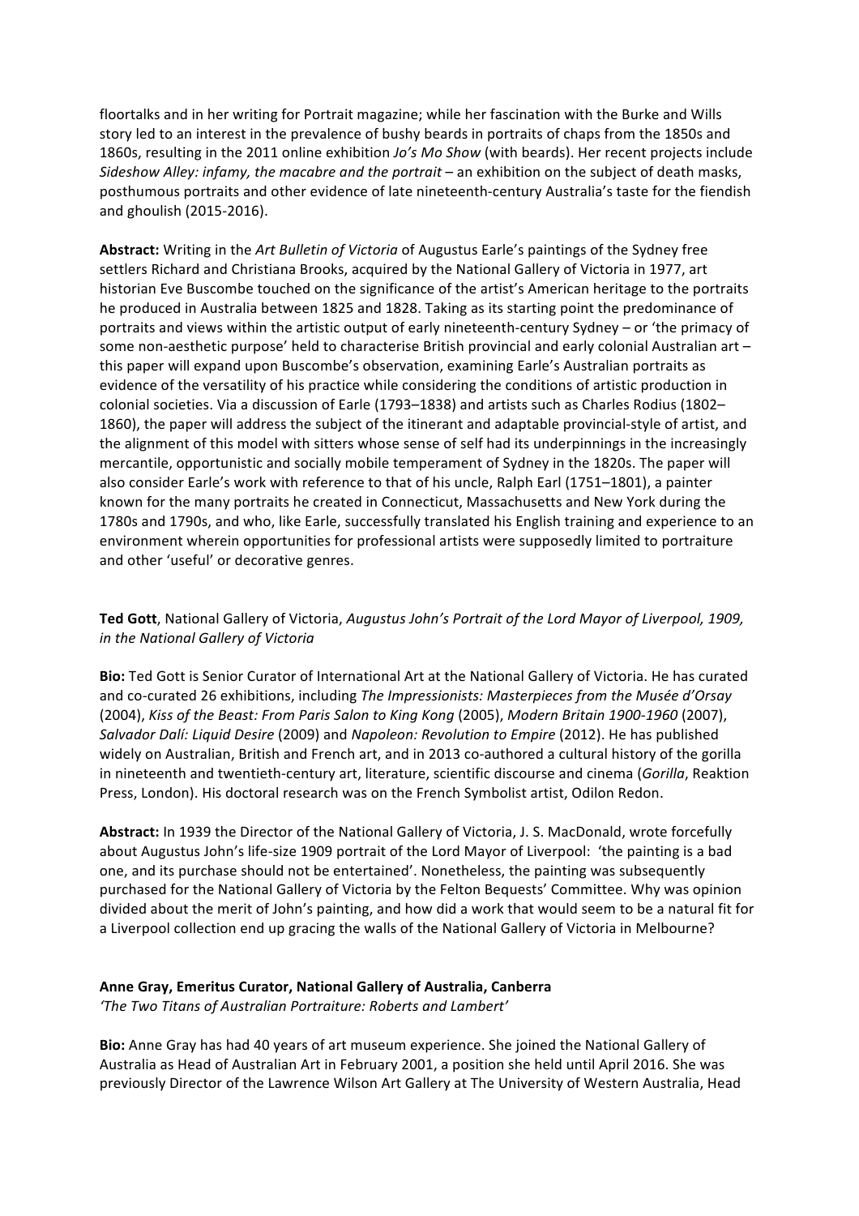floortalks and in her writing for Portrait magazine; while her fascination with the Burke and Wills story led to an interest in the prevalence of bushy beards in portraits of chaps from the 1850s and 1860s, resulting in the 2011 online exhibition *Jo's Mo Show* (with beards). Her recent projects include *Sideshow Alley: infamy, the macabre and the portrait* – an exhibition on the subject of death masks, posthumous portraits and other evidence of late nineteenth-century Australia's taste for the fiendish and ghoulish (2015-2016).

**Abstract:** Writing in the *Art Bulletin of Victoria* of Augustus Earle's paintings of the Sydney free settlers Richard and Christiana Brooks, acquired by the National Gallery of Victoria in 1977, art historian Eve Buscombe touched on the significance of the artist's American heritage to the portraits he produced in Australia between 1825 and 1828. Taking as its starting point the predominance of portraits and views within the artistic output of early nineteenth-century Sydney – or 'the primacy of some non-aesthetic purpose' held to characterise British provincial and early colonial Australian art – this paper will expand upon Buscombe's observation, examining Earle's Australian portraits as evidence of the versatility of his practice while considering the conditions of artistic production in colonial societies. Via a discussion of Earle (1793–1838) and artists such as Charles Rodius (1802–1860), the paper will address the subject of the itinerant and adaptable provincial-style of artist, and the alignment of this model with sitters whose sense of self had its underpinnings in the increasingly mercantile, opportunistic and socially mobile temperament of Sydney in the 1820s. The paper will also consider Earle's work with reference to that of his uncle, Ralph Earl (1751–1801), a painter known for the many portraits he created in Connecticut, Massachusetts and New York during the 1780s and 1790s, and who, like Earle, successfully translated his English training and experience to an environment wherein opportunities for professional artists were supposedly limited to portraiture and other 'useful' or decorative genres.

**Ted Gott**, National Gallery of Victoria, *Augustus John's Portrait of the Lord Mayor of Liverpool, 1909, in the National Gallery of Victoria*

**Bio:** Ted Gott is Senior Curator of International Art at the National Gallery of Victoria. He has curated and co-curated 26 exhibitions, including *The Impressionists: Masterpieces from the Musée d'Orsay* (2004), *Kiss of the Beast: From Paris Salon to King Kong* (2005), *Modern Britain 1900-1960* (2007), *Salvador Dalí: Liquid Desire* (2009) and *Napoleon: Revolution to Empire* (2012). He has published widely on Australian, British and French art, and in 2013 co-authored a cultural history of the gorilla in nineteenth and twentieth-century art, literature, scientific discourse and cinema (*Gorilla*, Reaktion Press, London). His doctoral research was on the French Symbolist artist, Odilon Redon.

**Abstract:** In 1939 the Director of the National Gallery of Victoria, J. S. MacDonald, wrote forcefully about Augustus John's life-size 1909 portrait of the Lord Mayor of Liverpool: 'the painting is a bad one, and its purchase should not be entertained'. Nonetheless, the painting was subsequently purchased for the National Gallery of Victoria by the Felton Bequests' Committee. Why was opinion divided about the merit of John's painting, and how did a work that would seem to be a natural fit for a Liverpool collection end up gracing the walls of the National Gallery of Victoria in Melbourne?

**Anne Gray, Emeritus Curator, National Gallery of Australia, Canberra**
*'The Two Titans of Australian Portraiture: Roberts and Lambert'*

**Bio:** Anne Gray has had 40 years of art museum experience. She joined the National Gallery of Australia as Head of Australian Art in February 2001, a position she held until April 2016. She was previously Director of the Lawrence Wilson Art Gallery at The University of Western Australia, Head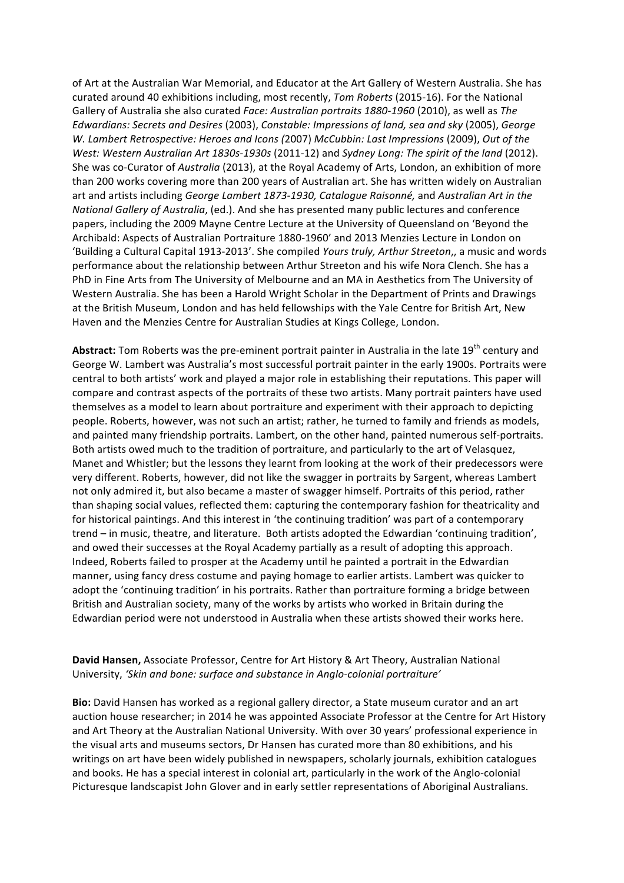of Art at the Australian War Memorial, and Educator at the Art Gallery of Western Australia. She has curated around 40 exhibitions including, most recently, *Tom Roberts* (2015-16). For the National Gallery of Australia she also curated *Face: Australian portraits 1880-1960* (2010), as well as *The Edwardians: Secrets and Desires* (2003), *Constable: Impressions of land, sea and sky* (2005), *George W. Lambert Retrospective: Heroes and Icons (*2007) *McCubbin: Last Impressions* (2009), *Out of the West: Western Australian Art 1830s-1930s* (2011-12) and *Sydney Long: The spirit of the land* (2012). She was co-Curator of *Australia* (2013), at the Royal Academy of Arts, London, an exhibition of more than 200 works covering more than 200 years of Australian art. She has written widely on Australian art and artists including *George Lambert 1873-1930, Catalogue Raisonné,* and *Australian Art in the National Gallery of Australia*, (ed.). And she has presented many public lectures and conference papers, including the 2009 Mayne Centre Lecture at the University of Queensland on 'Beyond the Archibald: Aspects of Australian Portraiture 1880-1960' and 2013 Menzies Lecture in London on 'Building a Cultural Capital 1913-2013'. She compiled *Yours truly, Arthur Streeton*,, a music and words performance about the relationship between Arthur Streeton and his wife Nora Clench. She has a PhD in Fine Arts from The University of Melbourne and an MA in Aesthetics from The University of Western Australia. She has been a Harold Wright Scholar in the Department of Prints and Drawings at the British Museum, London and has held fellowships with the Yale Centre for British Art, New Haven and the Menzies Centre for Australian Studies at Kings College, London.

**Abstract:** Tom Roberts was the pre-eminent portrait painter in Australia in the late 19th century and George W. Lambert was Australia's most successful portrait painter in the early 1900s. Portraits were central to both artists' work and played a major role in establishing their reputations. This paper will compare and contrast aspects of the portraits of these two artists. Many portrait painters have used themselves as a model to learn about portraiture and experiment with their approach to depicting people. Roberts, however, was not such an artist; rather, he turned to family and friends as models, and painted many friendship portraits. Lambert, on the other hand, painted numerous self-portraits. Both artists owed much to the tradition of portraiture, and particularly to the art of Velasquez, Manet and Whistler; but the lessons they learnt from looking at the work of their predecessors were very different. Roberts, however, did not like the swagger in portraits by Sargent, whereas Lambert not only admired it, but also became a master of swagger himself. Portraits of this period, rather than shaping social values, reflected them: capturing the contemporary fashion for theatricality and for historical paintings. And this interest in 'the continuing tradition' was part of a contemporary trend – in music, theatre, and literature. Both artists adopted the Edwardian 'continuing tradition', and owed their successes at the Royal Academy partially as a result of adopting this approach. Indeed, Roberts failed to prosper at the Academy until he painted a portrait in the Edwardian manner, using fancy dress costume and paying homage to earlier artists. Lambert was quicker to adopt the 'continuing tradition' in his portraits. Rather than portraiture forming a bridge between British and Australian society, many of the works by artists who worked in Britain during the Edwardian period were not understood in Australia when these artists showed their works here.

**David Hansen,** Associate Professor, Centre for Art History & Art Theory, Australian National University, *'Skin and bone: surface and substance in Anglo-colonial portraiture'*

**Bio:** David Hansen has worked as a regional gallery director, a State museum curator and an art auction house researcher; in 2014 he was appointed Associate Professor at the Centre for Art History and Art Theory at the Australian National University. With over 30 years' professional experience in the visual arts and museums sectors, Dr Hansen has curated more than 80 exhibitions, and his writings on art have been widely published in newspapers, scholarly journals, exhibition catalogues and books. He has a special interest in colonial art, particularly in the work of the Anglo-colonial Picturesque landscapist John Glover and in early settler representations of Aboriginal Australians.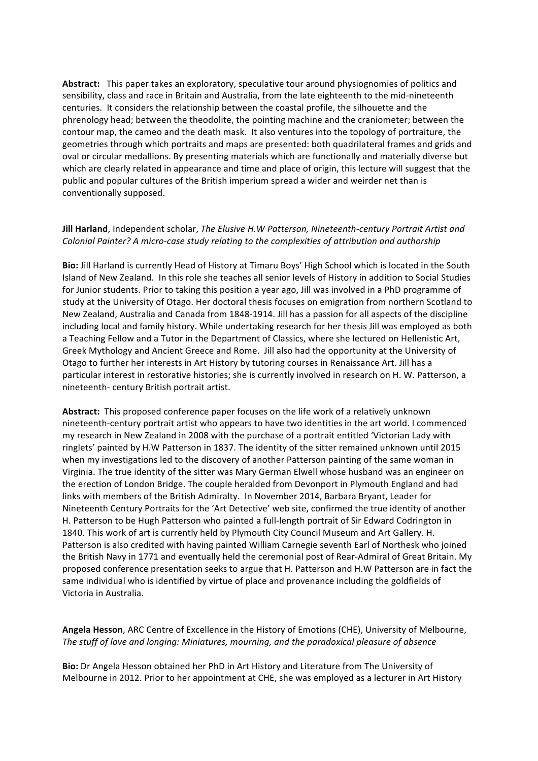**Abstract:** This paper takes an exploratory, speculative tour around physiognomies of politics and sensibility, class and race in Britain and Australia, from the late eighteenth to the mid-nineteenth centuries. It considers the relationship between the coastal profile, the silhouette and the phrenology head; between the theodolite, the pointing machine and the craniometer; between the contour map, the cameo and the death mask. It also ventures into the topology of portraiture, the geometries through which portraits and maps are presented: both quadrilateral frames and grids and oval or circular medallions. By presenting materials which are functionally and materially diverse but which are clearly related in appearance and time and place of origin, this lecture will suggest that the public and popular cultures of the British imperium spread a wider and weirder net than is conventionally supposed.

**Jill Harland**, Independent scholar, *The Elusive H.W Patterson, Nineteenth-century Portrait Artist and Colonial Painter? A micro-case study relating to the complexities of attribution and authorship*

**Bio:** Jill Harland is currently Head of History at Timaru Boys' High School which is located in the South Island of New Zealand. In this role she teaches all senior levels of History in addition to Social Studies for Junior students. Prior to taking this position a year ago, Jill was involved in a PhD programme of study at the University of Otago. Her doctoral thesis focuses on emigration from northern Scotland to New Zealand, Australia and Canada from 1848-1914. Jill has a passion for all aspects of the discipline including local and family history. While undertaking research for her thesis Jill was employed as both a Teaching Fellow and a Tutor in the Department of Classics, where she lectured on Hellenistic Art, Greek Mythology and Ancient Greece and Rome. Jill also had the opportunity at the University of Otago to further her interests in Art History by tutoring courses in Renaissance Art. Jill has a particular interest in restorative histories; she is currently involved in research on H. W. Patterson, a nineteenth- century British portrait artist.

**Abstract:** This proposed conference paper focuses on the life work of a relatively unknown nineteenth-century portrait artist who appears to have two identities in the art world. I commenced my research in New Zealand in 2008 with the purchase of a portrait entitled 'Victorian Lady with ringlets' painted by H.W Patterson in 1837. The identity of the sitter remained unknown until 2015 when my investigations led to the discovery of another Patterson painting of the same woman in Virginia. The true identity of the sitter was Mary German Elwell whose husband was an engineer on the erection of London Bridge. The couple heralded from Devonport in Plymouth England and had links with members of the British Admiralty. In November 2014, Barbara Bryant, Leader for Nineteenth Century Portraits for the 'Art Detective' web site, confirmed the true identity of another H. Patterson to be Hugh Patterson who painted a full-length portrait of Sir Edward Codrington in 1840. This work of art is currently held by Plymouth City Council Museum and Art Gallery. H. Patterson is also credited with having painted William Carnegie seventh Earl of Northesk who joined the British Navy in 1771 and eventually held the ceremonial post of Rear-Admiral of Great Britain. My proposed conference presentation seeks to argue that H. Patterson and H.W Patterson are in fact the same individual who is identified by virtue of place and provenance including the goldfields of Victoria in Australia.

**Angela Hesson**, ARC Centre of Excellence in the History of Emotions (CHE), University of Melbourne, *The stuff of love and longing: Miniatures, mourning, and the paradoxical pleasure of absence*

**Bio:** Dr Angela Hesson obtained her PhD in Art History and Literature from The University of Melbourne in 2012. Prior to her appointment at CHE, she was employed as a lecturer in Art History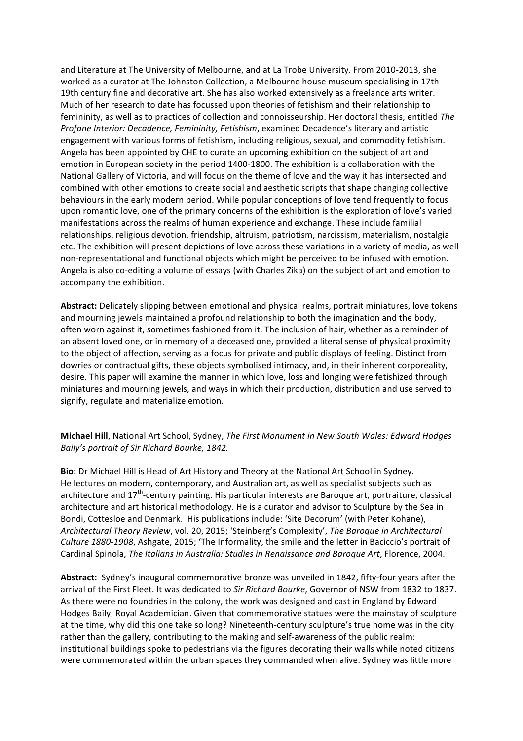and Literature at The University of Melbourne, and at La Trobe University. From 2010-2013, she worked as a curator at The Johnston Collection, a Melbourne house museum specialising in 17th-19th century fine and decorative art. She has also worked extensively as a freelance arts writer. Much of her research to date has focussed upon theories of fetishism and their relationship to femininity, as well as to practices of collection and connoisseurship. Her doctoral thesis, entitled *The Profane Interior: Decadence, Femininity, Fetishism*, examined Decadence's literary and artistic engagement with various forms of fetishism, including religious, sexual, and commodity fetishism. Angela has been appointed by CHE to curate an upcoming exhibition on the subject of art and emotion in European society in the period 1400-1800. The exhibition is a collaboration with the National Gallery of Victoria, and will focus on the theme of love and the way it has intersected and combined with other emotions to create social and aesthetic scripts that shape changing collective behaviours in the early modern period. While popular conceptions of love tend frequently to focus upon romantic love, one of the primary concerns of the exhibition is the exploration of love's varied manifestations across the realms of human experience and exchange. These include familial relationships, religious devotion, friendship, altruism, patriotism, narcissism, materialism, nostalgia etc. The exhibition will present depictions of love across these variations in a variety of media, as well non-representational and functional objects which might be perceived to be infused with emotion. Angela is also co-editing a volume of essays (with Charles Zika) on the subject of art and emotion to accompany the exhibition.

**Abstract:** Delicately slipping between emotional and physical realms, portrait miniatures, love tokens and mourning jewels maintained a profound relationship to both the imagination and the body, often worn against it, sometimes fashioned from it. The inclusion of hair, whether as a reminder of an absent loved one, or in memory of a deceased one, provided a literal sense of physical proximity to the object of affection, serving as a focus for private and public displays of feeling. Distinct from dowries or contractual gifts, these objects symbolised intimacy, and, in their inherent corporeality, desire. This paper will examine the manner in which love, loss and longing were fetishized through miniatures and mourning jewels, and ways in which their production, distribution and use served to signify, regulate and materialize emotion.

**Michael Hill**, National Art School, Sydney, *The First Monument in New South Wales: Edward Hodges Baily's portrait of Sir Richard Bourke, 1842.*

**Bio:** Dr Michael Hill is Head of Art History and Theory at the National Art School in Sydney. He lectures on modern, contemporary, and Australian art, as well as specialist subjects such as architecture and 17th-century painting. His particular interests are Baroque art, portraiture, classical architecture and art historical methodology. He is a curator and advisor to Sculpture by the Sea in Bondi, Cottesloe and Denmark. His publications include: 'Site Decorum' (with Peter Kohane), *Architectural Theory Review*, vol. 20, 2015; 'Steinberg's Complexity', *The Baroque in Architectural Culture 1880-1908*, Ashgate, 2015; 'The Informality, the smile and the letter in Baciccio's portrait of Cardinal Spinola, *The Italians in Australia: Studies in Renaissance and Baroque Art*, Florence, 2004.

**Abstract:** Sydney's inaugural commemorative bronze was unveiled in 1842, fifty-four years after the arrival of the First Fleet. It was dedicated to *Sir Richard Bourke*, Governor of NSW from 1832 to 1837. As there were no foundries in the colony, the work was designed and cast in England by Edward Hodges Baily, Royal Academician. Given that commemorative statues were the mainstay of sculpture at the time, why did this one take so long? Nineteenth-century sculpture's true home was in the city rather than the gallery, contributing to the making and self-awareness of the public realm: institutional buildings spoke to pedestrians via the figures decorating their walls while noted citizens were commemorated within the urban spaces they commanded when alive. Sydney was little more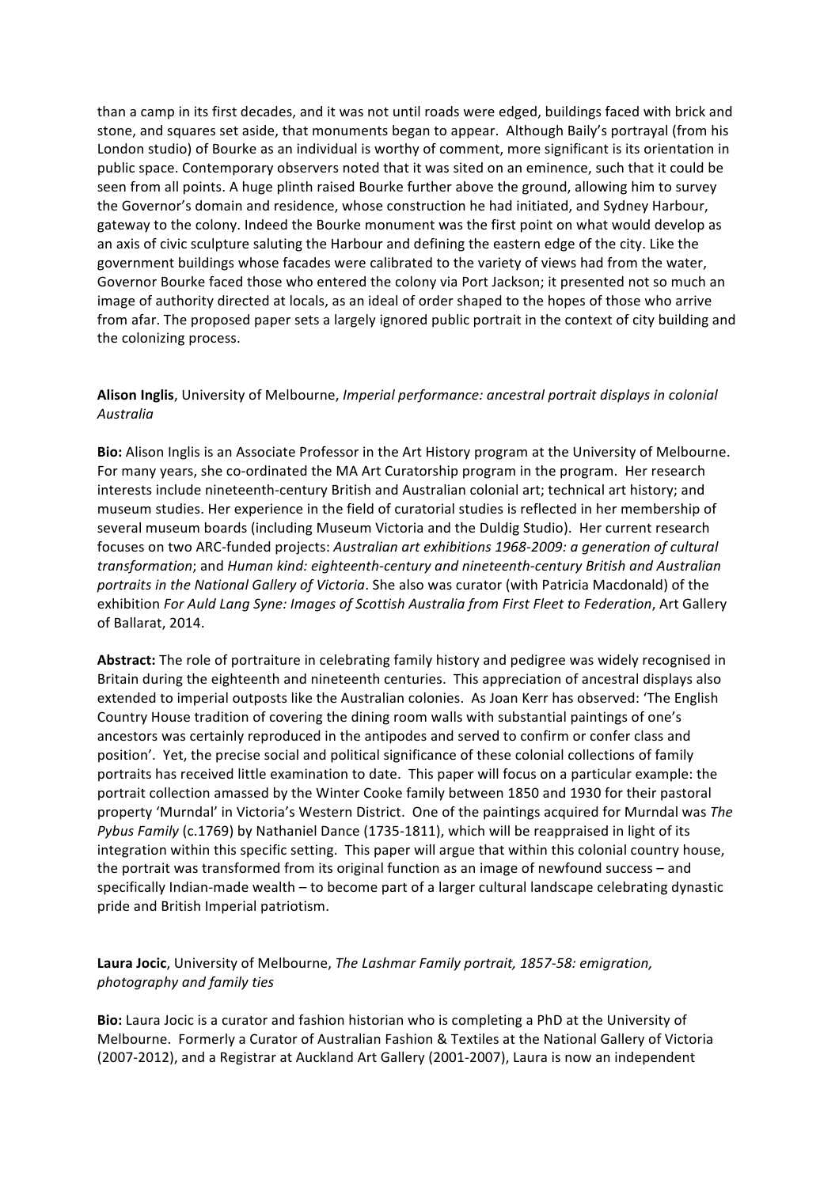than a camp in its first decades, and it was not until roads were edged, buildings faced with brick and stone, and squares set aside, that monuments began to appear. Although Baily's portrayal (from his London studio) of Bourke as an individual is worthy of comment, more significant is its orientation in public space. Contemporary observers noted that it was sited on an eminence, such that it could be seen from all points. A huge plinth raised Bourke further above the ground, allowing him to survey the Governor's domain and residence, whose construction he had initiated, and Sydney Harbour, gateway to the colony. Indeed the Bourke monument was the first point on what would develop as an axis of civic sculpture saluting the Harbour and defining the eastern edge of the city. Like the government buildings whose facades were calibrated to the variety of views had from the water, Governor Bourke faced those who entered the colony via Port Jackson; it presented not so much an image of authority directed at locals, as an ideal of order shaped to the hopes of those who arrive from afar. The proposed paper sets a largely ignored public portrait in the context of city building and the colonizing process.

**Alison Inglis**, University of Melbourne, *Imperial performance: ancestral portrait displays in colonial Australia*

**Bio:** Alison Inglis is an Associate Professor in the Art History program at the University of Melbourne. For many years, she co-ordinated the MA Art Curatorship program in the program. Her research interests include nineteenth-century British and Australian colonial art; technical art history; and museum studies. Her experience in the field of curatorial studies is reflected in her membership of several museum boards (including Museum Victoria and the Duldig Studio). Her current research focuses on two ARC-funded projects: *Australian art exhibitions 1968-2009: a generation of cultural transformation*; and *Human kind: eighteenth-century and nineteenth-century British and Australian portraits in the National Gallery of Victoria*. She also was curator (with Patricia Macdonald) of the exhibition *For Auld Lang Syne: Images of Scottish Australia from First Fleet to Federation*, Art Gallery of Ballarat, 2014.

**Abstract:** The role of portraiture in celebrating family history and pedigree was widely recognised in Britain during the eighteenth and nineteenth centuries. This appreciation of ancestral displays also extended to imperial outposts like the Australian colonies. As Joan Kerr has observed: 'The English Country House tradition of covering the dining room walls with substantial paintings of one's ancestors was certainly reproduced in the antipodes and served to confirm or confer class and position'. Yet, the precise social and political significance of these colonial collections of family portraits has received little examination to date. This paper will focus on a particular example: the portrait collection amassed by the Winter Cooke family between 1850 and 1930 for their pastoral property 'Murndal' in Victoria's Western District. One of the paintings acquired for Murndal was *The Pybus Family* (c.1769) by Nathaniel Dance (1735-1811), which will be reappraised in light of its integration within this specific setting. This paper will argue that within this colonial country house, the portrait was transformed from its original function as an image of newfound success – and specifically Indian-made wealth – to become part of a larger cultural landscape celebrating dynastic pride and British Imperial patriotism.

**Laura Jocic**, University of Melbourne, *The Lashmar Family portrait, 1857-58: emigration, photography and family ties*

**Bio:** Laura Jocic is a curator and fashion historian who is completing a PhD at the University of Melbourne. Formerly a Curator of Australian Fashion & Textiles at the National Gallery of Victoria (2007-2012), and a Registrar at Auckland Art Gallery (2001-2007), Laura is now an independent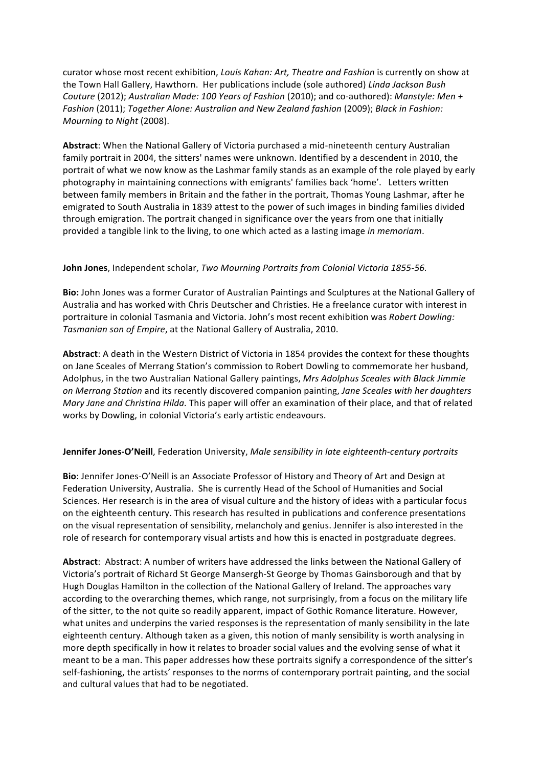curator whose most recent exhibition, *Louis Kahan: Art, Theatre and Fashion* is currently on show at the Town Hall Gallery, Hawthorn. Her publications include (sole authored) *Linda Jackson Bush Couture* (2012); *Australian Made: 100 Years of Fashion* (2010); and co-authored): *Manstyle: Men + Fashion* (2011); *Together Alone: Australian and New Zealand fashion* (2009); *Black in Fashion: Mourning to Night* (2008).

**Abstract**: When the National Gallery of Victoria purchased a mid-nineteenth century Australian family portrait in 2004, the sitters' names were unknown. Identified by a descendent in 2010, the portrait of what we now know as the Lashmar family stands as an example of the role played by early photography in maintaining connections with emigrants' families back 'home'. Letters written between family members in Britain and the father in the portrait, Thomas Young Lashmar, after he emigrated to South Australia in 1839 attest to the power of such images in binding families divided through emigration. The portrait changed in significance over the years from one that initially provided a tangible link to the living, to one which acted as a lasting image *in memoriam*.

**John Jones**, Independent scholar, *Two Mourning Portraits from Colonial Victoria 1855-56.*

**Bio:** John Jones was a former Curator of Australian Paintings and Sculptures at the National Gallery of Australia and has worked with Chris Deutscher and Christies. He a freelance curator with interest in portraiture in colonial Tasmania and Victoria. John's most recent exhibition was *Robert Dowling: Tasmanian son of Empire*, at the National Gallery of Australia, 2010.

**Abstract**: A death in the Western District of Victoria in 1854 provides the context for these thoughts on Jane Sceales of Merrang Station's commission to Robert Dowling to commemorate her husband, Adolphus, in the two Australian National Gallery paintings, *Mrs Adolphus Sceales with Black Jimmie on Merrang Station* and its recently discovered companion painting, *Jane Sceales with her daughters Mary Jane and Christina Hilda.* This paper will offer an examination of their place, and that of related works by Dowling, in colonial Victoria's early artistic endeavours.

**Jennifer Jones-O'Neill**, Federation University, *Male sensibility in late eighteenth-century portraits*

**Bio**: Jennifer Jones-O'Neill is an Associate Professor of History and Theory of Art and Design at Federation University, Australia. She is currently Head of the School of Humanities and Social Sciences. Her research is in the area of visual culture and the history of ideas with a particular focus on the eighteenth century. This research has resulted in publications and conference presentations on the visual representation of sensibility, melancholy and genius. Jennifer is also interested in the role of research for contemporary visual artists and how this is enacted in postgraduate degrees.

**Abstract**: Abstract: A number of writers have addressed the links between the National Gallery of Victoria's portrait of Richard St George Mansergh-St George by Thomas Gainsborough and that by Hugh Douglas Hamilton in the collection of the National Gallery of Ireland. The approaches vary according to the overarching themes, which range, not surprisingly, from a focus on the military life of the sitter, to the not quite so readily apparent, impact of Gothic Romance literature. However, what unites and underpins the varied responses is the representation of manly sensibility in the late eighteenth century. Although taken as a given, this notion of manly sensibility is worth analysing in more depth specifically in how it relates to broader social values and the evolving sense of what it meant to be a man. This paper addresses how these portraits signify a correspondence of the sitter's self-fashioning, the artists' responses to the norms of contemporary portrait painting, and the social and cultural values that had to be negotiated.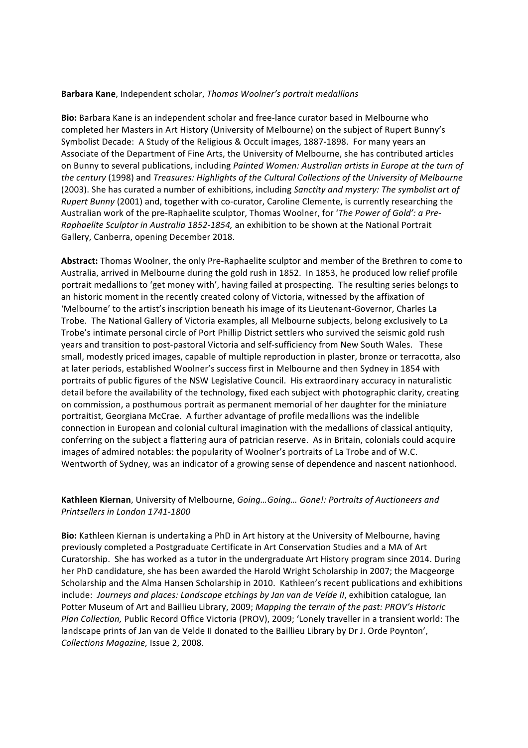**Barbara Kane**, Independent scholar, *Thomas Woolner's portrait medallions*

**Bio:** Barbara Kane is an independent scholar and free-lance curator based in Melbourne who completed her Masters in Art History (University of Melbourne) on the subject of Rupert Bunny's Symbolist Decade: A Study of the Religious & Occult images, 1887-1898. For many years an Associate of the Department of Fine Arts, the University of Melbourne, she has contributed articles on Bunny to several publications, including *Painted Women: Australian artists in Europe at the turn of the century* (1998) and *Treasures: Highlights of the Cultural Collections of the University of Melbourne* (2003). She has curated a number of exhibitions, including *Sanctity and mystery: The symbolist art of Rupert Bunny* (2001) and, together with co-curator, Caroline Clemente, is currently researching the Australian work of the pre-Raphaelite sculptor, Thomas Woolner, for '*The Power of Gold': a Pre-Raphaelite Sculptor in Australia 1852-1854,* an exhibition to be shown at the National Portrait Gallery, Canberra, opening December 2018.

**Abstract:** Thomas Woolner, the only Pre-Raphaelite sculptor and member of the Brethren to come to Australia, arrived in Melbourne during the gold rush in 1852. In 1853, he produced low relief profile portrait medallions to 'get money with', having failed at prospecting. The resulting series belongs to an historic moment in the recently created colony of Victoria, witnessed by the affixation of 'Melbourne' to the artist's inscription beneath his image of its Lieutenant-Governor, Charles La Trobe. The National Gallery of Victoria examples, all Melbourne subjects, belong exclusively to La Trobe's intimate personal circle of Port Phillip District settlers who survived the seismic gold rush years and transition to post-pastoral Victoria and self-sufficiency from New South Wales. These small, modestly priced images, capable of multiple reproduction in plaster, bronze or terracotta, also at later periods, established Woolner's success first in Melbourne and then Sydney in 1854 with portraits of public figures of the NSW Legislative Council. His extraordinary accuracy in naturalistic detail before the availability of the technology, fixed each subject with photographic clarity, creating on commission, a posthumous portrait as permanent memorial of her daughter for the miniature portraitist, Georgiana McCrae. A further advantage of profile medallions was the indelible connection in European and colonial cultural imagination with the medallions of classical antiquity, conferring on the subject a flattering aura of patrician reserve. As in Britain, colonials could acquire images of admired notables: the popularity of Woolner's portraits of La Trobe and of W.C. Wentworth of Sydney, was an indicator of a growing sense of dependence and nascent nationhood.

**Kathleen Kiernan**, University of Melbourne, *Going…Going… Gone!: Portraits of Auctioneers and Printsellers in London 1741-1800*

**Bio:** Kathleen Kiernan is undertaking a PhD in Art history at the University of Melbourne, having previously completed a Postgraduate Certificate in Art Conservation Studies and a MA of Art Curatorship. She has worked as a tutor in the undergraduate Art History program since 2014. During her PhD candidature, she has been awarded the Harold Wright Scholarship in 2007; the Macgeorge Scholarship and the Alma Hansen Scholarship in 2010. Kathleen's recent publications and exhibitions include: *Journeys and places: Landscape etchings by Jan van de Velde II*, exhibition catalogue*,* Ian Potter Museum of Art and Baillieu Library, 2009; *Mapping the terrain of the past: PROV's Historic Plan Collection,* Public Record Office Victoria (PROV), 2009; 'Lonely traveller in a transient world: The landscape prints of Jan van de Velde II donated to the Baillieu Library by Dr J. Orde Poynton', *Collections Magazine,* Issue 2, 2008.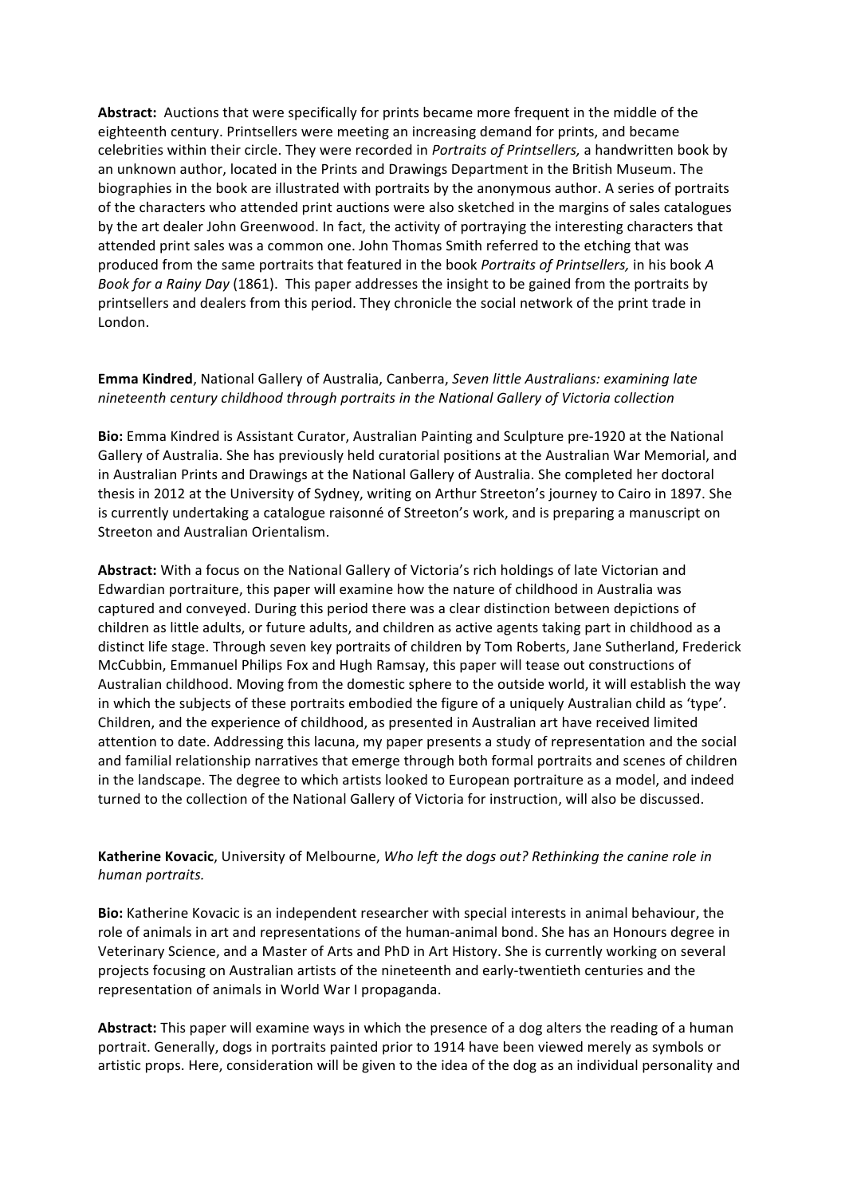**Abstract:** Auctions that were specifically for prints became more frequent in the middle of the eighteenth century. Printsellers were meeting an increasing demand for prints, and became celebrities within their circle. They were recorded in *Portraits of Printsellers,* a handwritten book by an unknown author, located in the Prints and Drawings Department in the British Museum. The biographies in the book are illustrated with portraits by the anonymous author. A series of portraits of the characters who attended print auctions were also sketched in the margins of sales catalogues by the art dealer John Greenwood. In fact, the activity of portraying the interesting characters that attended print sales was a common one. John Thomas Smith referred to the etching that was produced from the same portraits that featured in the book *Portraits of Printsellers,* in his book *A Book for a Rainy Day* (1861). This paper addresses the insight to be gained from the portraits by printsellers and dealers from this period. They chronicle the social network of the print trade in London.

**Emma Kindred**, National Gallery of Australia, Canberra, *Seven little Australians: examining late nineteenth century childhood through portraits in the National Gallery of Victoria collection*

**Bio:** Emma Kindred is Assistant Curator, Australian Painting and Sculpture pre-1920 at the National Gallery of Australia. She has previously held curatorial positions at the Australian War Memorial, and in Australian Prints and Drawings at the National Gallery of Australia. She completed her doctoral thesis in 2012 at the University of Sydney, writing on Arthur Streeton's journey to Cairo in 1897. She is currently undertaking a catalogue raisonné of Streeton's work, and is preparing a manuscript on Streeton and Australian Orientalism.

**Abstract:** With a focus on the National Gallery of Victoria's rich holdings of late Victorian and Edwardian portraiture, this paper will examine how the nature of childhood in Australia was captured and conveyed. During this period there was a clear distinction between depictions of children as little adults, or future adults, and children as active agents taking part in childhood as a distinct life stage. Through seven key portraits of children by Tom Roberts, Jane Sutherland, Frederick McCubbin, Emmanuel Philips Fox and Hugh Ramsay, this paper will tease out constructions of Australian childhood. Moving from the domestic sphere to the outside world, it will establish the way in which the subjects of these portraits embodied the figure of a uniquely Australian child as 'type'. Children, and the experience of childhood, as presented in Australian art have received limited attention to date. Addressing this lacuna, my paper presents a study of representation and the social and familial relationship narratives that emerge through both formal portraits and scenes of children in the landscape. The degree to which artists looked to European portraiture as a model, and indeed turned to the collection of the National Gallery of Victoria for instruction, will also be discussed.

**Katherine Kovacic**, University of Melbourne, *Who left the dogs out? Rethinking the canine role in human portraits.*

**Bio:** Katherine Kovacic is an independent researcher with special interests in animal behaviour, the role of animals in art and representations of the human-animal bond. She has an Honours degree in Veterinary Science, and a Master of Arts and PhD in Art History. She is currently working on several projects focusing on Australian artists of the nineteenth and early-twentieth centuries and the representation of animals in World War I propaganda.

**Abstract:** This paper will examine ways in which the presence of a dog alters the reading of a human portrait. Generally, dogs in portraits painted prior to 1914 have been viewed merely as symbols or artistic props. Here, consideration will be given to the idea of the dog as an individual personality and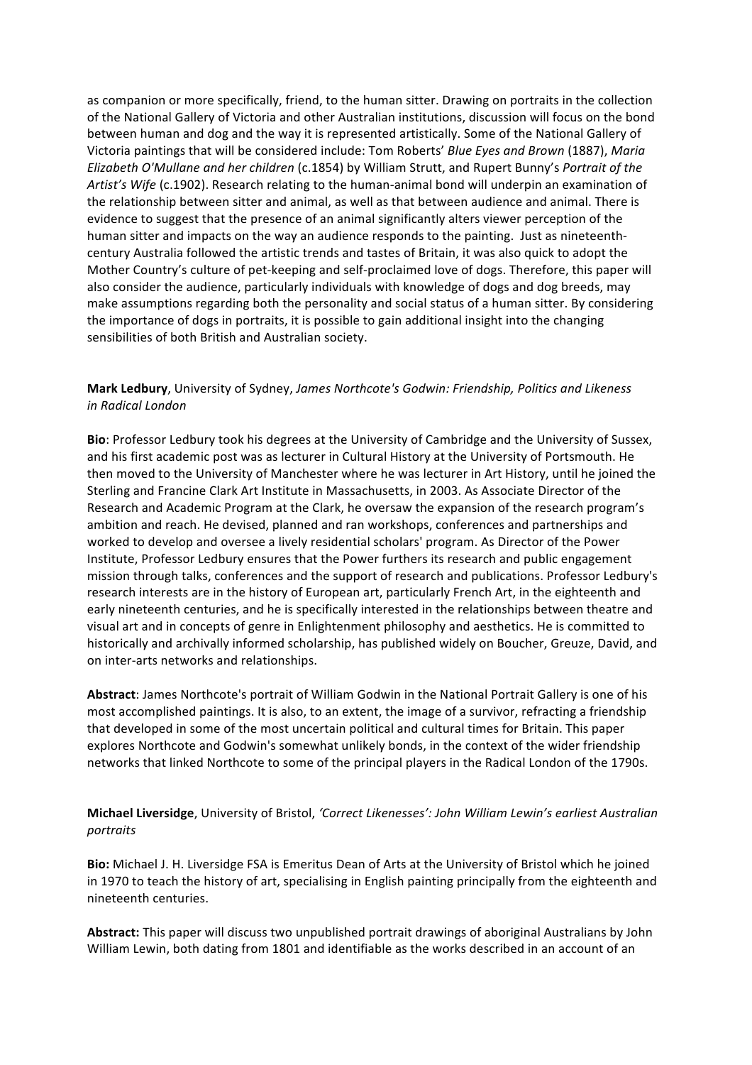as companion or more specifically, friend, to the human sitter. Drawing on portraits in the collection of the National Gallery of Victoria and other Australian institutions, discussion will focus on the bond between human and dog and the way it is represented artistically. Some of the National Gallery of Victoria paintings that will be considered include: Tom Roberts' *Blue Eyes and Brown* (1887), *Maria Elizabeth O'Mullane and her children* (c.1854) by William Strutt, and Rupert Bunny's *Portrait of the Artist's Wife* (c.1902). Research relating to the human-animal bond will underpin an examination of the relationship between sitter and animal, as well as that between audience and animal. There is evidence to suggest that the presence of an animal significantly alters viewer perception of the human sitter and impacts on the way an audience responds to the painting. Just as nineteenth-century Australia followed the artistic trends and tastes of Britain, it was also quick to adopt the Mother Country's culture of pet-keeping and self-proclaimed love of dogs. Therefore, this paper will also consider the audience, particularly individuals with knowledge of dogs and dog breeds, may make assumptions regarding both the personality and social status of a human sitter. By considering the importance of dogs in portraits, it is possible to gain additional insight into the changing sensibilities of both British and Australian society.

**Mark Ledbury**, University of Sydney, *James Northcote's Godwin: Friendship, Politics and Likeness in Radical London*

**Bio**: Professor Ledbury took his degrees at the University of Cambridge and the University of Sussex, and his first academic post was as lecturer in Cultural History at the University of Portsmouth. He then moved to the University of Manchester where he was lecturer in Art History, until he joined the Sterling and Francine Clark Art Institute in Massachusetts, in 2003. As Associate Director of the Research and Academic Program at the Clark, he oversaw the expansion of the research program's ambition and reach. He devised, planned and ran workshops, conferences and partnerships and worked to develop and oversee a lively residential scholars' program. As Director of the Power Institute, Professor Ledbury ensures that the Power furthers its research and public engagement mission through talks, conferences and the support of research and publications. Professor Ledbury's research interests are in the history of European art, particularly French Art, in the eighteenth and early nineteenth centuries, and he is specifically interested in the relationships between theatre and visual art and in concepts of genre in Enlightenment philosophy and aesthetics. He is committed to historically and archivally informed scholarship, has published widely on Boucher, Greuze, David, and on inter-arts networks and relationships.

**Abstract**: James Northcote's portrait of William Godwin in the National Portrait Gallery is one of his most accomplished paintings. It is also, to an extent, the image of a survivor, refracting a friendship that developed in some of the most uncertain political and cultural times for Britain. This paper explores Northcote and Godwin's somewhat unlikely bonds, in the context of the wider friendship networks that linked Northcote to some of the principal players in the Radical London of the 1790s.

**Michael Liversidge**, University of Bristol, *'Correct Likenesses': John William Lewin's earliest Australian portraits*

**Bio:** Michael J. H. Liversidge FSA is Emeritus Dean of Arts at the University of Bristol which he joined in 1970 to teach the history of art, specialising in English painting principally from the eighteenth and nineteenth centuries.

**Abstract:** This paper will discuss two unpublished portrait drawings of aboriginal Australians by John William Lewin, both dating from 1801 and identifiable as the works described in an account of an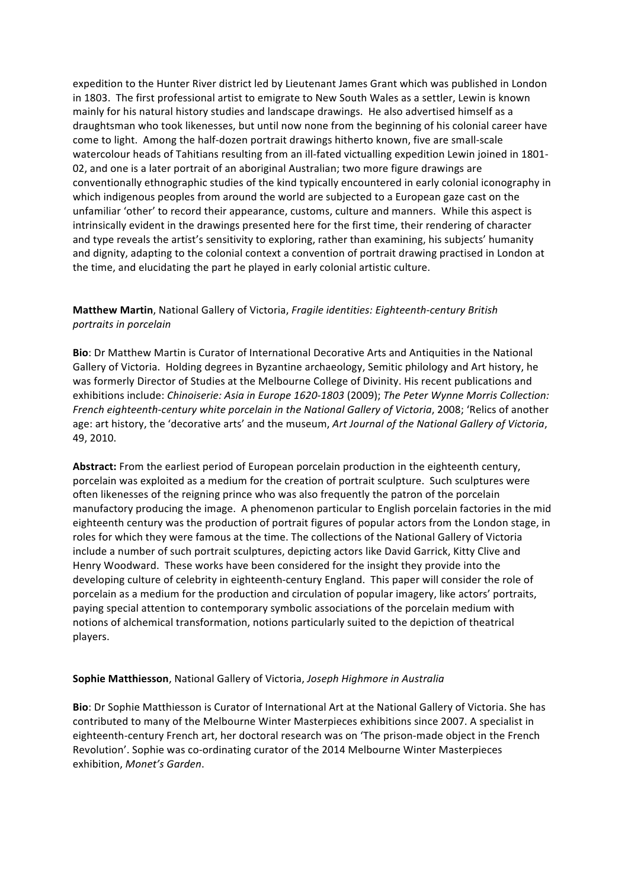expedition to the Hunter River district led by Lieutenant James Grant which was published in London in 1803. The first professional artist to emigrate to New South Wales as a settler, Lewin is known mainly for his natural history studies and landscape drawings. He also advertised himself as a draughtsman who took likenesses, but until now none from the beginning of his colonial career have come to light. Among the half-dozen portrait drawings hitherto known, five are small-scale watercolour heads of Tahitians resulting from an ill-fated victualling expedition Lewin joined in 1801-02, and one is a later portrait of an aboriginal Australian; two more figure drawings are conventionally ethnographic studies of the kind typically encountered in early colonial iconography in which indigenous peoples from around the world are subjected to a European gaze cast on the unfamiliar 'other' to record their appearance, customs, culture and manners. While this aspect is intrinsically evident in the drawings presented here for the first time, their rendering of character and type reveals the artist's sensitivity to exploring, rather than examining, his subjects' humanity and dignity, adapting to the colonial context a convention of portrait drawing practised in London at the time, and elucidating the part he played in early colonial artistic culture.

**Matthew Martin**, National Gallery of Victoria, *Fragile identities: Eighteenth-century British portraits in porcelain*

**Bio**: Dr Matthew Martin is Curator of International Decorative Arts and Antiquities in the National Gallery of Victoria. Holding degrees in Byzantine archaeology, Semitic philology and Art history, he was formerly Director of Studies at the Melbourne College of Divinity. His recent publications and exhibitions include: *Chinoiserie: Asia in Europe 1620-1803* (2009); *The Peter Wynne Morris Collection: French eighteenth-century white porcelain in the National Gallery of Victoria*, 2008; 'Relics of another age: art history, the 'decorative arts' and the museum, *Art Journal of the National Gallery of Victoria*, 49, 2010.

**Abstract:** From the earliest period of European porcelain production in the eighteenth century, porcelain was exploited as a medium for the creation of portrait sculpture. Such sculptures were often likenesses of the reigning prince who was also frequently the patron of the porcelain manufactory producing the image. A phenomenon particular to English porcelain factories in the mid eighteenth century was the production of portrait figures of popular actors from the London stage, in roles for which they were famous at the time. The collections of the National Gallery of Victoria include a number of such portrait sculptures, depicting actors like David Garrick, Kitty Clive and Henry Woodward. These works have been considered for the insight they provide into the developing culture of celebrity in eighteenth-century England. This paper will consider the role of porcelain as a medium for the production and circulation of popular imagery, like actors' portraits, paying special attention to contemporary symbolic associations of the porcelain medium with notions of alchemical transformation, notions particularly suited to the depiction of theatrical players.

**Sophie Matthiesson**, National Gallery of Victoria, *Joseph Highmore in Australia*

**Bio**: Dr Sophie Matthiesson is Curator of International Art at the National Gallery of Victoria. She has contributed to many of the Melbourne Winter Masterpieces exhibitions since 2007. A specialist in eighteenth-century French art, her doctoral research was on 'The prison-made object in the French Revolution'. Sophie was co-ordinating curator of the 2014 Melbourne Winter Masterpieces exhibition, *Monet's Garden*.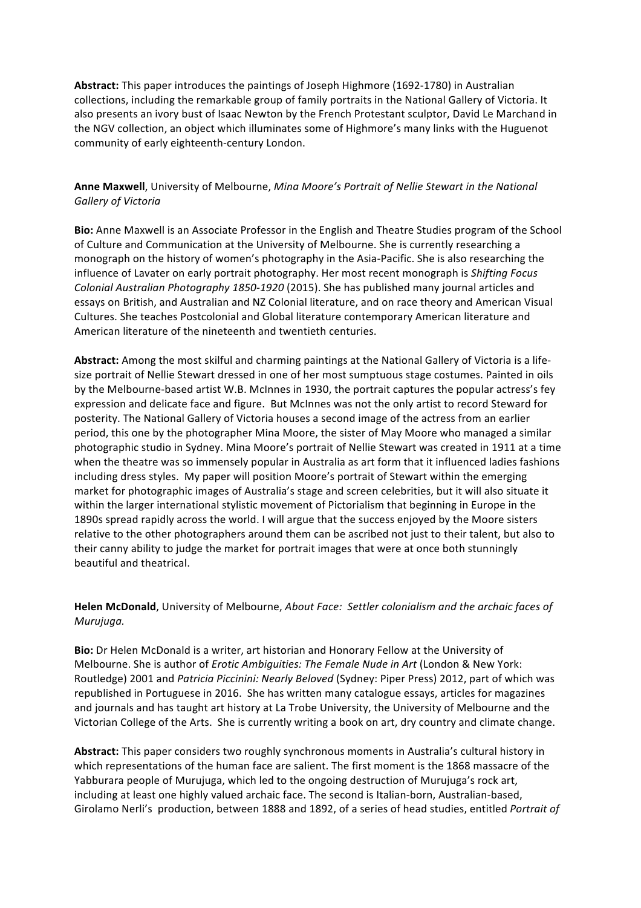**Abstract:** This paper introduces the paintings of Joseph Highmore (1692-1780) in Australian collections, including the remarkable group of family portraits in the National Gallery of Victoria. It also presents an ivory bust of Isaac Newton by the French Protestant sculptor, David Le Marchand in the NGV collection, an object which illuminates some of Highmore's many links with the Huguenot community of early eighteenth-century London.

**Anne Maxwell**, University of Melbourne, *Mina Moore's Portrait of Nellie Stewart in the National Gallery of Victoria*

**Bio:** Anne Maxwell is an Associate Professor in the English and Theatre Studies program of the School of Culture and Communication at the University of Melbourne. She is currently researching a monograph on the history of women's photography in the Asia-Pacific. She is also researching the influence of Lavater on early portrait photography. Her most recent monograph is *Shifting Focus Colonial Australian Photography 1850-1920* (2015). She has published many journal articles and essays on British, and Australian and NZ Colonial literature, and on race theory and American Visual Cultures. She teaches Postcolonial and Global literature contemporary American literature and American literature of the nineteenth and twentieth centuries.

**Abstract:** Among the most skilful and charming paintings at the National Gallery of Victoria is a life-size portrait of Nellie Stewart dressed in one of her most sumptuous stage costumes. Painted in oils by the Melbourne-based artist W.B. McInnes in 1930, the portrait captures the popular actress's fey expression and delicate face and figure. But McInnes was not the only artist to record Steward for posterity. The National Gallery of Victoria houses a second image of the actress from an earlier period, this one by the photographer Mina Moore, the sister of May Moore who managed a similar photographic studio in Sydney. Mina Moore's portrait of Nellie Stewart was created in 1911 at a time when the theatre was so immensely popular in Australia as art form that it influenced ladies fashions including dress styles. My paper will position Moore's portrait of Stewart within the emerging market for photographic images of Australia's stage and screen celebrities, but it will also situate it within the larger international stylistic movement of Pictorialism that beginning in Europe in the 1890s spread rapidly across the world. I will argue that the success enjoyed by the Moore sisters relative to the other photographers around them can be ascribed not just to their talent, but also to their canny ability to judge the market for portrait images that were at once both stunningly beautiful and theatrical.

**Helen McDonald**, University of Melbourne, *About Face: Settler colonialism and the archaic faces of Murujuga.*

**Bio:** Dr Helen McDonald is a writer, art historian and Honorary Fellow at the University of Melbourne. She is author of *Erotic Ambiguities: The Female Nude in Art* (London & New York: Routledge) 2001 and *Patricia Piccinini: Nearly Beloved* (Sydney: Piper Press) 2012, part of which was republished in Portuguese in 2016. She has written many catalogue essays, articles for magazines and journals and has taught art history at La Trobe University, the University of Melbourne and the Victorian College of the Arts. She is currently writing a book on art, dry country and climate change.

**Abstract:** This paper considers two roughly synchronous moments in Australia's cultural history in which representations of the human face are salient. The first moment is the 1868 massacre of the Yabburara people of Murujuga, which led to the ongoing destruction of Murujuga's rock art, including at least one highly valued archaic face. The second is Italian-born, Australian-based, Girolamo Nerli's production, between 1888 and 1892, of a series of head studies, entitled *Portrait of*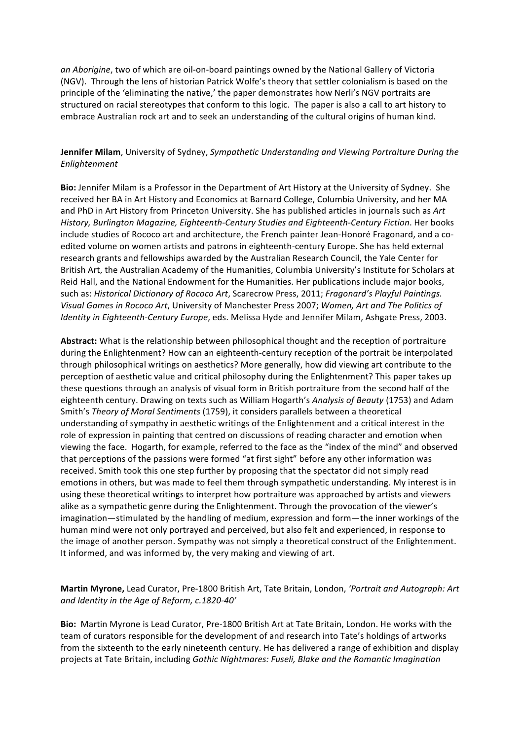*an Aborigine*, two of which are oil-on-board paintings owned by the National Gallery of Victoria (NGV). Through the lens of historian Patrick Wolfe's theory that settler colonialism is based on the principle of the 'eliminating the native,' the paper demonstrates how Nerli's NGV portraits are structured on racial stereotypes that conform to this logic. The paper is also a call to art history to embrace Australian rock art and to seek an understanding of the cultural origins of human kind.

**Jennifer Milam**, University of Sydney, *Sympathetic Understanding and Viewing Portraiture During the Enlightenment*

**Bio:** Jennifer Milam is a Professor in the Department of Art History at the University of Sydney. She received her BA in Art History and Economics at Barnard College, Columbia University, and her MA and PhD in Art History from Princeton University. She has published articles in journals such as *Art History, Burlington Magazine, Eighteenth-Century Studies and Eighteenth-Century Fiction*. Her books include studies of Rococo art and architecture, the French painter Jean-Honoré Fragonard, and a co-edited volume on women artists and patrons in eighteenth-century Europe. She has held external research grants and fellowships awarded by the Australian Research Council, the Yale Center for British Art, the Australian Academy of the Humanities, Columbia University's Institute for Scholars at Reid Hall, and the National Endowment for the Humanities. Her publications include major books, such as: *Historical Dictionary of Rococo Art*, Scarecrow Press, 2011; *Fragonard's Playful Paintings. Visual Games in Rococo Art*, University of Manchester Press 2007; *Women, Art and The Politics of Identity in Eighteenth-Century Europe*, eds. Melissa Hyde and Jennifer Milam, Ashgate Press, 2003.

**Abstract:** What is the relationship between philosophical thought and the reception of portraiture during the Enlightenment? How can an eighteenth-century reception of the portrait be interpolated through philosophical writings on aesthetics? More generally, how did viewing art contribute to the perception of aesthetic value and critical philosophy during the Enlightenment? This paper takes up these questions through an analysis of visual form in British portraiture from the second half of the eighteenth century. Drawing on texts such as William Hogarth's *Analysis of Beauty* (1753) and Adam Smith's *Theory of Moral Sentiments* (1759), it considers parallels between a theoretical understanding of sympathy in aesthetic writings of the Enlightenment and a critical interest in the role of expression in painting that centred on discussions of reading character and emotion when viewing the face. Hogarth, for example, referred to the face as the "index of the mind" and observed that perceptions of the passions were formed "at first sight" before any other information was received. Smith took this one step further by proposing that the spectator did not simply read emotions in others, but was made to feel them through sympathetic understanding. My interest is in using these theoretical writings to interpret how portraiture was approached by artists and viewers alike as a sympathetic genre during the Enlightenment. Through the provocation of the viewer's imagination—stimulated by the handling of medium, expression and form—the inner workings of the human mind were not only portrayed and perceived, but also felt and experienced, in response to the image of another person. Sympathy was not simply a theoretical construct of the Enlightenment. It informed, and was informed by, the very making and viewing of art.

**Martin Myrone,** Lead Curator, Pre-1800 British Art, Tate Britain, London, *'Portrait and Autograph: Art and Identity in the Age of Reform, c.1820-40'*

**Bio:** Martin Myrone is Lead Curator, Pre-1800 British Art at Tate Britain, London. He works with the team of curators responsible for the development of and research into Tate's holdings of artworks from the sixteenth to the early nineteenth century. He has delivered a range of exhibition and display projects at Tate Britain, including *Gothic Nightmares: Fuseli, Blake and the Romantic Imagination*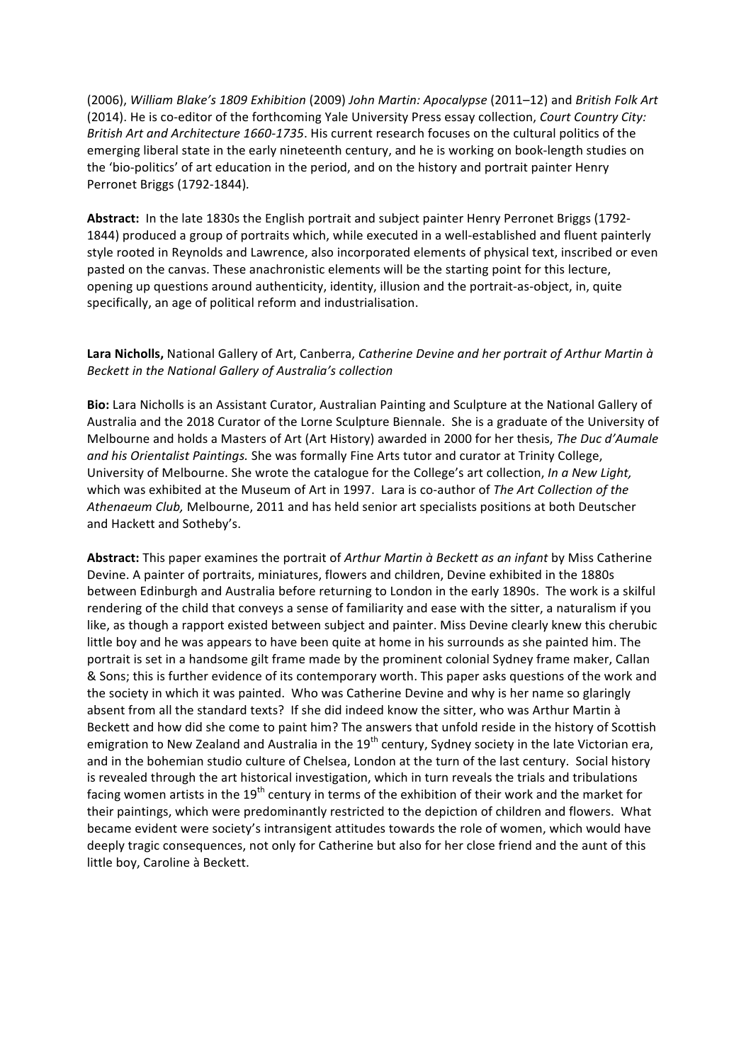(2006), *William Blake's 1809 Exhibition* (2009) *John Martin: Apocalypse* (2011–12) and *British Folk Art* (2014). He is co-editor of the forthcoming Yale University Press essay collection, *Court Country City: British Art and Architecture 1660-1735*. His current research focuses on the cultural politics of the emerging liberal state in the early nineteenth century, and he is working on book-length studies on the 'bio-politics' of art education in the period, and on the history and portrait painter Henry Perronet Briggs (1792-1844).

**Abstract:** In the late 1830s the English portrait and subject painter Henry Perronet Briggs (1792-1844) produced a group of portraits which, while executed in a well-established and fluent painterly style rooted in Reynolds and Lawrence, also incorporated elements of physical text, inscribed or even pasted on the canvas. These anachronistic elements will be the starting point for this lecture, opening up questions around authenticity, identity, illusion and the portrait-as-object, in, quite specifically, an age of political reform and industrialisation.

**Lara Nicholls,** National Gallery of Art, Canberra, *Catherine Devine and her portrait of Arthur Martin à Beckett in the National Gallery of Australia's collection*

**Bio:** Lara Nicholls is an Assistant Curator, Australian Painting and Sculpture at the National Gallery of Australia and the 2018 Curator of the Lorne Sculpture Biennale. She is a graduate of the University of Melbourne and holds a Masters of Art (Art History) awarded in 2000 for her thesis, *The Duc d'Aumale and his Orientalist Paintings.* She was formally Fine Arts tutor and curator at Trinity College, University of Melbourne. She wrote the catalogue for the College's art collection, *In a New Light,* which was exhibited at the Museum of Art in 1997. Lara is co-author of *The Art Collection of the Athenaeum Club,* Melbourne, 2011 and has held senior art specialists positions at both Deutscher and Hackett and Sotheby's.

**Abstract:** This paper examines the portrait of *Arthur Martin à Beckett as an infant* by Miss Catherine Devine. A painter of portraits, miniatures, flowers and children, Devine exhibited in the 1880s between Edinburgh and Australia before returning to London in the early 1890s. The work is a skilful rendering of the child that conveys a sense of familiarity and ease with the sitter, a naturalism if you like, as though a rapport existed between subject and painter. Miss Devine clearly knew this cherubic little boy and he was appears to have been quite at home in his surrounds as she painted him. The portrait is set in a handsome gilt frame made by the prominent colonial Sydney frame maker, Callan & Sons; this is further evidence of its contemporary worth. This paper asks questions of the work and the society in which it was painted. Who was Catherine Devine and why is her name so glaringly absent from all the standard texts? If she did indeed know the sitter, who was Arthur Martin à Beckett and how did she come to paint him? The answers that unfold reside in the history of Scottish emigration to New Zealand and Australia in the 19th century, Sydney society in the late Victorian era, and in the bohemian studio culture of Chelsea, London at the turn of the last century. Social history is revealed through the art historical investigation, which in turn reveals the trials and tribulations facing women artists in the 19th century in terms of the exhibition of their work and the market for their paintings, which were predominantly restricted to the depiction of children and flowers. What became evident were society's intransigent attitudes towards the role of women, which would have deeply tragic consequences, not only for Catherine but also for her close friend and the aunt of this little boy, Caroline à Beckett.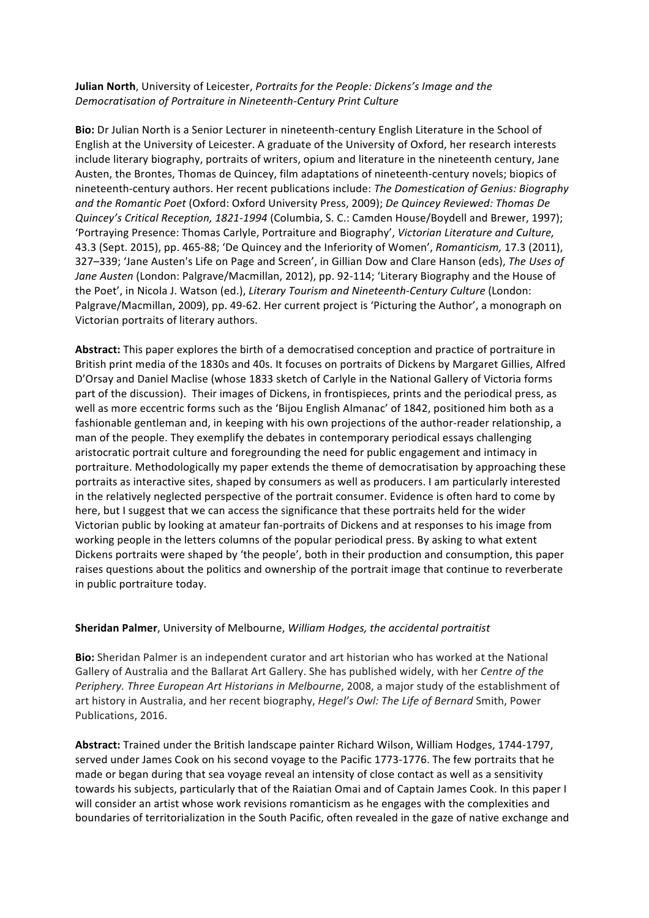**Julian North**, University of Leicester, *Portraits for the People: Dickens's Image and the Democratisation of Portraiture in Nineteenth-Century Print Culture*

**Bio:** Dr Julian North is a Senior Lecturer in nineteenth-century English Literature in the School of English at the University of Leicester. A graduate of the University of Oxford, her research interests include literary biography, portraits of writers, opium and literature in the nineteenth century, Jane Austen, the Brontes, Thomas de Quincey, film adaptations of nineteenth-century novels; biopics of nineteenth-century authors. Her recent publications include: *The Domestication of Genius: Biography and the Romantic Poet* (Oxford: Oxford University Press, 2009); *De Quincey Reviewed: Thomas De Quincey's Critical Reception, 1821-1994* (Columbia, S. C.: Camden House/Boydell and Brewer, 1997); 'Portraying Presence: Thomas Carlyle, Portraiture and Biography', *Victorian Literature and Culture,* 43.3 (Sept. 2015), pp. 465-88; 'De Quincey and the Inferiority of Women', *Romanticism,* 17.3 (2011), 327–339; 'Jane Austen's Life on Page and Screen', in Gillian Dow and Clare Hanson (eds), *The Uses of Jane Austen* (London: Palgrave/Macmillan, 2012), pp. 92-114; 'Literary Biography and the House of the Poet', in Nicola J. Watson (ed.), *Literary Tourism and Nineteenth-Century Culture* (London: Palgrave/Macmillan, 2009), pp. 49-62. Her current project is 'Picturing the Author', a monograph on Victorian portraits of literary authors.

**Abstract:** This paper explores the birth of a democratised conception and practice of portraiture in British print media of the 1830s and 40s. It focuses on portraits of Dickens by Margaret Gillies, Alfred D'Orsay and Daniel Maclise (whose 1833 sketch of Carlyle in the National Gallery of Victoria forms part of the discussion). Their images of Dickens, in frontispieces, prints and the periodical press, as well as more eccentric forms such as the 'Bijou English Almanac' of 1842, positioned him both as a fashionable gentleman and, in keeping with his own projections of the author-reader relationship, a man of the people. They exemplify the debates in contemporary periodical essays challenging aristocratic portrait culture and foregrounding the need for public engagement and intimacy in portraiture. Methodologically my paper extends the theme of democratisation by approaching these portraits as interactive sites, shaped by consumers as well as producers. I am particularly interested in the relatively neglected perspective of the portrait consumer. Evidence is often hard to come by here, but I suggest that we can access the significance that these portraits held for the wider Victorian public by looking at amateur fan-portraits of Dickens and at responses to his image from working people in the letters columns of the popular periodical press. By asking to what extent Dickens portraits were shaped by 'the people', both in their production and consumption, this paper raises questions about the politics and ownership of the portrait image that continue to reverberate in public portraiture today.

**Sheridan Palmer**, University of Melbourne, *William Hodges, the accidental portraitist*

**Bio:** Sheridan Palmer is an independent curator and art historian who has worked at the National Gallery of Australia and the Ballarat Art Gallery. She has published widely, with her *Centre of the Periphery. Three European Art Historians in Melbourne*, 2008, a major study of the establishment of art history in Australia, and her recent biography, *Hegel's Owl: The Life of Bernard* Smith, Power Publications, 2016.

**Abstract:** Trained under the British landscape painter Richard Wilson, William Hodges, 1744-1797, served under James Cook on his second voyage to the Pacific 1773-1776. The few portraits that he made or began during that sea voyage reveal an intensity of close contact as well as a sensitivity towards his subjects, particularly that of the Raiatian Omai and of Captain James Cook. In this paper I will consider an artist whose work revisions romanticism as he engages with the complexities and boundaries of territorialization in the South Pacific, often revealed in the gaze of native exchange and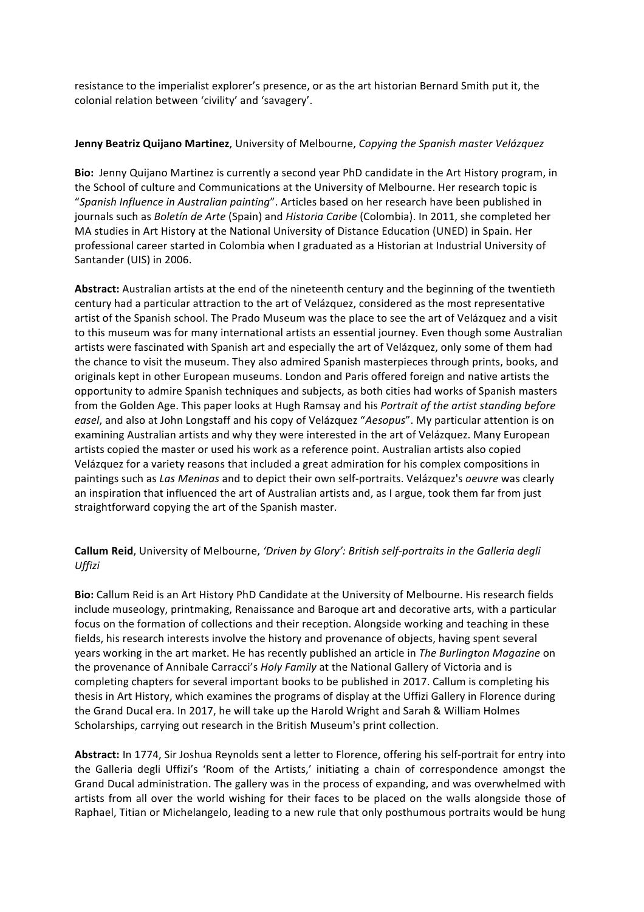resistance to the imperialist explorer's presence, or as the art historian Bernard Smith put it, the colonial relation between 'civility' and 'savagery'.

**Jenny Beatriz Quijano Martinez**, University of Melbourne, *Copying the Spanish master Velázquez*

**Bio:** Jenny Quijano Martinez is currently a second year PhD candidate in the Art History program, in the School of culture and Communications at the University of Melbourne. Her research topic is "*Spanish Influence in Australian painting*". Articles based on her research have been published in journals such as *Boletín de Arte* (Spain) and *Historia Caribe* (Colombia). In 2011, she completed her MA studies in Art History at the National University of Distance Education (UNED) in Spain. Her professional career started in Colombia when I graduated as a Historian at Industrial University of Santander (UIS) in 2006.

**Abstract:** Australian artists at the end of the nineteenth century and the beginning of the twentieth century had a particular attraction to the art of Velázquez, considered as the most representative artist of the Spanish school. The Prado Museum was the place to see the art of Velázquez and a visit to this museum was for many international artists an essential journey. Even though some Australian artists were fascinated with Spanish art and especially the art of Velázquez, only some of them had the chance to visit the museum. They also admired Spanish masterpieces through prints, books, and originals kept in other European museums. London and Paris offered foreign and native artists the opportunity to admire Spanish techniques and subjects, as both cities had works of Spanish masters from the Golden Age. This paper looks at Hugh Ramsay and his *Portrait of the artist standing before easel*, and also at John Longstaff and his copy of Velázquez "*Aesopus*". My particular attention is on examining Australian artists and why they were interested in the art of Velázquez. Many European artists copied the master or used his work as a reference point. Australian artists also copied Velázquez for a variety reasons that included a great admiration for his complex compositions in paintings such as *Las Meninas* and to depict their own self-portraits. Velázquez's *oeuvre* was clearly an inspiration that influenced the art of Australian artists and, as I argue, took them far from just straightforward copying the art of the Spanish master.

**Callum Reid**, University of Melbourne, *'Driven by Glory': British self-portraits in the Galleria degli Uffizi*

**Bio:** Callum Reid is an Art History PhD Candidate at the University of Melbourne. His research fields include museology, printmaking, Renaissance and Baroque art and decorative arts, with a particular focus on the formation of collections and their reception. Alongside working and teaching in these fields, his research interests involve the history and provenance of objects, having spent several years working in the art market. He has recently published an article in *The Burlington Magazine* on the provenance of Annibale Carracci's *Holy Family* at the National Gallery of Victoria and is completing chapters for several important books to be published in 2017. Callum is completing his thesis in Art History, which examines the programs of display at the Uffizi Gallery in Florence during the Grand Ducal era. In 2017, he will take up the Harold Wright and Sarah & William Holmes Scholarships, carrying out research in the British Museum's print collection.

**Abstract:** In 1774, Sir Joshua Reynolds sent a letter to Florence, offering his self-portrait for entry into the Galleria degli Uffizi's 'Room of the Artists,' initiating a chain of correspondence amongst the Grand Ducal administration. The gallery was in the process of expanding, and was overwhelmed with artists from all over the world wishing for their faces to be placed on the walls alongside those of Raphael, Titian or Michelangelo, leading to a new rule that only posthumous portraits would be hung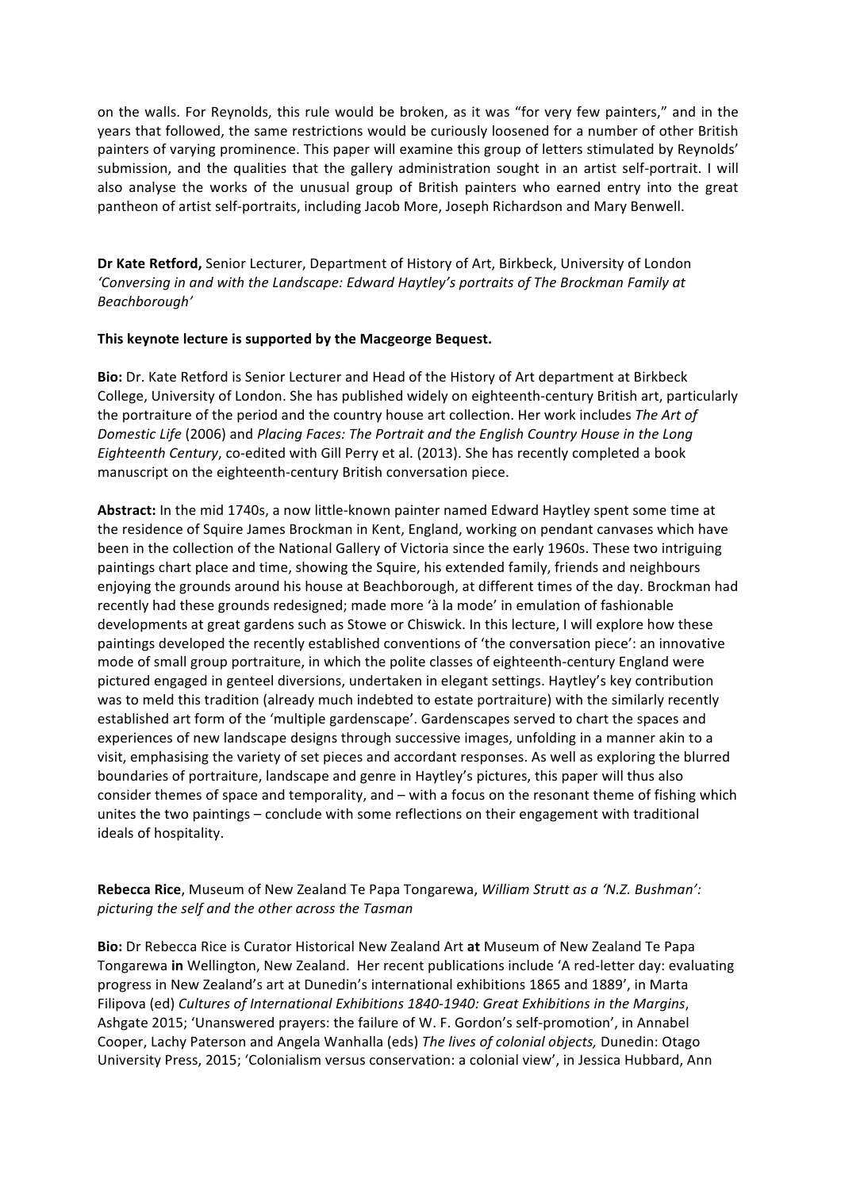on the walls. For Reynolds, this rule would be broken, as it was "for very few painters," and in the years that followed, the same restrictions would be curiously loosened for a number of other British painters of varying prominence. This paper will examine this group of letters stimulated by Reynolds' submission, and the qualities that the gallery administration sought in an artist self-portrait. I will also analyse the works of the unusual group of British painters who earned entry into the great pantheon of artist self-portraits, including Jacob More, Joseph Richardson and Mary Benwell.

**Dr Kate Retford,** Senior Lecturer, Department of History of Art, Birkbeck, University of London
*'Conversing in and with the Landscape: Edward Haytley's portraits of The Brockman Family at Beachborough'*

**This keynote lecture is supported by the Macgeorge Bequest.**

**Bio:** Dr. Kate Retford is Senior Lecturer and Head of the History of Art department at Birkbeck College, University of London. She has published widely on eighteenth-century British art, particularly the portraiture of the period and the country house art collection. Her work includes *The Art of Domestic Life* (2006) and *Placing Faces: The Portrait and the English Country House in the Long Eighteenth Century*, co-edited with Gill Perry et al. (2013). She has recently completed a book manuscript on the eighteenth-century British conversation piece.

**Abstract:** In the mid 1740s, a now little-known painter named Edward Haytley spent some time at the residence of Squire James Brockman in Kent, England, working on pendant canvases which have been in the collection of the National Gallery of Victoria since the early 1960s. These two intriguing paintings chart place and time, showing the Squire, his extended family, friends and neighbours enjoying the grounds around his house at Beachborough, at different times of the day. Brockman had recently had these grounds redesigned; made more 'à la mode' in emulation of fashionable developments at great gardens such as Stowe or Chiswick. In this lecture, I will explore how these paintings developed the recently established conventions of 'the conversation piece': an innovative mode of small group portraiture, in which the polite classes of eighteenth-century England were pictured engaged in genteel diversions, undertaken in elegant settings. Haytley's key contribution was to meld this tradition (already much indebted to estate portraiture) with the similarly recently established art form of the 'multiple gardenscape'. Gardenscapes served to chart the spaces and experiences of new landscape designs through successive images, unfolding in a manner akin to a visit, emphasising the variety of set pieces and accordant responses. As well as exploring the blurred boundaries of portraiture, landscape and genre in Haytley's pictures, this paper will thus also consider themes of space and temporality, and – with a focus on the resonant theme of fishing which unites the two paintings – conclude with some reflections on their engagement with traditional ideals of hospitality.

**Rebecca Rice**, Museum of New Zealand Te Papa Tongarewa, *William Strutt as a 'N.Z. Bushman': picturing the self and the other across the Tasman*

**Bio:** Dr Rebecca Rice is Curator Historical New Zealand Art **at** Museum of New Zealand Te Papa Tongarewa **in** Wellington, New Zealand. Her recent publications include 'A red-letter day: evaluating progress in New Zealand's art at Dunedin's international exhibitions 1865 and 1889', in Marta Filipova (ed) *Cultures of International Exhibitions 1840-1940: Great Exhibitions in the Margins*, Ashgate 2015; 'Unanswered prayers: the failure of W. F. Gordon's self-promotion', in Annabel Cooper, Lachy Paterson and Angela Wanhalla (eds) *The lives of colonial objects,* Dunedin: Otago University Press, 2015; 'Colonialism versus conservation: a colonial view', in Jessica Hubbard, Ann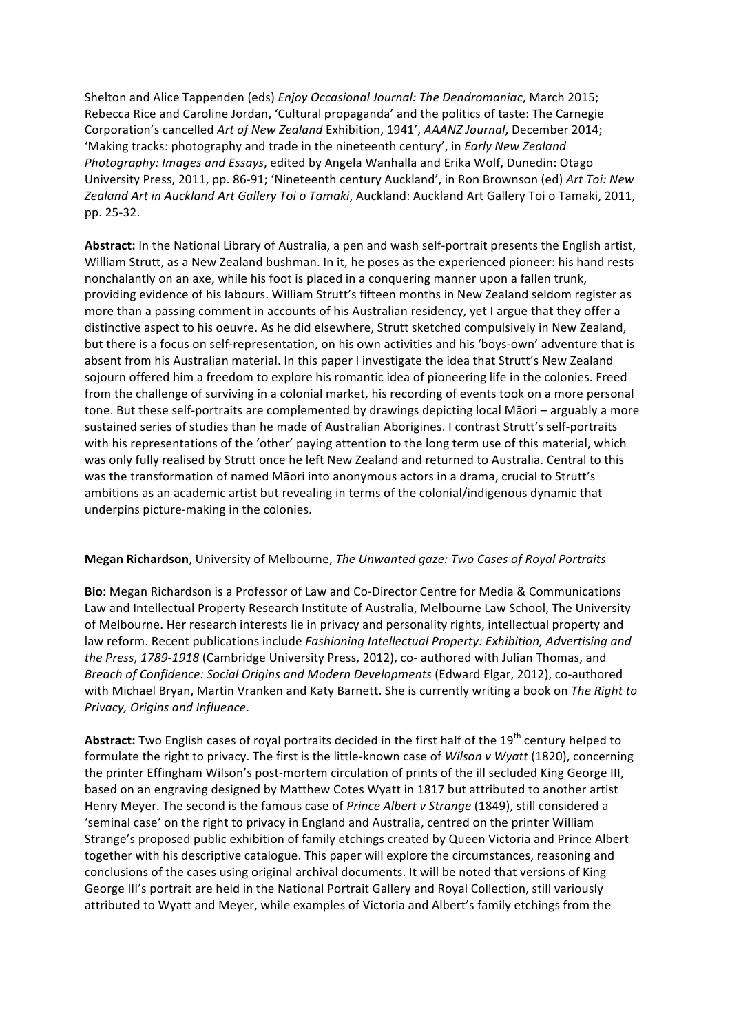Shelton and Alice Tappenden (eds) *Enjoy Occasional Journal: The Dendromaniac*, March 2015; Rebecca Rice and Caroline Jordan, 'Cultural propaganda' and the politics of taste: The Carnegie Corporation's cancelled *Art of New Zealand* Exhibition, 1941', *AAANZ Journal*, December 2014; 'Making tracks: photography and trade in the nineteenth century', in *Early New Zealand Photography: Images and Essays*, edited by Angela Wanhalla and Erika Wolf, Dunedin: Otago University Press, 2011, pp. 86-91; 'Nineteenth century Auckland', in Ron Brownson (ed) *Art Toi: New Zealand Art in Auckland Art Gallery Toi o Tamaki*, Auckland: Auckland Art Gallery Toi o Tamaki, 2011, pp. 25-32.

**Abstract:** In the National Library of Australia, a pen and wash self-portrait presents the English artist, William Strutt, as a New Zealand bushman. In it, he poses as the experienced pioneer: his hand rests nonchalantly on an axe, while his foot is placed in a conquering manner upon a fallen trunk, providing evidence of his labours. William Strutt's fifteen months in New Zealand seldom register as more than a passing comment in accounts of his Australian residency, yet I argue that they offer a distinctive aspect to his oeuvre. As he did elsewhere, Strutt sketched compulsively in New Zealand, but there is a focus on self-representation, on his own activities and his 'boys-own' adventure that is absent from his Australian material. In this paper I investigate the idea that Strutt's New Zealand sojourn offered him a freedom to explore his romantic idea of pioneering life in the colonies. Freed from the challenge of surviving in a colonial market, his recording of events took on a more personal tone. But these self-portraits are complemented by drawings depicting local Māori – arguably a more sustained series of studies than he made of Australian Aborigines. I contrast Strutt's self-portraits with his representations of the 'other' paying attention to the long term use of this material, which was only fully realised by Strutt once he left New Zealand and returned to Australia. Central to this was the transformation of named Māori into anonymous actors in a drama, crucial to Strutt's ambitions as an academic artist but revealing in terms of the colonial/indigenous dynamic that underpins picture-making in the colonies.

**Megan Richardson**, University of Melbourne, *The Unwanted gaze: Two Cases of Royal Portraits*

**Bio:** Megan Richardson is a Professor of Law and Co-Director Centre for Media & Communications Law and Intellectual Property Research Institute of Australia, Melbourne Law School, The University of Melbourne. Her research interests lie in privacy and personality rights, intellectual property and law reform. Recent publications include *Fashioning Intellectual Property: Exhibition, Advertising and the Press, 1789-1918* (Cambridge University Press, 2012), co- authored with Julian Thomas, and *Breach of Confidence: Social Origins and Modern Developments* (Edward Elgar, 2012), co-authored with Michael Bryan, Martin Vranken and Katy Barnett. She is currently writing a book on *The Right to Privacy, Origins and Influence*.

**Abstract:** Two English cases of royal portraits decided in the first half of the 19th century helped to formulate the right to privacy. The first is the little-known case of *Wilson v Wyatt* (1820), concerning the printer Effingham Wilson's post-mortem circulation of prints of the ill secluded King George III, based on an engraving designed by Matthew Cotes Wyatt in 1817 but attributed to another artist Henry Meyer. The second is the famous case of *Prince Albert v Strange* (1849), still considered a 'seminal case' on the right to privacy in England and Australia, centred on the printer William Strange's proposed public exhibition of family etchings created by Queen Victoria and Prince Albert together with his descriptive catalogue. This paper will explore the circumstances, reasoning and conclusions of the cases using original archival documents. It will be noted that versions of King George III's portrait are held in the National Portrait Gallery and Royal Collection, still variously attributed to Wyatt and Meyer, while examples of Victoria and Albert's family etchings from the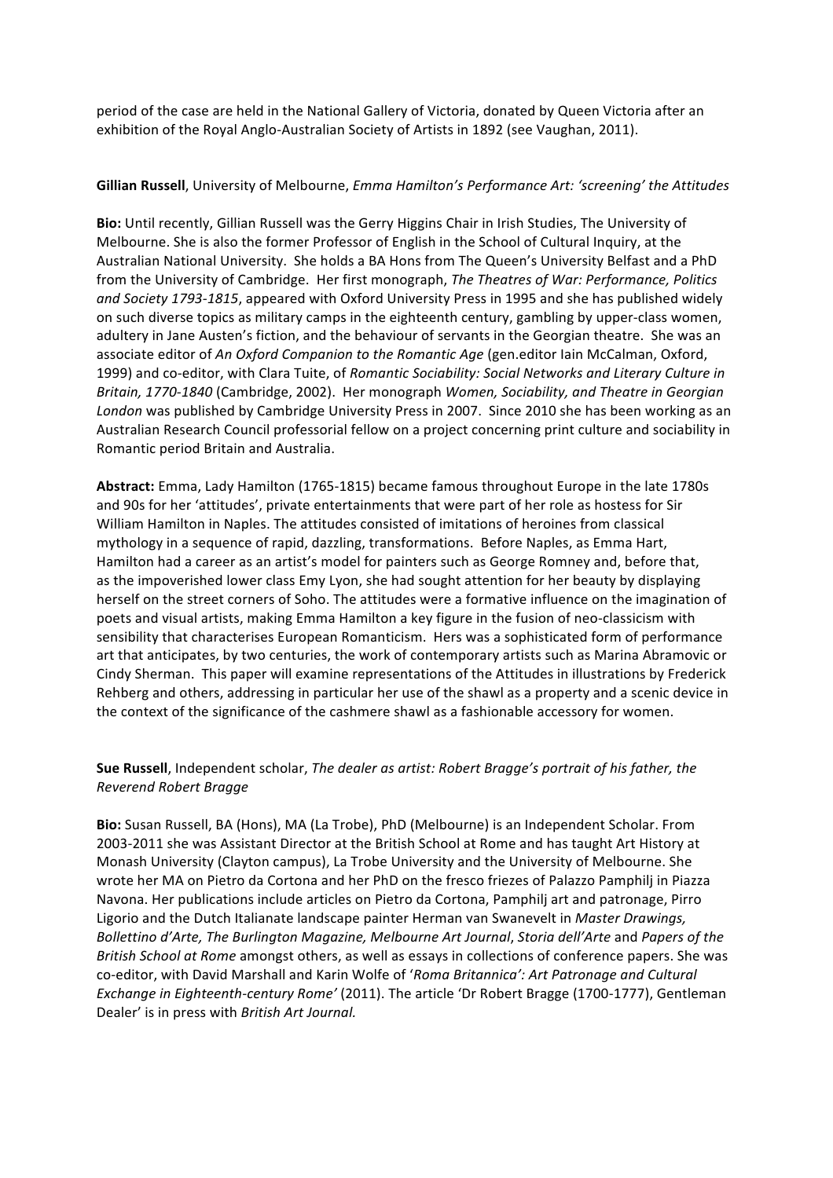period of the case are held in the National Gallery of Victoria, donated by Queen Victoria after an exhibition of the Royal Anglo-Australian Society of Artists in 1892 (see Vaughan, 2011).

**Gillian Russell**, University of Melbourne, *Emma Hamilton's Performance Art: 'screening' the Attitudes*

**Bio:** Until recently, Gillian Russell was the Gerry Higgins Chair in Irish Studies, The University of Melbourne. She is also the former Professor of English in the School of Cultural Inquiry, at the Australian National University. She holds a BA Hons from The Queen's University Belfast and a PhD from the University of Cambridge. Her first monograph, *The Theatres of War: Performance, Politics and Society 1793-1815*, appeared with Oxford University Press in 1995 and she has published widely on such diverse topics as military camps in the eighteenth century, gambling by upper-class women, adultery in Jane Austen's fiction, and the behaviour of servants in the Georgian theatre. She was an associate editor of *An Oxford Companion to the Romantic Age* (gen.editor Iain McCalman, Oxford, 1999) and co-editor, with Clara Tuite, of *Romantic Sociability: Social Networks and Literary Culture in Britain, 1770-1840* (Cambridge, 2002). Her monograph *Women, Sociability, and Theatre in Georgian London* was published by Cambridge University Press in 2007. Since 2010 she has been working as an Australian Research Council professorial fellow on a project concerning print culture and sociability in Romantic period Britain and Australia.

**Abstract:** Emma, Lady Hamilton (1765-1815) became famous throughout Europe in the late 1780s and 90s for her 'attitudes', private entertainments that were part of her role as hostess for Sir William Hamilton in Naples. The attitudes consisted of imitations of heroines from classical mythology in a sequence of rapid, dazzling, transformations. Before Naples, as Emma Hart, Hamilton had a career as an artist's model for painters such as George Romney and, before that, as the impoverished lower class Emy Lyon, she had sought attention for her beauty by displaying herself on the street corners of Soho. The attitudes were a formative influence on the imagination of poets and visual artists, making Emma Hamilton a key figure in the fusion of neo-classicism with sensibility that characterises European Romanticism. Hers was a sophisticated form of performance art that anticipates, by two centuries, the work of contemporary artists such as Marina Abramovic or Cindy Sherman. This paper will examine representations of the Attitudes in illustrations by Frederick Rehberg and others, addressing in particular her use of the shawl as a property and a scenic device in the context of the significance of the cashmere shawl as a fashionable accessory for women.

**Sue Russell**, Independent scholar, *The dealer as artist: Robert Bragge's portrait of his father, the Reverend Robert Bragge*

**Bio:** Susan Russell, BA (Hons), MA (La Trobe), PhD (Melbourne) is an Independent Scholar. From 2003-2011 she was Assistant Director at the British School at Rome and has taught Art History at Monash University (Clayton campus), La Trobe University and the University of Melbourne. She wrote her MA on Pietro da Cortona and her PhD on the fresco friezes of Palazzo Pamphilj in Piazza Navona. Her publications include articles on Pietro da Cortona, Pamphilj art and patronage, Pirro Ligorio and the Dutch Italianate landscape painter Herman van Swanevelt in *Master Drawings, Bollettino d'Arte, The Burlington Magazine, Melbourne Art Journal*, *Storia dell'Arte* and *Papers of the British School at Rome* amongst others, as well as essays in collections of conference papers. She was co-editor, with David Marshall and Karin Wolfe of '*Roma Britannica': Art Patronage and Cultural Exchange in Eighteenth-century Rome'* (2011). The article 'Dr Robert Bragge (1700-1777), Gentleman Dealer' is in press with *British Art Journal.*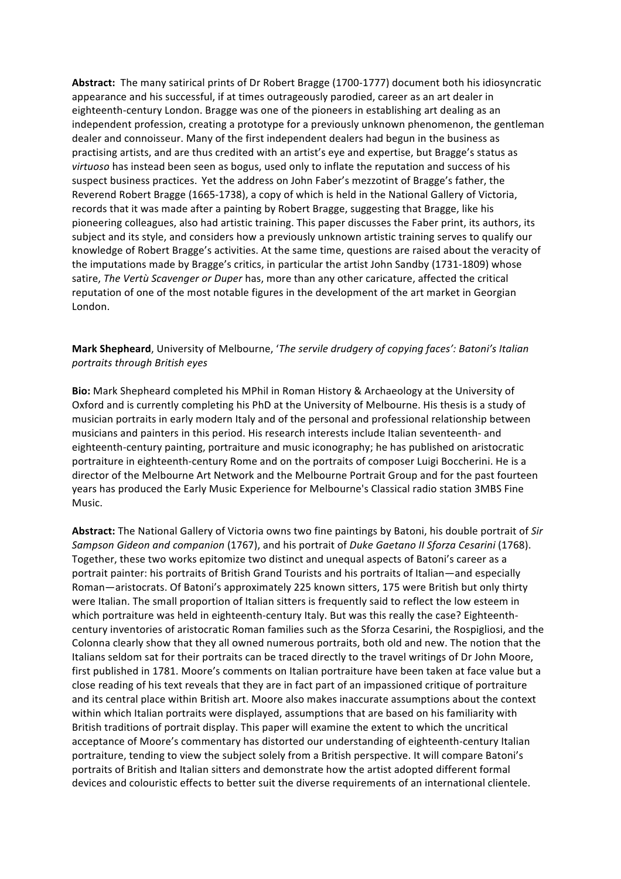**Abstract:** The many satirical prints of Dr Robert Bragge (1700-1777) document both his idiosyncratic appearance and his successful, if at times outrageously parodied, career as an art dealer in eighteenth-century London. Bragge was one of the pioneers in establishing art dealing as an independent profession, creating a prototype for a previously unknown phenomenon, the gentleman dealer and connoisseur. Many of the first independent dealers had begun in the business as practising artists, and are thus credited with an artist's eye and expertise, but Bragge's status as *virtuoso* has instead been seen as bogus, used only to inflate the reputation and success of his suspect business practices. Yet the address on John Faber's mezzotint of Bragge's father, the Reverend Robert Bragge (1665-1738), a copy of which is held in the National Gallery of Victoria, records that it was made after a painting by Robert Bragge, suggesting that Bragge, like his pioneering colleagues, also had artistic training. This paper discusses the Faber print, its authors, its subject and its style, and considers how a previously unknown artistic training serves to qualify our knowledge of Robert Bragge's activities. At the same time, questions are raised about the veracity of the imputations made by Bragge's critics, in particular the artist John Sandby (1731-1809) whose satire, *The Vertù Scavenger or Duper* has, more than any other caricature, affected the critical reputation of one of the most notable figures in the development of the art market in Georgian London.

**Mark Shepheard**, University of Melbourne, '*The servile drudgery of copying faces': Batoni's Italian portraits through British eyes*

**Bio:** Mark Shepheard completed his MPhil in Roman History & Archaeology at the University of Oxford and is currently completing his PhD at the University of Melbourne. His thesis is a study of musician portraits in early modern Italy and of the personal and professional relationship between musicians and painters in this period. His research interests include Italian seventeenth- and eighteenth-century painting, portraiture and music iconography; he has published on aristocratic portraiture in eighteenth-century Rome and on the portraits of composer Luigi Boccherini. He is a director of the Melbourne Art Network and the Melbourne Portrait Group and for the past fourteen years has produced the Early Music Experience for Melbourne's Classical radio station 3MBS Fine Music.

**Abstract:** The National Gallery of Victoria owns two fine paintings by Batoni, his double portrait of *Sir Sampson Gideon and companion* (1767), and his portrait of *Duke Gaetano II Sforza Cesarini* (1768). Together, these two works epitomize two distinct and unequal aspects of Batoni's career as a portrait painter: his portraits of British Grand Tourists and his portraits of Italian—and especially Roman—aristocrats. Of Batoni's approximately 225 known sitters, 175 were British but only thirty were Italian. The small proportion of Italian sitters is frequently said to reflect the low esteem in which portraiture was held in eighteenth-century Italy. But was this really the case? Eighteenth-century inventories of aristocratic Roman families such as the Sforza Cesarini, the Rospigliosi, and the Colonna clearly show that they all owned numerous portraits, both old and new. The notion that the Italians seldom sat for their portraits can be traced directly to the travel writings of Dr John Moore, first published in 1781. Moore's comments on Italian portraiture have been taken at face value but a close reading of his text reveals that they are in fact part of an impassioned critique of portraiture and its central place within British art. Moore also makes inaccurate assumptions about the context within which Italian portraits were displayed, assumptions that are based on his familiarity with British traditions of portrait display. This paper will examine the extent to which the uncritical acceptance of Moore's commentary has distorted our understanding of eighteenth-century Italian portraiture, tending to view the subject solely from a British perspective. It will compare Batoni's portraits of British and Italian sitters and demonstrate how the artist adopted different formal devices and colouristic effects to better suit the diverse requirements of an international clientele.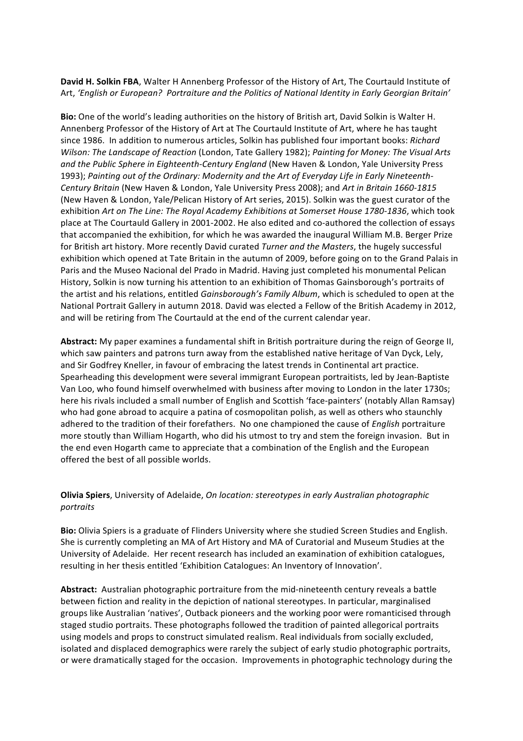**David H. Solkin FBA**, Walter H Annenberg Professor of the History of Art, The Courtauld Institute of Art, *'English or European? Portraiture and the Politics of National Identity in Early Georgian Britain'*

**Bio:** One of the world's leading authorities on the history of British art, David Solkin is Walter H. Annenberg Professor of the History of Art at The Courtauld Institute of Art, where he has taught since 1986. In addition to numerous articles, Solkin has published four important books: *Richard Wilson: The Landscape of Reaction* (London, Tate Gallery 1982); *Painting for Money: The Visual Arts and the Public Sphere in Eighteenth-Century England* (New Haven & London, Yale University Press 1993); *Painting out of the Ordinary: Modernity and the Art of Everyday Life in Early Nineteenth-Century Britain* (New Haven & London, Yale University Press 2008); and *Art in Britain 1660-1815* (New Haven & London, Yale/Pelican History of Art series, 2015). Solkin was the guest curator of the exhibition *Art on The Line: The Royal Academy Exhibitions at Somerset House 1780-1836*, which took place at The Courtauld Gallery in 2001-2002. He also edited and co-authored the collection of essays that accompanied the exhibition, for which he was awarded the inaugural William M.B. Berger Prize for British art history. More recently David curated *Turner and the Masters*, the hugely successful exhibition which opened at Tate Britain in the autumn of 2009, before going on to the Grand Palais in Paris and the Museo Nacional del Prado in Madrid. Having just completed his monumental Pelican History, Solkin is now turning his attention to an exhibition of Thomas Gainsborough's portraits of the artist and his relations, entitled *Gainsborough's Family Album*, which is scheduled to open at the National Portrait Gallery in autumn 2018. David was elected a Fellow of the British Academy in 2012, and will be retiring from The Courtauld at the end of the current calendar year.

**Abstract:** My paper examines a fundamental shift in British portraiture during the reign of George II, which saw painters and patrons turn away from the established native heritage of Van Dyck, Lely, and Sir Godfrey Kneller, in favour of embracing the latest trends in Continental art practice. Spearheading this development were several immigrant European portraitists, led by Jean-Baptiste Van Loo, who found himself overwhelmed with business after moving to London in the later 1730s; here his rivals included a small number of English and Scottish 'face-painters' (notably Allan Ramsay) who had gone abroad to acquire a patina of cosmopolitan polish, as well as others who staunchly adhered to the tradition of their forefathers. No one championed the cause of *English* portraiture more stoutly than William Hogarth, who did his utmost to try and stem the foreign invasion. But in the end even Hogarth came to appreciate that a combination of the English and the European offered the best of all possible worlds.

**Olivia Spiers**, University of Adelaide, *On location: stereotypes in early Australian photographic portraits*

**Bio:** Olivia Spiers is a graduate of Flinders University where she studied Screen Studies and English. She is currently completing an MA of Art History and MA of Curatorial and Museum Studies at the University of Adelaide. Her recent research has included an examination of exhibition catalogues, resulting in her thesis entitled 'Exhibition Catalogues: An Inventory of Innovation'.

**Abstract:** Australian photographic portraiture from the mid-nineteenth century reveals a battle between fiction and reality in the depiction of national stereotypes. In particular, marginalised groups like Australian 'natives', Outback pioneers and the working poor were romanticised through staged studio portraits. These photographs followed the tradition of painted allegorical portraits using models and props to construct simulated realism. Real individuals from socially excluded, isolated and displaced demographics were rarely the subject of early studio photographic portraits, or were dramatically staged for the occasion. Improvements in photographic technology during the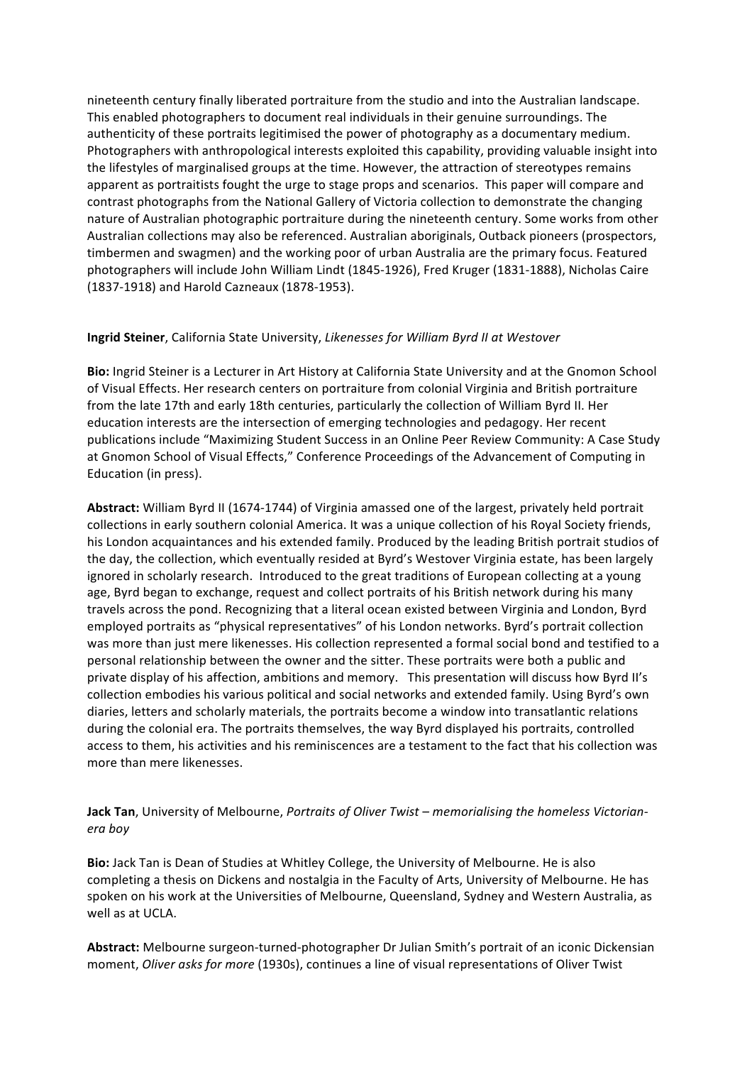nineteenth century finally liberated portraiture from the studio and into the Australian landscape. This enabled photographers to document real individuals in their genuine surroundings. The authenticity of these portraits legitimised the power of photography as a documentary medium. Photographers with anthropological interests exploited this capability, providing valuable insight into the lifestyles of marginalised groups at the time. However, the attraction of stereotypes remains apparent as portraitists fought the urge to stage props and scenarios. This paper will compare and contrast photographs from the National Gallery of Victoria collection to demonstrate the changing nature of Australian photographic portraiture during the nineteenth century. Some works from other Australian collections may also be referenced. Australian aboriginals, Outback pioneers (prospectors, timbermen and swagmen) and the working poor of urban Australia are the primary focus. Featured photographers will include John William Lindt (1845-1926), Fred Kruger (1831-1888), Nicholas Caire (1837-1918) and Harold Cazneaux (1878-1953).

**Ingrid Steiner**, California State University, *Likenesses for William Byrd II at Westover*

**Bio:** Ingrid Steiner is a Lecturer in Art History at California State University and at the Gnomon School of Visual Effects. Her research centers on portraiture from colonial Virginia and British portraiture from the late 17th and early 18th centuries, particularly the collection of William Byrd II. Her education interests are the intersection of emerging technologies and pedagogy. Her recent publications include "Maximizing Student Success in an Online Peer Review Community: A Case Study at Gnomon School of Visual Effects," Conference Proceedings of the Advancement of Computing in Education (in press).

**Abstract:** William Byrd II (1674-1744) of Virginia amassed one of the largest, privately held portrait collections in early southern colonial America. It was a unique collection of his Royal Society friends, his London acquaintances and his extended family. Produced by the leading British portrait studios of the day, the collection, which eventually resided at Byrd's Westover Virginia estate, has been largely ignored in scholarly research. Introduced to the great traditions of European collecting at a young age, Byrd began to exchange, request and collect portraits of his British network during his many travels across the pond. Recognizing that a literal ocean existed between Virginia and London, Byrd employed portraits as "physical representatives" of his London networks. Byrd's portrait collection was more than just mere likenesses. His collection represented a formal social bond and testified to a personal relationship between the owner and the sitter. These portraits were both a public and private display of his affection, ambitions and memory. This presentation will discuss how Byrd II's collection embodies his various political and social networks and extended family. Using Byrd's own diaries, letters and scholarly materials, the portraits become a window into transatlantic relations during the colonial era. The portraits themselves, the way Byrd displayed his portraits, controlled access to them, his activities and his reminiscences are a testament to the fact that his collection was more than mere likenesses.

**Jack Tan**, University of Melbourne, *Portraits of Oliver Twist – memorialising the homeless Victorian-era boy*

**Bio:** Jack Tan is Dean of Studies at Whitley College, the University of Melbourne. He is also completing a thesis on Dickens and nostalgia in the Faculty of Arts, University of Melbourne. He has spoken on his work at the Universities of Melbourne, Queensland, Sydney and Western Australia, as well as at UCLA.

**Abstract:** Melbourne surgeon-turned-photographer Dr Julian Smith's portrait of an iconic Dickensian moment, *Oliver asks for more* (1930s), continues a line of visual representations of Oliver Twist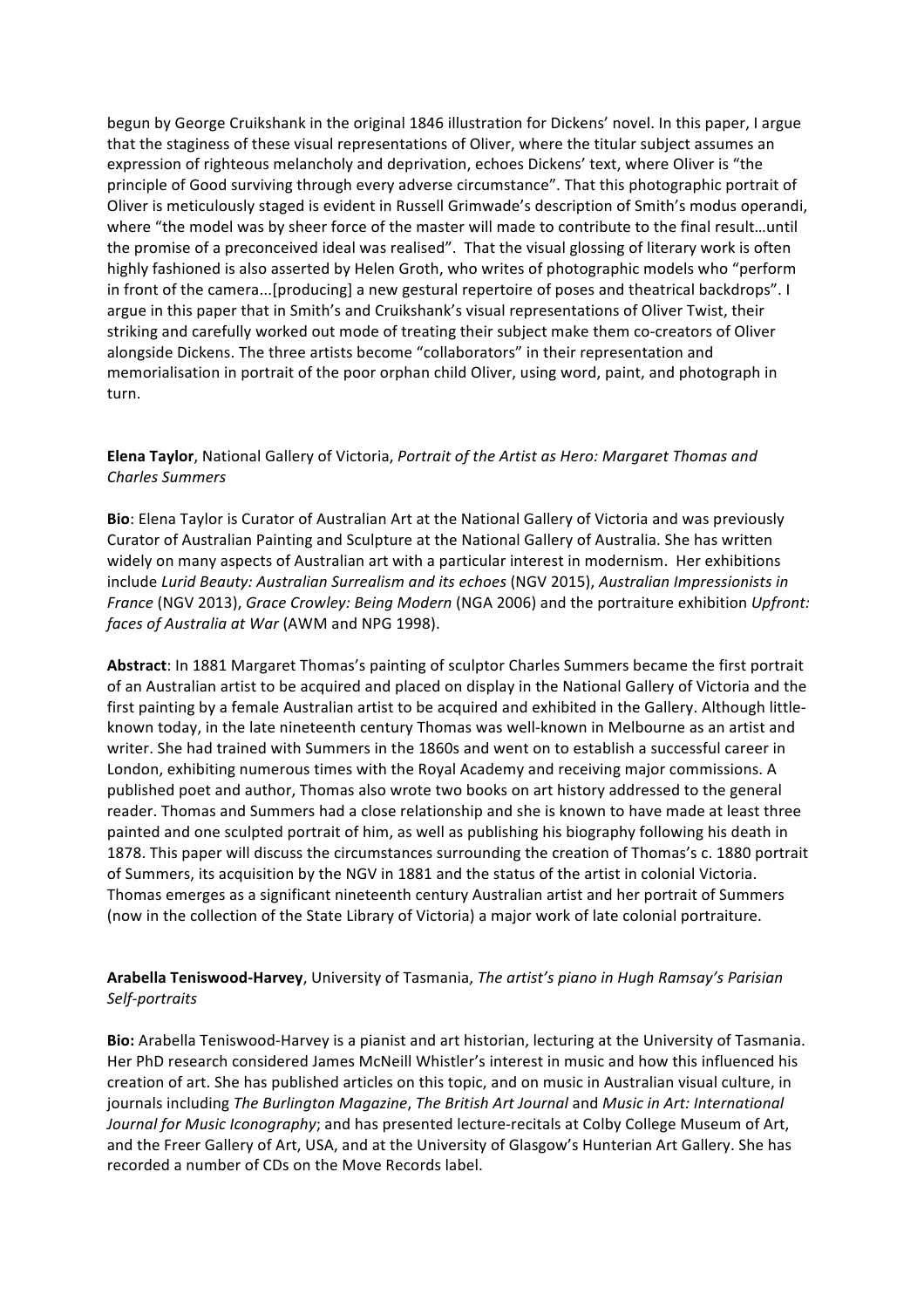begun by George Cruikshank in the original 1846 illustration for Dickens' novel. In this paper, I argue that the staginess of these visual representations of Oliver, where the titular subject assumes an expression of righteous melancholy and deprivation, echoes Dickens' text, where Oliver is "the principle of Good surviving through every adverse circumstance". That this photographic portrait of Oliver is meticulously staged is evident in Russell Grimwade's description of Smith's modus operandi, where "the model was by sheer force of the master will made to contribute to the final result…until the promise of a preconceived ideal was realised". That the visual glossing of literary work is often highly fashioned is also asserted by Helen Groth, who writes of photographic models who "perform in front of the camera...[producing] a new gestural repertoire of poses and theatrical backdrops". I argue in this paper that in Smith's and Cruikshank's visual representations of Oliver Twist, their striking and carefully worked out mode of treating their subject make them co-creators of Oliver alongside Dickens. The three artists become "collaborators" in their representation and memorialisation in portrait of the poor orphan child Oliver, using word, paint, and photograph in turn.

**Elena Taylor**, National Gallery of Victoria, *Portrait of the Artist as Hero: Margaret Thomas and Charles Summers*

**Bio**: Elena Taylor is Curator of Australian Art at the National Gallery of Victoria and was previously Curator of Australian Painting and Sculpture at the National Gallery of Australia. She has written widely on many aspects of Australian art with a particular interest in modernism. Her exhibitions include *Lurid Beauty: Australian Surrealism and its echoes* (NGV 2015), *Australian Impressionists in France* (NGV 2013), *Grace Crowley: Being Modern* (NGA 2006) and the portraiture exhibition *Upfront: faces of Australia at War* (AWM and NPG 1998).

**Abstract**: In 1881 Margaret Thomas's painting of sculptor Charles Summers became the first portrait of an Australian artist to be acquired and placed on display in the National Gallery of Victoria and the first painting by a female Australian artist to be acquired and exhibited in the Gallery. Although little-known today, in the late nineteenth century Thomas was well-known in Melbourne as an artist and writer. She had trained with Summers in the 1860s and went on to establish a successful career in London, exhibiting numerous times with the Royal Academy and receiving major commissions. A published poet and author, Thomas also wrote two books on art history addressed to the general reader. Thomas and Summers had a close relationship and she is known to have made at least three painted and one sculpted portrait of him, as well as publishing his biography following his death in 1878. This paper will discuss the circumstances surrounding the creation of Thomas's c. 1880 portrait of Summers, its acquisition by the NGV in 1881 and the status of the artist in colonial Victoria. Thomas emerges as a significant nineteenth century Australian artist and her portrait of Summers (now in the collection of the State Library of Victoria) a major work of late colonial portraiture.

**Arabella Teniswood-Harvey**, University of Tasmania, *The artist's piano in Hugh Ramsay's Parisian Self-portraits*

**Bio:** Arabella Teniswood-Harvey is a pianist and art historian, lecturing at the University of Tasmania. Her PhD research considered James McNeill Whistler's interest in music and how this influenced his creation of art. She has published articles on this topic, and on music in Australian visual culture, in journals including *The Burlington Magazine*, *The British Art Journal* and *Music in Art: International Journal for Music Iconography*; and has presented lecture-recitals at Colby College Museum of Art, and the Freer Gallery of Art, USA, and at the University of Glasgow's Hunterian Art Gallery. She has recorded a number of CDs on the Move Records label.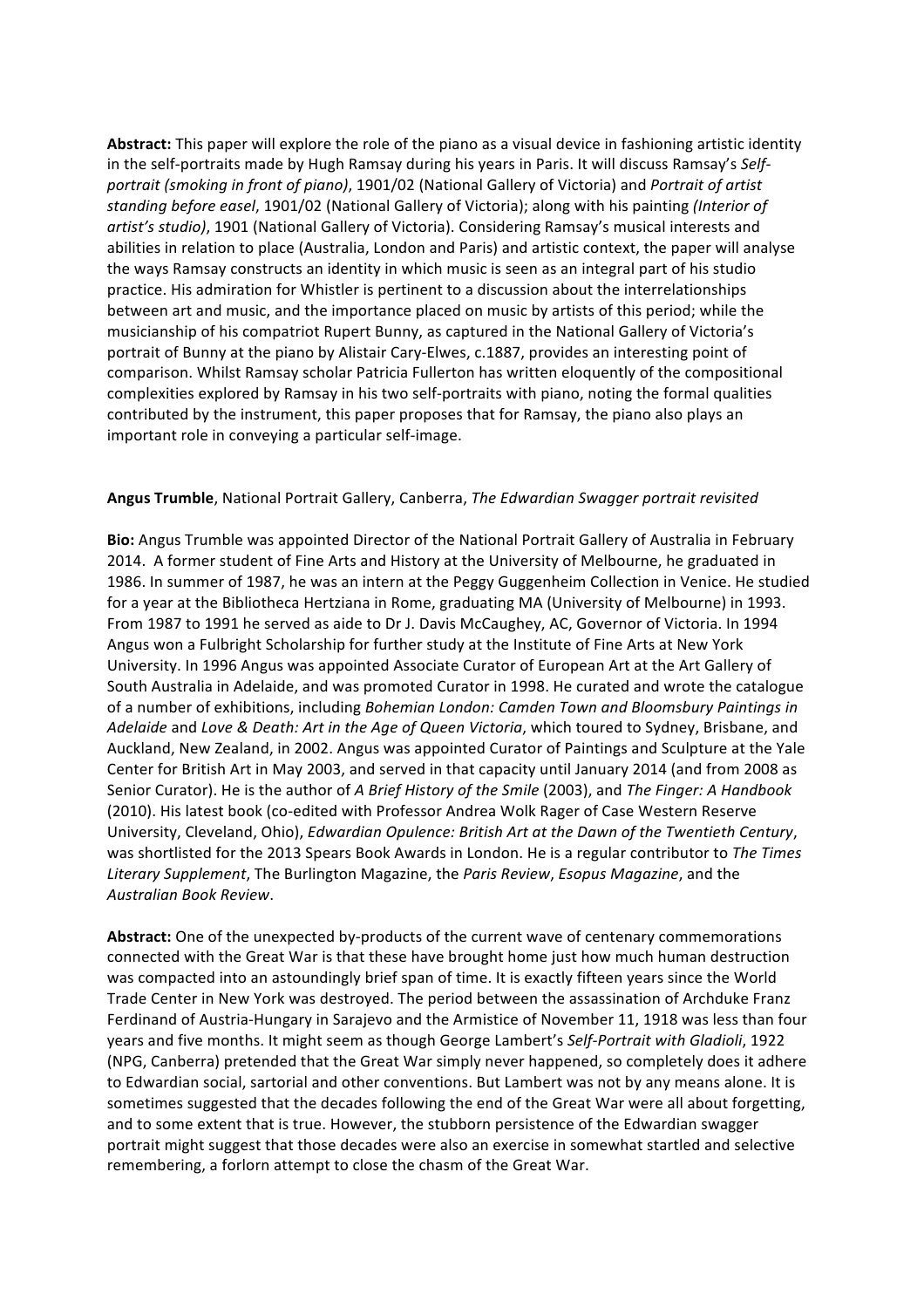**Abstract:** This paper will explore the role of the piano as a visual device in fashioning artistic identity in the self-portraits made by Hugh Ramsay during his years in Paris. It will discuss Ramsay's *Self-portrait (smoking in front of piano)*, 1901/02 (National Gallery of Victoria) and *Portrait of artist standing before easel*, 1901/02 (National Gallery of Victoria); along with his painting *(Interior of artist's studio)*, 1901 (National Gallery of Victoria). Considering Ramsay's musical interests and abilities in relation to place (Australia, London and Paris) and artistic context, the paper will analyse the ways Ramsay constructs an identity in which music is seen as an integral part of his studio practice. His admiration for Whistler is pertinent to a discussion about the interrelationships between art and music, and the importance placed on music by artists of this period; while the musicianship of his compatriot Rupert Bunny, as captured in the National Gallery of Victoria's portrait of Bunny at the piano by Alistair Cary-Elwes, c.1887, provides an interesting point of comparison. Whilst Ramsay scholar Patricia Fullerton has written eloquently of the compositional complexities explored by Ramsay in his two self-portraits with piano, noting the formal qualities contributed by the instrument, this paper proposes that for Ramsay, the piano also plays an important role in conveying a particular self-image.

**Angus Trumble**, National Portrait Gallery, Canberra, *The Edwardian Swagger portrait revisited*

**Bio:** Angus Trumble was appointed Director of the National Portrait Gallery of Australia in February 2014. A former student of Fine Arts and History at the University of Melbourne, he graduated in 1986. In summer of 1987, he was an intern at the Peggy Guggenheim Collection in Venice. He studied for a year at the Bibliotheca Hertziana in Rome, graduating MA (University of Melbourne) in 1993. From 1987 to 1991 he served as aide to Dr J. Davis McCaughey, AC, Governor of Victoria. In 1994 Angus won a Fulbright Scholarship for further study at the Institute of Fine Arts at New York University. In 1996 Angus was appointed Associate Curator of European Art at the Art Gallery of South Australia in Adelaide, and was promoted Curator in 1998. He curated and wrote the catalogue of a number of exhibitions, including *Bohemian London: Camden Town and Bloomsbury Paintings in Adelaide* and *Love & Death: Art in the Age of Queen Victoria*, which toured to Sydney, Brisbane, and Auckland, New Zealand, in 2002. Angus was appointed Curator of Paintings and Sculpture at the Yale Center for British Art in May 2003, and served in that capacity until January 2014 (and from 2008 as Senior Curator). He is the author of *A Brief History of the Smile* (2003), and *The Finger: A Handbook* (2010). His latest book (co-edited with Professor Andrea Wolk Rager of Case Western Reserve University, Cleveland, Ohio), *Edwardian Opulence: British Art at the Dawn of the Twentieth Century*, was shortlisted for the 2013 Spears Book Awards in London. He is a regular contributor to *The Times Literary Supplement*, The Burlington Magazine, the *Paris Review*, *Esopus Magazine*, and the *Australian Book Review*.

**Abstract:** One of the unexpected by-products of the current wave of centenary commemorations connected with the Great War is that these have brought home just how much human destruction was compacted into an astoundingly brief span of time. It is exactly fifteen years since the World Trade Center in New York was destroyed. The period between the assassination of Archduke Franz Ferdinand of Austria-Hungary in Sarajevo and the Armistice of November 11, 1918 was less than four years and five months. It might seem as though George Lambert's *Self-Portrait with Gladioli*, 1922 (NPG, Canberra) pretended that the Great War simply never happened, so completely does it adhere to Edwardian social, sartorial and other conventions. But Lambert was not by any means alone. It is sometimes suggested that the decades following the end of the Great War were all about forgetting, and to some extent that is true. However, the stubborn persistence of the Edwardian swagger portrait might suggest that those decades were also an exercise in somewhat startled and selective remembering, a forlorn attempt to close the chasm of the Great War.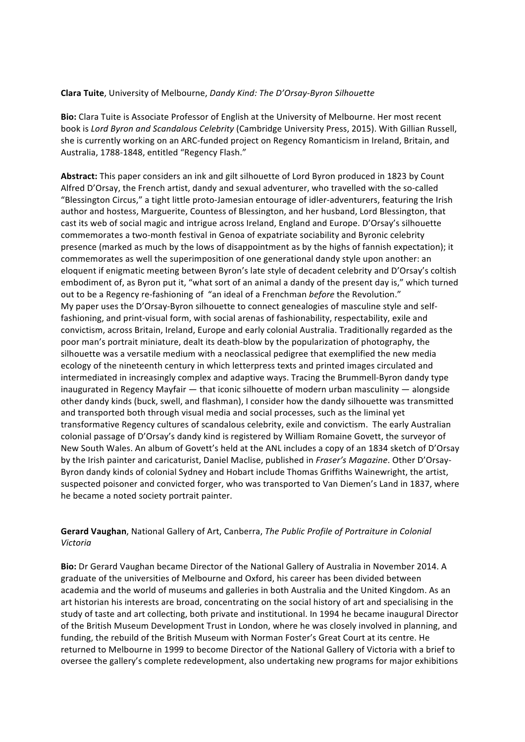**Clara Tuite**, University of Melbourne, *Dandy Kind: The D'Orsay-Byron Silhouette*

**Bio:** Clara Tuite is Associate Professor of English at the University of Melbourne. Her most recent book is *Lord Byron and Scandalous Celebrity* (Cambridge University Press, 2015). With Gillian Russell, she is currently working on an ARC-funded project on Regency Romanticism in Ireland, Britain, and Australia, 1788-1848, entitled "Regency Flash."

**Abstract:** This paper considers an ink and gilt silhouette of Lord Byron produced in 1823 by Count Alfred D'Orsay, the French artist, dandy and sexual adventurer, who travelled with the so-called "Blessington Circus," a tight little proto-Jamesian entourage of idler-adventurers, featuring the Irish author and hostess, Marguerite, Countess of Blessington, and her husband, Lord Blessington, that cast its web of social magic and intrigue across Ireland, England and Europe. D'Orsay's silhouette commemorates a two-month festival in Genoa of expatriate sociability and Byronic celebrity presence (marked as much by the lows of disappointment as by the highs of fannish expectation); it commemorates as well the superimposition of one generational dandy style upon another: an eloquent if enigmatic meeting between Byron's late style of decadent celebrity and D'Orsay's coltish embodiment of, as Byron put it, "what sort of an animal a dandy of the present day is," which turned out to be a Regency re-fashioning of "an ideal of a Frenchman *before* the Revolution."
My paper uses the D'Orsay-Byron silhouette to connect genealogies of masculine style and self-fashioning, and print-visual form, with social arenas of fashionability, respectability, exile and convictism, across Britain, Ireland, Europe and early colonial Australia. Traditionally regarded as the poor man's portrait miniature, dealt its death-blow by the popularization of photography, the silhouette was a versatile medium with a neoclassical pedigree that exemplified the new media ecology of the nineteenth century in which letterpress texts and printed images circulated and intermediated in increasingly complex and adaptive ways. Tracing the Brummell-Byron dandy type inaugurated in Regency Mayfair — that iconic silhouette of modern urban masculinity — alongside other dandy kinds (buck, swell, and flashman), I consider how the dandy silhouette was transmitted and transported both through visual media and social processes, such as the liminal yet transformative Regency cultures of scandalous celebrity, exile and convictism. The early Australian colonial passage of D'Orsay's dandy kind is registered by William Romaine Govett, the surveyor of New South Wales. An album of Govett's held at the ANL includes a copy of an 1834 sketch of D'Orsay by the Irish painter and caricaturist, Daniel Maclise, published in *Fraser's Magazine*. Other D'Orsay-Byron dandy kinds of colonial Sydney and Hobart include Thomas Griffiths Wainewright, the artist, suspected poisoner and convicted forger, who was transported to Van Diemen's Land in 1837, where he became a noted society portrait painter.

**Gerard Vaughan**, National Gallery of Art, Canberra, *The Public Profile of Portraiture in Colonial Victoria*

**Bio:** Dr Gerard Vaughan became Director of the National Gallery of Australia in November 2014. A graduate of the universities of Melbourne and Oxford, his career has been divided between academia and the world of museums and galleries in both Australia and the United Kingdom. As an art historian his interests are broad, concentrating on the social history of art and specialising in the study of taste and art collecting, both private and institutional. In 1994 he became inaugural Director of the British Museum Development Trust in London, where he was closely involved in planning, and funding, the rebuild of the British Museum with Norman Foster's Great Court at its centre. He returned to Melbourne in 1999 to become Director of the National Gallery of Victoria with a brief to oversee the gallery's complete redevelopment, also undertaking new programs for major exhibitions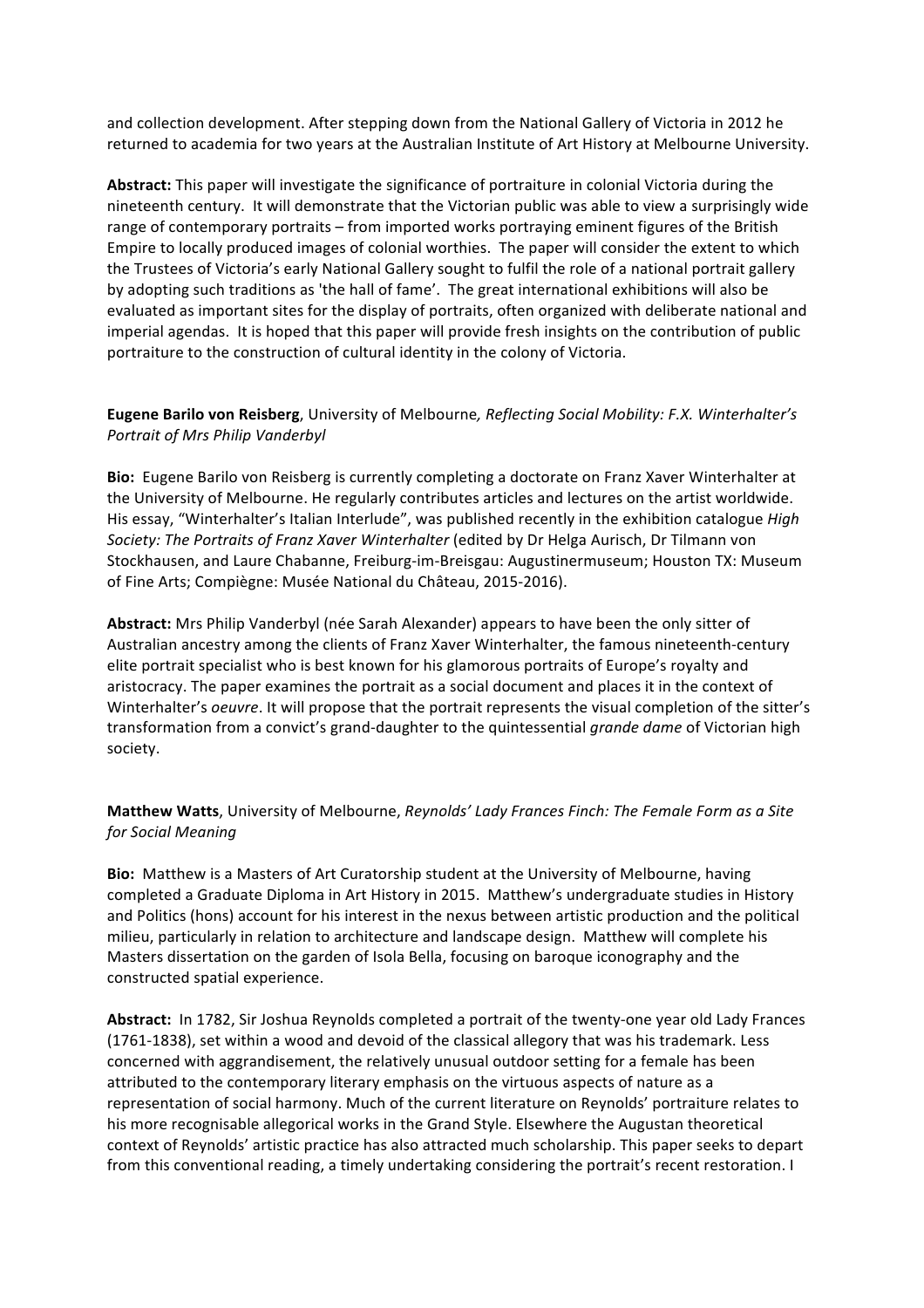and collection development. After stepping down from the National Gallery of Victoria in 2012 he returned to academia for two years at the Australian Institute of Art History at Melbourne University.

**Abstract:** This paper will investigate the significance of portraiture in colonial Victoria during the nineteenth century. It will demonstrate that the Victorian public was able to view a surprisingly wide range of contemporary portraits – from imported works portraying eminent figures of the British Empire to locally produced images of colonial worthies. The paper will consider the extent to which the Trustees of Victoria's early National Gallery sought to fulfil the role of a national portrait gallery by adopting such traditions as 'the hall of fame'. The great international exhibitions will also be evaluated as important sites for the display of portraits, often organized with deliberate national and imperial agendas. It is hoped that this paper will provide fresh insights on the contribution of public portraiture to the construction of cultural identity in the colony of Victoria.

**Eugene Barilo von Reisberg**, University of Melbourne*, Reflecting Social Mobility: F.X. Winterhalter's Portrait of Mrs Philip Vanderbyl*

**Bio:** Eugene Barilo von Reisberg is currently completing a doctorate on Franz Xaver Winterhalter at the University of Melbourne. He regularly contributes articles and lectures on the artist worldwide. His essay, "Winterhalter's Italian Interlude", was published recently in the exhibition catalogue *High Society: The Portraits of Franz Xaver Winterhalter* (edited by Dr Helga Aurisch, Dr Tilmann von Stockhausen, and Laure Chabanne, Freiburg-im-Breisgau: Augustinermuseum; Houston TX: Museum of Fine Arts; Compiègne: Musée National du Château, 2015-2016).

**Abstract:** Mrs Philip Vanderbyl (née Sarah Alexander) appears to have been the only sitter of Australian ancestry among the clients of Franz Xaver Winterhalter, the famous nineteenth-century elite portrait specialist who is best known for his glamorous portraits of Europe's royalty and aristocracy. The paper examines the portrait as a social document and places it in the context of Winterhalter's *oeuvre*. It will propose that the portrait represents the visual completion of the sitter's transformation from a convict's grand-daughter to the quintessential *grande dame* of Victorian high society.

**Matthew Watts**, University of Melbourne, *Reynolds' Lady Frances Finch: The Female Form as a Site for Social Meaning*

**Bio:** Matthew is a Masters of Art Curatorship student at the University of Melbourne, having completed a Graduate Diploma in Art History in 2015. Matthew's undergraduate studies in History and Politics (hons) account for his interest in the nexus between artistic production and the political milieu, particularly in relation to architecture and landscape design. Matthew will complete his Masters dissertation on the garden of Isola Bella, focusing on baroque iconography and the constructed spatial experience.

**Abstract:** In 1782, Sir Joshua Reynolds completed a portrait of the twenty-one year old Lady Frances (1761-1838), set within a wood and devoid of the classical allegory that was his trademark. Less concerned with aggrandisement, the relatively unusual outdoor setting for a female has been attributed to the contemporary literary emphasis on the virtuous aspects of nature as a representation of social harmony. Much of the current literature on Reynolds' portraiture relates to his more recognisable allegorical works in the Grand Style. Elsewhere the Augustan theoretical context of Reynolds' artistic practice has also attracted much scholarship. This paper seeks to depart from this conventional reading, a timely undertaking considering the portrait's recent restoration. I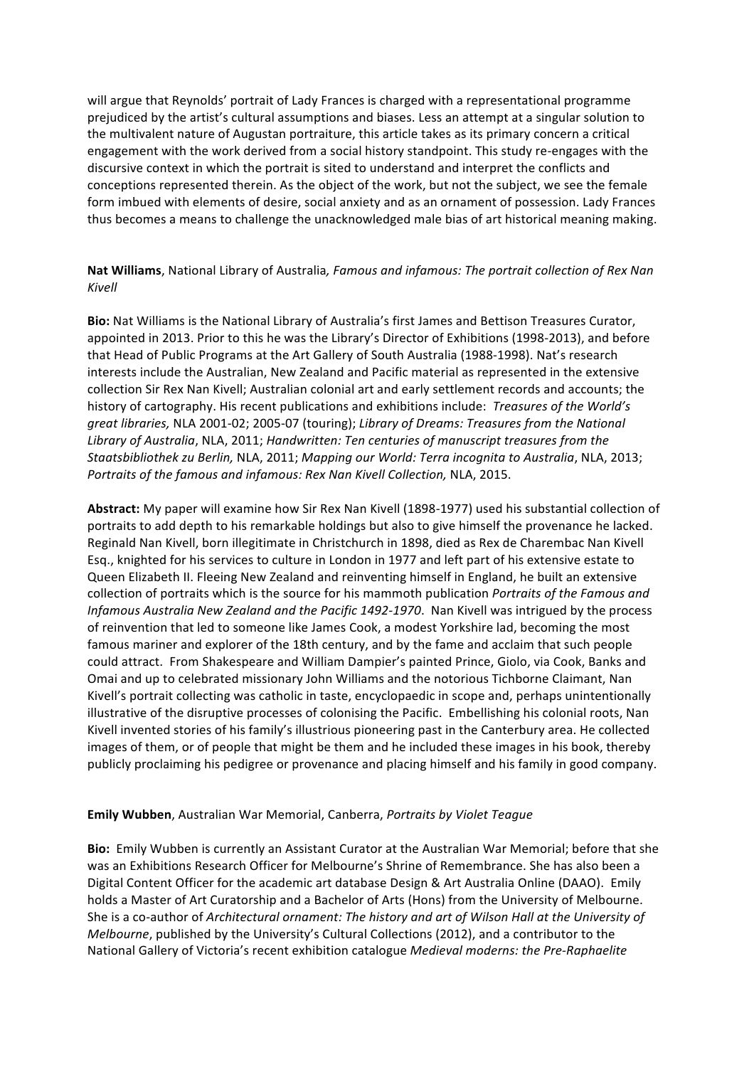will argue that Reynolds' portrait of Lady Frances is charged with a representational programme prejudiced by the artist's cultural assumptions and biases. Less an attempt at a singular solution to the multivalent nature of Augustan portraiture, this article takes as its primary concern a critical engagement with the work derived from a social history standpoint. This study re-engages with the discursive context in which the portrait is sited to understand and interpret the conflicts and conceptions represented therein. As the object of the work, but not the subject, we see the female form imbued with elements of desire, social anxiety and as an ornament of possession. Lady Frances thus becomes a means to challenge the unacknowledged male bias of art historical meaning making.

**Nat Williams**, National Library of Australia*, Famous and infamous: The portrait collection of Rex Nan Kivell*

**Bio:** Nat Williams is the National Library of Australia's first James and Bettison Treasures Curator, appointed in 2013. Prior to this he was the Library's Director of Exhibitions (1998-2013), and before that Head of Public Programs at the Art Gallery of South Australia (1988-1998). Nat's research interests include the Australian, New Zealand and Pacific material as represented in the extensive collection Sir Rex Nan Kivell; Australian colonial art and early settlement records and accounts; the history of cartography. His recent publications and exhibitions include: *Treasures of the World's great libraries,* NLA 2001-02; 2005-07 (touring); *Library of Dreams: Treasures from the National Library of Australia*, NLA, 2011; *Handwritten: Ten centuries of manuscript treasures from the Staatsbibliothek zu Berlin,* NLA, 2011; *Mapping our World: Terra incognita to Australia*, NLA, 2013; *Portraits of the famous and infamous: Rex Nan Kivell Collection,* NLA, 2015.

**Abstract:** My paper will examine how Sir Rex Nan Kivell (1898-1977) used his substantial collection of portraits to add depth to his remarkable holdings but also to give himself the provenance he lacked. Reginald Nan Kivell, born illegitimate in Christchurch in 1898, died as Rex de Charembac Nan Kivell Esq., knighted for his services to culture in London in 1977 and left part of his extensive estate to Queen Elizabeth II. Fleeing New Zealand and reinventing himself in England, he built an extensive collection of portraits which is the source for his mammoth publication *Portraits of the Famous and Infamous Australia New Zealand and the Pacific 1492-1970*. Nan Kivell was intrigued by the process of reinvention that led to someone like James Cook, a modest Yorkshire lad, becoming the most famous mariner and explorer of the 18th century, and by the fame and acclaim that such people could attract. From Shakespeare and William Dampier's painted Prince, Giolo, via Cook, Banks and Omai and up to celebrated missionary John Williams and the notorious Tichborne Claimant, Nan Kivell's portrait collecting was catholic in taste, encyclopaedic in scope and, perhaps unintentionally illustrative of the disruptive processes of colonising the Pacific. Embellishing his colonial roots, Nan Kivell invented stories of his family's illustrious pioneering past in the Canterbury area. He collected images of them, or of people that might be them and he included these images in his book, thereby publicly proclaiming his pedigree or provenance and placing himself and his family in good company.

**Emily Wubben**, Australian War Memorial, Canberra, *Portraits by Violet Teague*

**Bio:** Emily Wubben is currently an Assistant Curator at the Australian War Memorial; before that she was an Exhibitions Research Officer for Melbourne's Shrine of Remembrance. She has also been a Digital Content Officer for the academic art database Design & Art Australia Online (DAAO). Emily holds a Master of Art Curatorship and a Bachelor of Arts (Hons) from the University of Melbourne. She is a co-author of *Architectural ornament: The history and art of Wilson Hall at the University of Melbourne*, published by the University's Cultural Collections (2012), and a contributor to the National Gallery of Victoria's recent exhibition catalogue *Medieval moderns: the Pre-Raphaelite*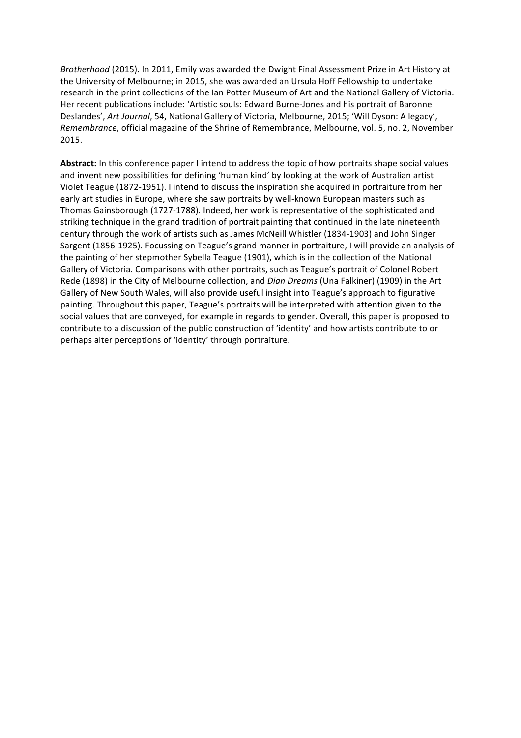*Brotherhood* (2015). In 2011, Emily was awarded the Dwight Final Assessment Prize in Art History at the University of Melbourne; in 2015, she was awarded an Ursula Hoff Fellowship to undertake research in the print collections of the Ian Potter Museum of Art and the National Gallery of Victoria. Her recent publications include: 'Artistic souls: Edward Burne-Jones and his portrait of Baronne Deslandes', *Art Journal*, 54, National Gallery of Victoria, Melbourne, 2015; 'Will Dyson: A legacy', *Remembrance*, official magazine of the Shrine of Remembrance, Melbourne, vol. 5, no. 2, November 2015.

**Abstract:** In this conference paper I intend to address the topic of how portraits shape social values and invent new possibilities for defining 'human kind' by looking at the work of Australian artist Violet Teague (1872-1951). I intend to discuss the inspiration she acquired in portraiture from her early art studies in Europe, where she saw portraits by well-known European masters such as Thomas Gainsborough (1727-1788). Indeed, her work is representative of the sophisticated and striking technique in the grand tradition of portrait painting that continued in the late nineteenth century through the work of artists such as James McNeill Whistler (1834-1903) and John Singer Sargent (1856-1925). Focussing on Teague's grand manner in portraiture, I will provide an analysis of the painting of her stepmother Sybella Teague (1901), which is in the collection of the National Gallery of Victoria. Comparisons with other portraits, such as Teague's portrait of Colonel Robert Rede (1898) in the City of Melbourne collection, and *Dian Dreams* (Una Falkiner) (1909) in the Art Gallery of New South Wales, will also provide useful insight into Teague's approach to figurative painting. Throughout this paper, Teague's portraits will be interpreted with attention given to the social values that are conveyed, for example in regards to gender. Overall, this paper is proposed to contribute to a discussion of the public construction of 'identity' and how artists contribute to or perhaps alter perceptions of 'identity' through portraiture.